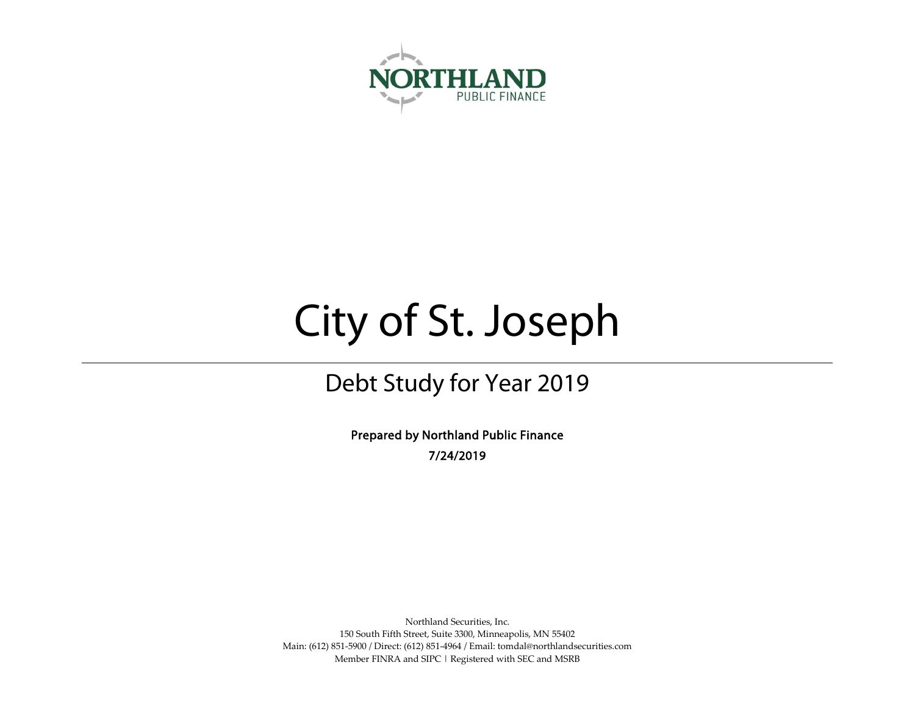NORTHLAND
PUBLIC FINANCE

# City of St. Joseph

## Debt Study for Year 2019

**Prepared by Northland Public Finance**

**7/24/2019**

Northland Securities, Inc.
150 South Fifth Street, Suite 3300, Minneapolis, MN 55402
Main: (612) 851-5900 / Direct: (612) 851-4964 / Email: tomdal@northlandsecurities.com
Member FINRA and SIPC | Registered with SEC and MSRB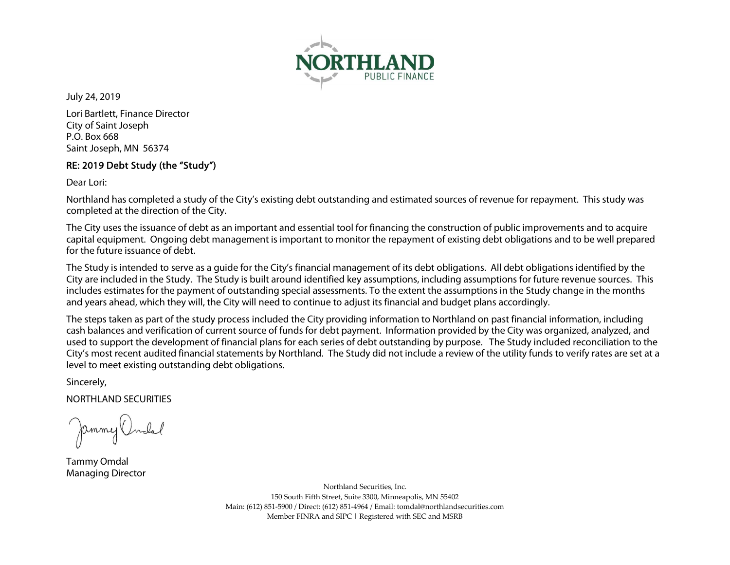July 24, 2019

Lori Bartlett, Finance Director
City of Saint Joseph
P.O. Box 668
Saint Joseph, MN 56374

**RE: 2019 Debt Study (the "Study")**

Dear Lori:

Northland has completed a study of the City's existing debt outstanding and estimated sources of revenue for repayment. This study was completed at the direction of the City.

The City uses the issuance of debt as an important and essential tool for financing the construction of public improvements and to acquire capital equipment. Ongoing debt management is important to monitor the repayment of existing debt obligations and to be well prepared for the future issuance of debt.

The Study is intended to serve as a guide for the City's financial management of its debt obligations. All debt obligations identified by the City are included in the Study. The Study is built around identified key assumptions, including assumptions for future revenue sources. This includes estimates for the payment of outstanding special assessments. To the extent the assumptions in the Study change in the months and years ahead, which they will, the City will need to continue to adjust its financial and budget plans accordingly.

The steps taken as part of the study process included the City providing information to Northland on past financial information, including cash balances and verification of current source of funds for debt payment. Information provided by the City was organized, analyzed, and used to support the development of financial plans for each series of debt outstanding by purpose. The Study included reconciliation to the City's most recent audited financial statements by Northland. The Study did not include a review of the utility funds to verify rates are set at a level to meet existing outstanding debt obligations.

Sincerely,

NORTHLAND SECURITIES

Tammy Omdal
Managing Director

Northland Securities, Inc.
150 South Fifth Street, Suite 3300, Minneapolis, MN 55402
Main: (612) 851-5900 / Direct: (612) 851-4964 / Email: tomdal@northlandsecurities.com
Member FINRA and SIPC | Registered with SEC and MSRB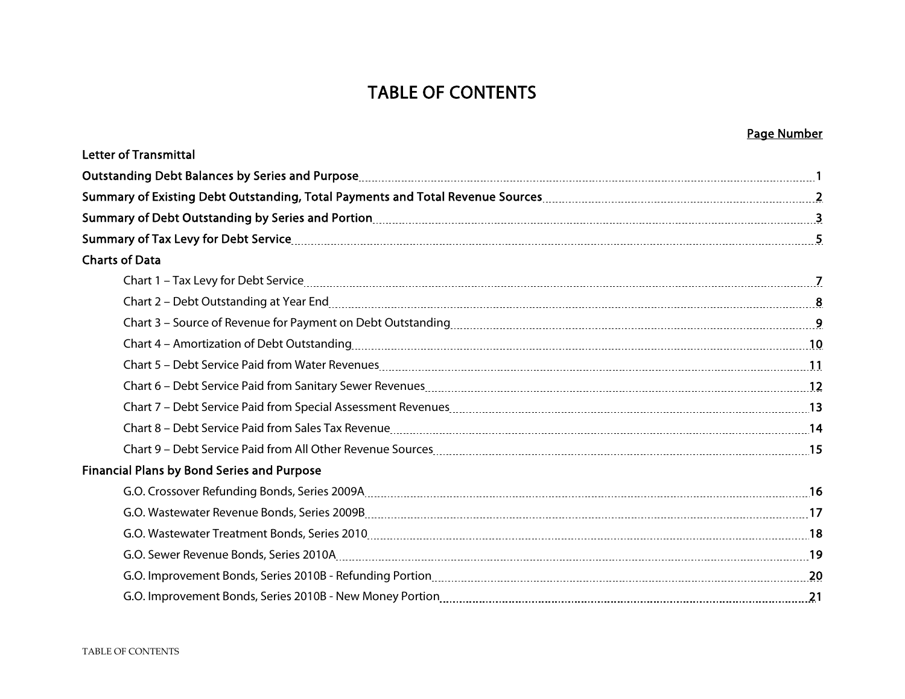# TABLE OF CONTENTS

| | Page Number |
|---|---|
| **Letter of Transmittal** | |
| **Outstanding Debt Balances by Series and Purpose** | 1 |
| **Summary of Existing Debt Outstanding, Total Payments and Total Revenue Sources** | 2 |
| **Summary of Debt Outstanding by Series and Portion** | 3 |
| **Summary of Tax Levy for Debt Service** | 5 |
| **Charts of Data** | |
| Chart 1 – Tax Levy for Debt Service | 7 |
| Chart 2 – Debt Outstanding at Year End | 8 |
| Chart 3 – Source of Revenue for Payment on Debt Outstanding | 9 |
| Chart 4 – Amortization of Debt Outstanding | 10 |
| Chart 5 – Debt Service Paid from Water Revenues | 11 |
| Chart 6 – Debt Service Paid from Sanitary Sewer Revenues | 12 |
| Chart 7 – Debt Service Paid from Special Assessment Revenues | 13 |
| Chart 8 – Debt Service Paid from Sales Tax Revenue | 14 |
| Chart 9 – Debt Service Paid from All Other Revenue Sources | 15 |
| **Financial Plans by Bond Series and Purpose** | |
| G.O. Crossover Refunding Bonds, Series 2009A | 16 |
| G.O. Wastewater Revenue Bonds, Series 2009B | 17 |
| G.O. Wastewater Treatment Bonds, Series 2010 | 18 |
| G.O. Sewer Revenue Bonds, Series 2010A | 19 |
| G.O. Improvement Bonds, Series 2010B - Refunding Portion | 20 |
| G.O. Improvement Bonds, Series 2010B - New Money Portion | 21 |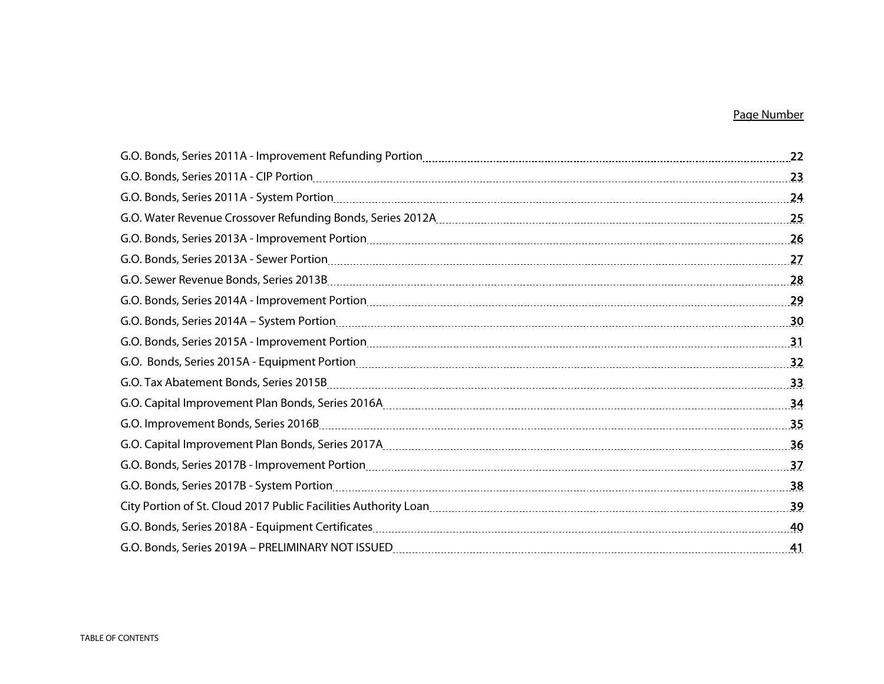| | Page Number |
|---|---|
| G.O. Bonds, Series 2011A - Improvement Refunding Portion | 22 |
| G.O. Bonds, Series 2011A - CIP Portion | 23 |
| G.O. Bonds, Series 2011A - System Portion | 24 |
| G.O. Water Revenue Crossover Refunding Bonds, Series 2012A | 25 |
| G.O. Bonds, Series 2013A - Improvement Portion | 26 |
| G.O. Bonds, Series 2013A - Sewer Portion | 27 |
| G.O. Sewer Revenue Bonds, Series 2013B | 28 |
| G.O. Bonds, Series 2014A - Improvement Portion | 29 |
| G.O. Bonds, Series 2014A – System Portion | 30 |
| G.O. Bonds, Series 2015A - Improvement Portion | 31 |
| G.O. Bonds, Series 2015A - Equipment Portion | 32 |
| G.O. Tax Abatement Bonds, Series 2015B | 33 |
| G.O. Capital Improvement Plan Bonds, Series 2016A | 34 |
| G.O. Improvement Bonds, Series 2016B | 35 |
| G.O. Capital Improvement Plan Bonds, Series 2017A | 36 |
| G.O. Bonds, Series 2017B - Improvement Portion | 37 |
| G.O. Bonds, Series 2017B - System Portion | 38 |
| City Portion of St. Cloud 2017 Public Facilities Authority Loan | 39 |
| G.O. Bonds, Series 2018A - Equipment Certificates | 40 |
| G.O. Bonds, Series 2019A – PRELIMINARY NOT ISSUED | 41 |

TABLE OF CONTENTS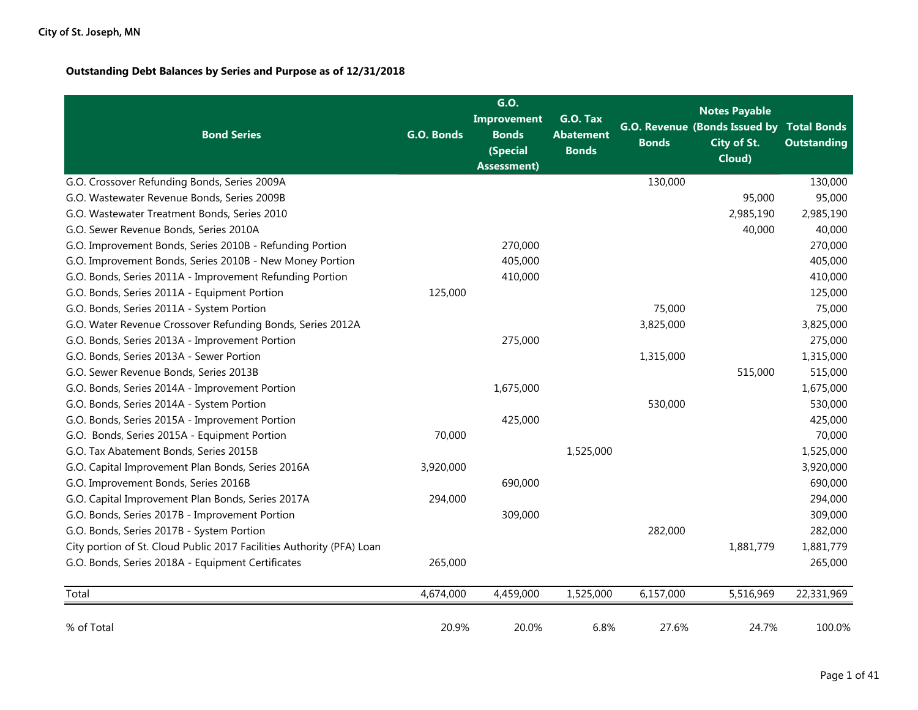City of St. Joseph, MN

**Outstanding Debt Balances by Series and Purpose as of 12/31/2018**

| Bond Series | G.O. Bonds | G.O. Improvement Bonds (Special Assessment) | G.O. Tax Abatement Bonds | G.O. Revenue Bonds | Notes Payable (Bonds Issued by City of St. Cloud) | Total Bonds Outstanding |
|---|---|---|---|---|---|---|
| G.O. Crossover Refunding Bonds, Series 2009A | | | | 130,000 | | 130,000 |
| G.O. Wastewater Revenue Bonds, Series 2009B | | | | | 95,000 | 95,000 |
| G.O. Wastewater Treatment Bonds, Series 2010 | | | | | 2,985,190 | 2,985,190 |
| G.O. Sewer Revenue Bonds, Series 2010A | | | | | 40,000 | 40,000 |
| G.O. Improvement Bonds, Series 2010B - Refunding Portion | | 270,000 | | | | 270,000 |
| G.O. Improvement Bonds, Series 2010B - New Money Portion | | 405,000 | | | | 405,000 |
| G.O. Bonds, Series 2011A - Improvement Refunding Portion | | 410,000 | | | | 410,000 |
| G.O. Bonds, Series 2011A - Equipment Portion | 125,000 | | | | | 125,000 |
| G.O. Bonds, Series 2011A - System Portion | | | | 75,000 | | 75,000 |
| G.O. Water Revenue Crossover Refunding Bonds, Series 2012A | | | | 3,825,000 | | 3,825,000 |
| G.O. Bonds, Series 2013A - Improvement Portion | | 275,000 | | | | 275,000 |
| G.O. Bonds, Series 2013A - Sewer Portion | | | | 1,315,000 | | 1,315,000 |
| G.O. Sewer Revenue Bonds, Series 2013B | | | | | 515,000 | 515,000 |
| G.O. Bonds, Series 2014A - Improvement Portion | | 1,675,000 | | | | 1,675,000 |
| G.O. Bonds, Series 2014A - System Portion | | | | 530,000 | | 530,000 |
| G.O. Bonds, Series 2015A - Improvement Portion | | 425,000 | | | | 425,000 |
| G.O. Bonds, Series 2015A - Equipment Portion | 70,000 | | | | | 70,000 |
| G.O. Tax Abatement Bonds, Series 2015B | | | 1,525,000 | | | 1,525,000 |
| G.O. Capital Improvement Plan Bonds, Series 2016A | 3,920,000 | | | | | 3,920,000 |
| G.O. Improvement Bonds, Series 2016B | | 690,000 | | | | 690,000 |
| G.O. Capital Improvement Plan Bonds, Series 2017A | 294,000 | | | | | 294,000 |
| G.O. Bonds, Series 2017B - Improvement Portion | | 309,000 | | | | 309,000 |
| G.O. Bonds, Series 2017B - System Portion | | | | 282,000 | | 282,000 |
| City portion of St. Cloud Public 2017 Facilities Authority (PFA) Loan | | | | | 1,881,779 | 1,881,779 |
| G.O. Bonds, Series 2018A - Equipment Certificates | 265,000 | | | | | 265,000 |
| Total | 4,674,000 | 4,459,000 | 1,525,000 | 6,157,000 | 5,516,969 | 22,331,969 |
| % of Total | 20.9% | 20.0% | 6.8% | 27.6% | 24.7% | 100.0% |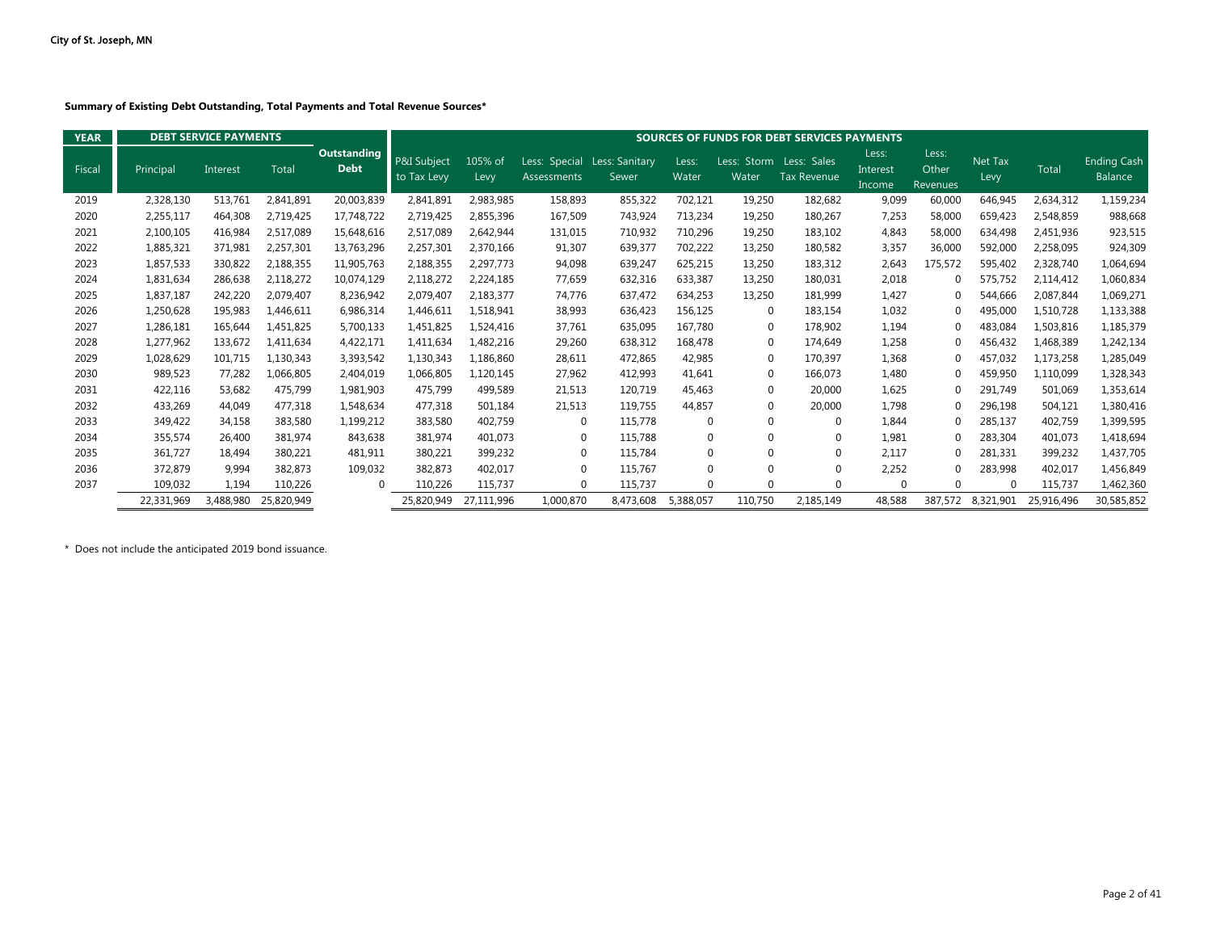City of St. Joseph, MN

**Summary of Existing Debt Outstanding, Total Payments and Total Revenue Sources***

| YEAR | DEBT SERVICE PAYMENTS | | | | SOURCES OF FUNDS FOR DEBT SERVICES PAYMENTS | | | | | | | | | | | |
|---|---|---|---|---|---|---|---|---|---|---|---|---|---|---|---|---|
| Fiscal | Principal | Interest | Total | Outstanding Debt | P&I Subject to Tax Levy | 105% of Levy | Less: Special Assessments | Less: Sanitary Sewer | Less: Water | Less: Storm Water | Less: Sales Tax Revenue | Less: Interest Income | Less: Other Revenues | Net Tax Levy | Total | Ending Cash Balance |
| 2019 | 2,328,130 | 513,761 | 2,841,891 | 20,003,839 | 2,841,891 | 2,983,985 | 158,893 | 855,322 | 702,121 | 19,250 | 182,682 | 9,099 | 60,000 | 646,945 | 2,634,312 | 1,159,234 |
| 2020 | 2,255,117 | 464,308 | 2,719,425 | 17,748,722 | 2,719,425 | 2,855,396 | 167,509 | 743,924 | 713,234 | 19,250 | 180,267 | 7,253 | 58,000 | 659,423 | 2,548,859 | 988,668 |
| 2021 | 2,100,105 | 416,984 | 2,517,089 | 15,648,616 | 2,517,089 | 2,642,944 | 131,015 | 710,932 | 710,296 | 19,250 | 183,102 | 4,843 | 58,000 | 634,498 | 2,451,936 | 923,515 |
| 2022 | 1,885,321 | 371,981 | 2,257,301 | 13,763,296 | 2,257,301 | 2,370,166 | 91,307 | 639,377 | 702,222 | 13,250 | 180,582 | 3,357 | 36,000 | 592,000 | 2,258,095 | 924,309 |
| 2023 | 1,857,533 | 330,822 | 2,188,355 | 11,905,763 | 2,188,355 | 2,297,773 | 94,098 | 639,247 | 625,215 | 13,250 | 183,312 | 2,643 | 175,572 | 595,402 | 2,328,740 | 1,064,694 |
| 2024 | 1,831,634 | 286,638 | 2,118,272 | 10,074,129 | 2,118,272 | 2,224,185 | 77,659 | 632,316 | 633,387 | 13,250 | 180,031 | 2,018 | 0 | 575,752 | 2,114,412 | 1,060,834 |
| 2025 | 1,837,187 | 242,220 | 2,079,407 | 8,236,942 | 2,079,407 | 2,183,377 | 74,776 | 637,472 | 634,253 | 13,250 | 181,999 | 1,427 | 0 | 544,666 | 2,087,844 | 1,069,271 |
| 2026 | 1,250,628 | 195,983 | 1,446,611 | 6,986,314 | 1,446,611 | 1,518,941 | 38,993 | 636,423 | 156,125 | 0 | 183,154 | 1,032 | 0 | 495,000 | 1,510,728 | 1,133,388 |
| 2027 | 1,286,181 | 165,644 | 1,451,825 | 5,700,133 | 1,451,825 | 1,524,416 | 37,761 | 635,095 | 167,780 | 0 | 178,902 | 1,194 | 0 | 483,084 | 1,503,816 | 1,185,379 |
| 2028 | 1,277,962 | 133,672 | 1,411,634 | 4,422,171 | 1,411,634 | 1,482,216 | 29,260 | 638,312 | 168,478 | 0 | 174,649 | 1,258 | 0 | 456,432 | 1,468,389 | 1,242,134 |
| 2029 | 1,028,629 | 101,715 | 1,130,343 | 3,393,542 | 1,130,343 | 1,186,860 | 28,611 | 472,865 | 42,985 | 0 | 170,397 | 1,368 | 0 | 457,032 | 1,173,258 | 1,285,049 |
| 2030 | 989,523 | 77,282 | 1,066,805 | 2,404,019 | 1,066,805 | 1,120,145 | 27,962 | 412,993 | 41,641 | 0 | 166,073 | 1,480 | 0 | 459,950 | 1,110,099 | 1,328,343 |
| 2031 | 422,116 | 53,682 | 475,799 | 1,981,903 | 475,799 | 499,589 | 21,513 | 120,719 | 45,463 | 0 | 20,000 | 1,625 | 0 | 291,749 | 501,069 | 1,353,614 |
| 2032 | 433,269 | 44,049 | 477,318 | 1,548,634 | 477,318 | 501,184 | 21,513 | 119,755 | 44,857 | 0 | 20,000 | 1,798 | 0 | 296,198 | 504,121 | 1,380,416 |
| 2033 | 349,422 | 34,158 | 383,580 | 1,199,212 | 383,580 | 402,759 | 0 | 115,778 | 0 | 0 | 0 | 1,844 | 0 | 285,137 | 402,759 | 1,399,595 |
| 2034 | 355,574 | 26,400 | 381,974 | 843,638 | 381,974 | 401,073 | 0 | 115,788 | 0 | 0 | 0 | 1,981 | 0 | 283,304 | 401,073 | 1,418,694 |
| 2035 | 361,727 | 18,494 | 380,221 | 481,911 | 380,221 | 399,232 | 0 | 115,784 | 0 | 0 | 0 | 2,117 | 0 | 281,331 | 399,232 | 1,437,705 |
| 2036 | 372,879 | 9,994 | 382,873 | 109,032 | 382,873 | 402,017 | 0 | 115,767 | 0 | 0 | 0 | 2,252 | 0 | 283,998 | 402,017 | 1,456,849 |
| 2037 | 109,032 | 1,194 | 110,226 | 0 | 110,226 | 115,737 | 0 | 115,737 | 0 | 0 | 0 | 0 | 0 | 0 | 115,737 | 1,462,360 |
| | 22,331,969 | 3,488,980 | 25,820,949 | | 25,820,949 | 27,111,996 | 1,000,870 | 8,473,608 | 5,388,057 | 110,750 | 2,185,149 | 48,588 | 387,572 | 8,321,901 | 25,916,496 | 30,585,852 |

\* Does not include the anticipated 2019 bond issuance.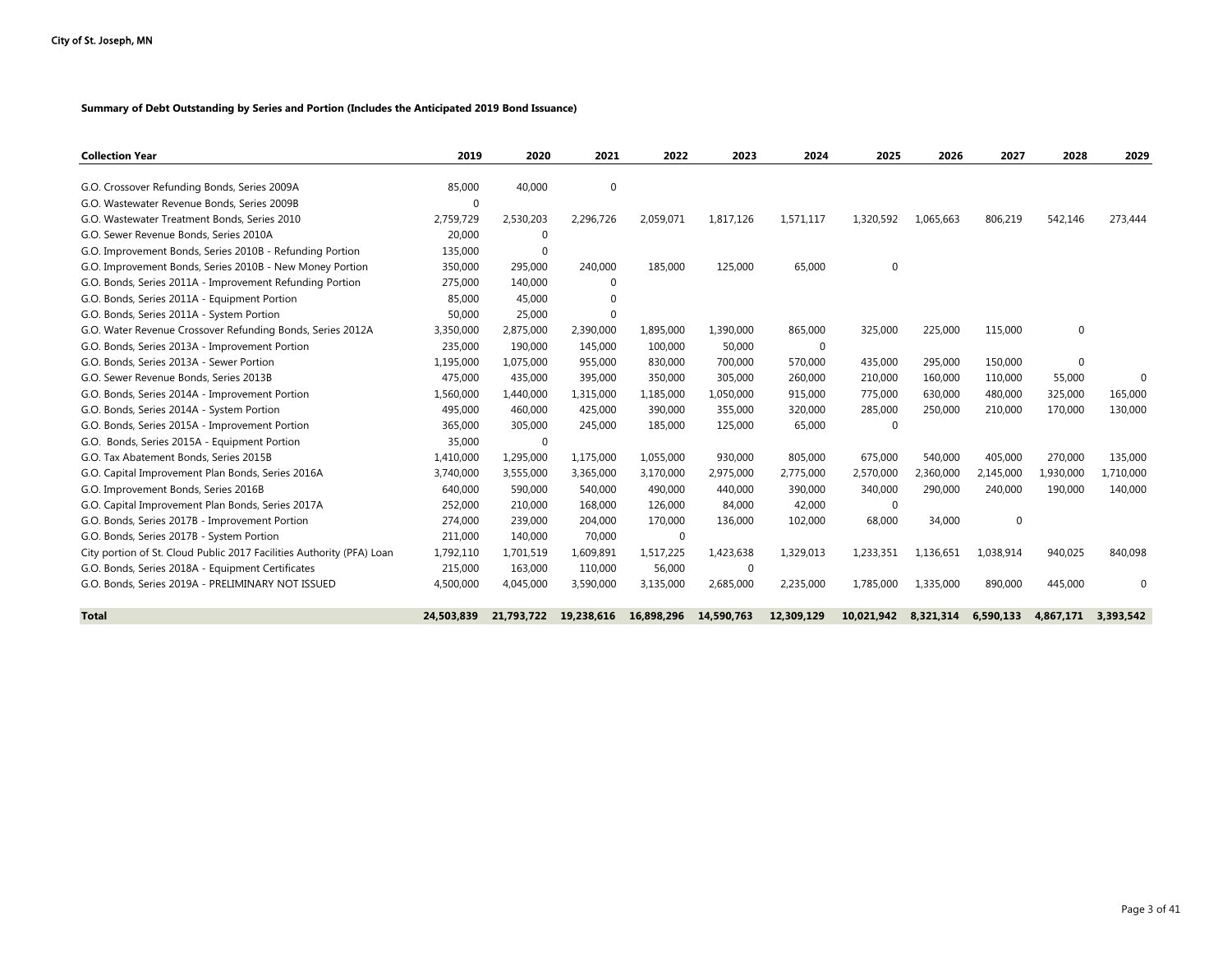City of St. Joseph, MN

**Summary of Debt Outstanding by Series and Portion (Includes the Anticipated 2019 Bond Issuance)**

| Collection Year | 2019 | 2020 | 2021 | 2022 | 2023 | 2024 | 2025 | 2026 | 2027 | 2028 | 2029 |
|---|---|---|---|---|---|---|---|---|---|---|---|
| G.O. Crossover Refunding Bonds, Series 2009A | 85,000 | 40,000 | 0 | | | | | | | | |
| G.O. Wastewater Revenue Bonds, Series 2009B | 0 | | | | | | | | | | |
| G.O. Wastewater Treatment Bonds, Series 2010 | 2,759,729 | 2,530,203 | 2,296,726 | 2,059,071 | 1,817,126 | 1,571,117 | 1,320,592 | 1,065,663 | 806,219 | 542,146 | 273,444 |
| G.O. Sewer Revenue Bonds, Series 2010A | 20,000 | 0 | | | | | | | | | |
| G.O. Improvement Bonds, Series 2010B - Refunding Portion | 135,000 | 0 | | | | | | | | | |
| G.O. Improvement Bonds, Series 2010B - New Money Portion | 350,000 | 295,000 | 240,000 | 185,000 | 125,000 | 65,000 | 0 | | | | |
| G.O. Bonds, Series 2011A - Improvement Refunding Portion | 275,000 | 140,000 | 0 | | | | | | | | |
| G.O. Bonds, Series 2011A - Equipment Portion | 85,000 | 45,000 | 0 | | | | | | | | |
| G.O. Bonds, Series 2011A - System Portion | 50,000 | 25,000 | 0 | | | | | | | | |
| G.O. Water Revenue Crossover Refunding Bonds, Series 2012A | 3,350,000 | 2,875,000 | 2,390,000 | 1,895,000 | 1,390,000 | 865,000 | 325,000 | 225,000 | 115,000 | 0 | |
| G.O. Bonds, Series 2013A - Improvement Portion | 235,000 | 190,000 | 145,000 | 100,000 | 50,000 | 0 | | | | | |
| G.O. Bonds, Series 2013A - Sewer Portion | 1,195,000 | 1,075,000 | 955,000 | 830,000 | 700,000 | 570,000 | 435,000 | 295,000 | 150,000 | 0 | |
| G.O. Sewer Revenue Bonds, Series 2013B | 475,000 | 435,000 | 395,000 | 350,000 | 305,000 | 260,000 | 210,000 | 160,000 | 110,000 | 55,000 | 0 |
| G.O. Bonds, Series 2014A - Improvement Portion | 1,560,000 | 1,440,000 | 1,315,000 | 1,185,000 | 1,050,000 | 915,000 | 775,000 | 630,000 | 480,000 | 325,000 | 165,000 |
| G.O. Bonds, Series 2014A - System Portion | 495,000 | 460,000 | 425,000 | 390,000 | 355,000 | 320,000 | 285,000 | 250,000 | 210,000 | 170,000 | 130,000 |
| G.O. Bonds, Series 2015A - Improvement Portion | 365,000 | 305,000 | 245,000 | 185,000 | 125,000 | 65,000 | 0 | | | | |
| G.O. Bonds, Series 2015A - Equipment Portion | 35,000 | 0 | | | | | | | | | |
| G.O. Tax Abatement Bonds, Series 2015B | 1,410,000 | 1,295,000 | 1,175,000 | 1,055,000 | 930,000 | 805,000 | 675,000 | 540,000 | 405,000 | 270,000 | 135,000 |
| G.O. Capital Improvement Plan Bonds, Series 2016A | 3,740,000 | 3,555,000 | 3,365,000 | 3,170,000 | 2,975,000 | 2,775,000 | 2,570,000 | 2,360,000 | 2,145,000 | 1,930,000 | 1,710,000 |
| G.O. Improvement Bonds, Series 2016B | 640,000 | 590,000 | 540,000 | 490,000 | 440,000 | 390,000 | 340,000 | 290,000 | 240,000 | 190,000 | 140,000 |
| G.O. Capital Improvement Plan Bonds, Series 2017A | 252,000 | 210,000 | 168,000 | 126,000 | 84,000 | 42,000 | 0 | | | | |
| G.O. Bonds, Series 2017B - Improvement Portion | 274,000 | 239,000 | 204,000 | 170,000 | 136,000 | 102,000 | 68,000 | 34,000 | 0 | | |
| G.O. Bonds, Series 2017B - System Portion | 211,000 | 140,000 | 70,000 | 0 | | | | | | | |
| City portion of St. Cloud Public 2017 Facilities Authority (PFA) Loan | 1,792,110 | 1,701,519 | 1,609,891 | 1,517,225 | 1,423,638 | 1,329,013 | 1,233,351 | 1,136,651 | 1,038,914 | 940,025 | 840,098 |
| G.O. Bonds, Series 2018A - Equipment Certificates | 215,000 | 163,000 | 110,000 | 56,000 | 0 | | | | | | |
| G.O. Bonds, Series 2019A - PRELIMINARY NOT ISSUED | 4,500,000 | 4,045,000 | 3,590,000 | 3,135,000 | 2,685,000 | 2,235,000 | 1,785,000 | 1,335,000 | 890,000 | 445,000 | 0 |
| **Total** | **24,503,839** | **21,793,722** | **19,238,616** | **16,898,296** | **14,590,763** | **12,309,129** | **10,021,942** | **8,321,314** | **6,590,133** | **4,867,171** | **3,393,542** |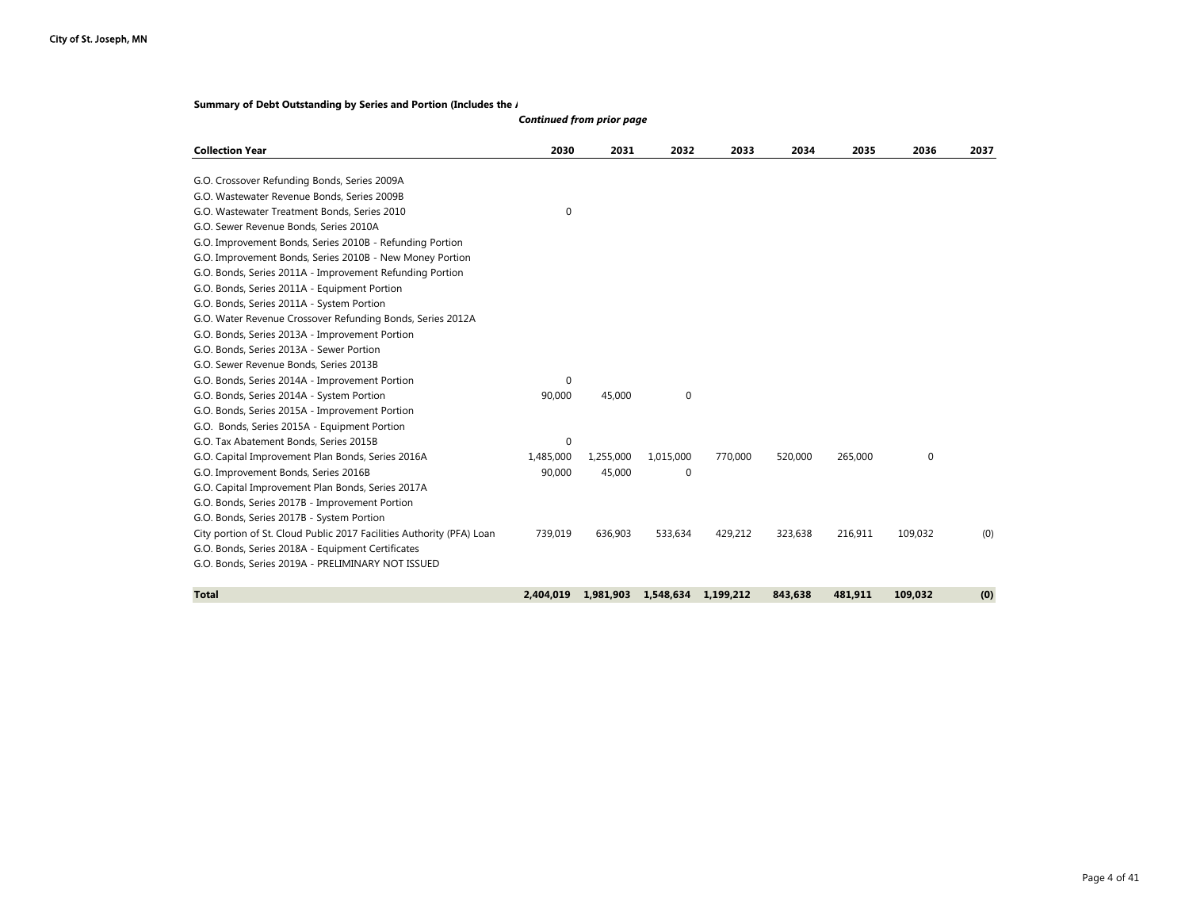**Summary of Debt Outstanding by Series and Portion (Includes the /**

***Continued from prior page***

| Collection Year | 2030 | 2031 | 2032 | 2033 | 2034 | 2035 | 2036 | 2037 |
|---|---|---|---|---|---|---|---|---|
| G.O. Crossover Refunding Bonds, Series 2009A | | | | | | | | |
| G.O. Wastewater Revenue Bonds, Series 2009B | | | | | | | | |
| G.O. Wastewater Treatment Bonds, Series 2010 | 0 | | | | | | | |
| G.O. Sewer Revenue Bonds, Series 2010A | | | | | | | | |
| G.O. Improvement Bonds, Series 2010B - Refunding Portion | | | | | | | | |
| G.O. Improvement Bonds, Series 2010B - New Money Portion | | | | | | | | |
| G.O. Bonds, Series 2011A - Improvement Refunding Portion | | | | | | | | |
| G.O. Bonds, Series 2011A - Equipment Portion | | | | | | | | |
| G.O. Bonds, Series 2011A - System Portion | | | | | | | | |
| G.O. Water Revenue Crossover Refunding Bonds, Series 2012A | | | | | | | | |
| G.O. Bonds, Series 2013A - Improvement Portion | | | | | | | | |
| G.O. Bonds, Series 2013A - Sewer Portion | | | | | | | | |
| G.O. Sewer Revenue Bonds, Series 2013B | | | | | | | | |
| G.O. Bonds, Series 2014A - Improvement Portion | 0 | | | | | | | |
| G.O. Bonds, Series 2014A - System Portion | 90,000 | 45,000 | 0 | | | | | |
| G.O. Bonds, Series 2015A - Improvement Portion | | | | | | | | |
| G.O. Bonds, Series 2015A - Equipment Portion | | | | | | | | |
| G.O. Tax Abatement Bonds, Series 2015B | 0 | | | | | | | |
| G.O. Capital Improvement Plan Bonds, Series 2016A | 1,485,000 | 1,255,000 | 1,015,000 | 770,000 | 520,000 | 265,000 | 0 | |
| G.O. Improvement Bonds, Series 2016B | 90,000 | 45,000 | 0 | | | | | |
| G.O. Capital Improvement Plan Bonds, Series 2017A | | | | | | | | |
| G.O. Bonds, Series 2017B - Improvement Portion | | | | | | | | |
| G.O. Bonds, Series 2017B - System Portion | | | | | | | | |
| City portion of St. Cloud Public 2017 Facilities Authority (PFA) Loan | 739,019 | 636,903 | 533,634 | 429,212 | 323,638 | 216,911 | 109,032 | (0) |
| G.O. Bonds, Series 2018A - Equipment Certificates | | | | | | | | |
| G.O. Bonds, Series 2019A - PRELIMINARY NOT ISSUED | | | | | | | | |
| **Total** | **2,404,019** | **1,981,903** | **1,548,634** | **1,199,212** | **843,638** | **481,911** | **109,032** | **(0)** |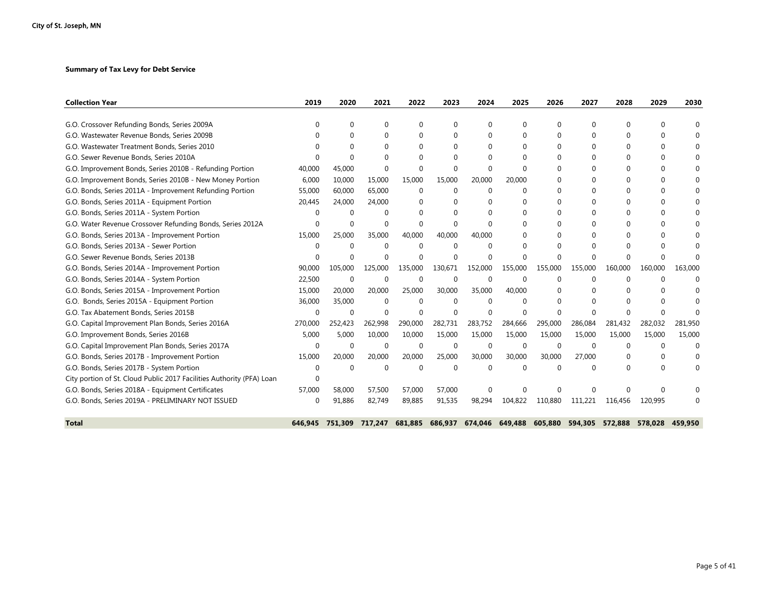City of St. Joseph, MN

**Summary of Tax Levy for Debt Service**

| Collection Year | 2019 | 2020 | 2021 | 2022 | 2023 | 2024 | 2025 | 2026 | 2027 | 2028 | 2029 | 2030 |
|---|---|---|---|---|---|---|---|---|---|---|---|---|
| G.O. Crossover Refunding Bonds, Series 2009A | 0 | 0 | 0 | 0 | 0 | 0 | 0 | 0 | 0 | 0 | 0 | 0 |
| G.O. Wastewater Revenue Bonds, Series 2009B | 0 | 0 | 0 | 0 | 0 | 0 | 0 | 0 | 0 | 0 | 0 | 0 |
| G.O. Wastewater Treatment Bonds, Series 2010 | 0 | 0 | 0 | 0 | 0 | 0 | 0 | 0 | 0 | 0 | 0 | 0 |
| G.O. Sewer Revenue Bonds, Series 2010A | 0 | 0 | 0 | 0 | 0 | 0 | 0 | 0 | 0 | 0 | 0 | 0 |
| G.O. Improvement Bonds, Series 2010B - Refunding Portion | 40,000 | 45,000 | 0 | 0 | 0 | 0 | 0 | 0 | 0 | 0 | 0 | 0 |
| G.O. Improvement Bonds, Series 2010B - New Money Portion | 6,000 | 10,000 | 15,000 | 15,000 | 15,000 | 20,000 | 20,000 | 0 | 0 | 0 | 0 | 0 |
| G.O. Bonds, Series 2011A - Improvement Refunding Portion | 55,000 | 60,000 | 65,000 | 0 | 0 | 0 | 0 | 0 | 0 | 0 | 0 | 0 |
| G.O. Bonds, Series 2011A - Equipment Portion | 20,445 | 24,000 | 24,000 | 0 | 0 | 0 | 0 | 0 | 0 | 0 | 0 | 0 |
| G.O. Bonds, Series 2011A - System Portion | 0 | 0 | 0 | 0 | 0 | 0 | 0 | 0 | 0 | 0 | 0 | 0 |
| G.O. Water Revenue Crossover Refunding Bonds, Series 2012A | 0 | 0 | 0 | 0 | 0 | 0 | 0 | 0 | 0 | 0 | 0 | 0 |
| G.O. Bonds, Series 2013A - Improvement Portion | 15,000 | 25,000 | 35,000 | 40,000 | 40,000 | 40,000 | 0 | 0 | 0 | 0 | 0 | 0 |
| G.O. Bonds, Series 2013A - Sewer Portion | 0 | 0 | 0 | 0 | 0 | 0 | 0 | 0 | 0 | 0 | 0 | 0 |
| G.O. Sewer Revenue Bonds, Series 2013B | 0 | 0 | 0 | 0 | 0 | 0 | 0 | 0 | 0 | 0 | 0 | 0 |
| G.O. Bonds, Series 2014A - Improvement Portion | 90,000 | 105,000 | 125,000 | 135,000 | 130,671 | 152,000 | 155,000 | 155,000 | 155,000 | 160,000 | 160,000 | 163,000 |
| G.O. Bonds, Series 2014A - System Portion | 22,500 | 0 | 0 | 0 | 0 | 0 | 0 | 0 | 0 | 0 | 0 | 0 |
| G.O. Bonds, Series 2015A - Improvement Portion | 15,000 | 20,000 | 20,000 | 25,000 | 30,000 | 35,000 | 40,000 | 0 | 0 | 0 | 0 | 0 |
| G.O. Bonds, Series 2015A - Equipment Portion | 36,000 | 35,000 | 0 | 0 | 0 | 0 | 0 | 0 | 0 | 0 | 0 | 0 |
| G.O. Tax Abatement Bonds, Series 2015B | 0 | 0 | 0 | 0 | 0 | 0 | 0 | 0 | 0 | 0 | 0 | 0 |
| G.O. Capital Improvement Plan Bonds, Series 2016A | 270,000 | 252,423 | 262,998 | 290,000 | 282,731 | 283,752 | 284,666 | 295,000 | 286,084 | 281,432 | 282,032 | 281,950 |
| G.O. Improvement Bonds, Series 2016B | 5,000 | 5,000 | 10,000 | 10,000 | 15,000 | 15,000 | 15,000 | 15,000 | 15,000 | 15,000 | 15,000 | 15,000 |
| G.O. Capital Improvement Plan Bonds, Series 2017A | 0 | 0 | 0 | 0 | 0 | 0 | 0 | 0 | 0 | 0 | 0 | 0 |
| G.O. Bonds, Series 2017B - Improvement Portion | 15,000 | 20,000 | 20,000 | 20,000 | 25,000 | 30,000 | 30,000 | 30,000 | 27,000 | 0 | 0 | 0 |
| G.O. Bonds, Series 2017B - System Portion | 0 | 0 | 0 | 0 | 0 | 0 | 0 | 0 | 0 | 0 | 0 | 0 |
| City portion of St. Cloud Public 2017 Facilities Authority (PFA) Loan | 0 | | | | | | | | | | | |
| G.O. Bonds, Series 2018A - Equipment Certificates | 57,000 | 58,000 | 57,500 | 57,000 | 57,000 | 0 | 0 | 0 | 0 | 0 | 0 | 0 |
| G.O. Bonds, Series 2019A - PRELIMINARY NOT ISSUED | 0 | 91,886 | 82,749 | 89,885 | 91,535 | 98,294 | 104,822 | 110,880 | 111,221 | 116,456 | 120,995 | 0 |
| **Total** | **646,945** | **751,309** | **717,247** | **681,885** | **686,937** | **674,046** | **649,488** | **605,880** | **594,305** | **572,888** | **578,028** | **459,950** |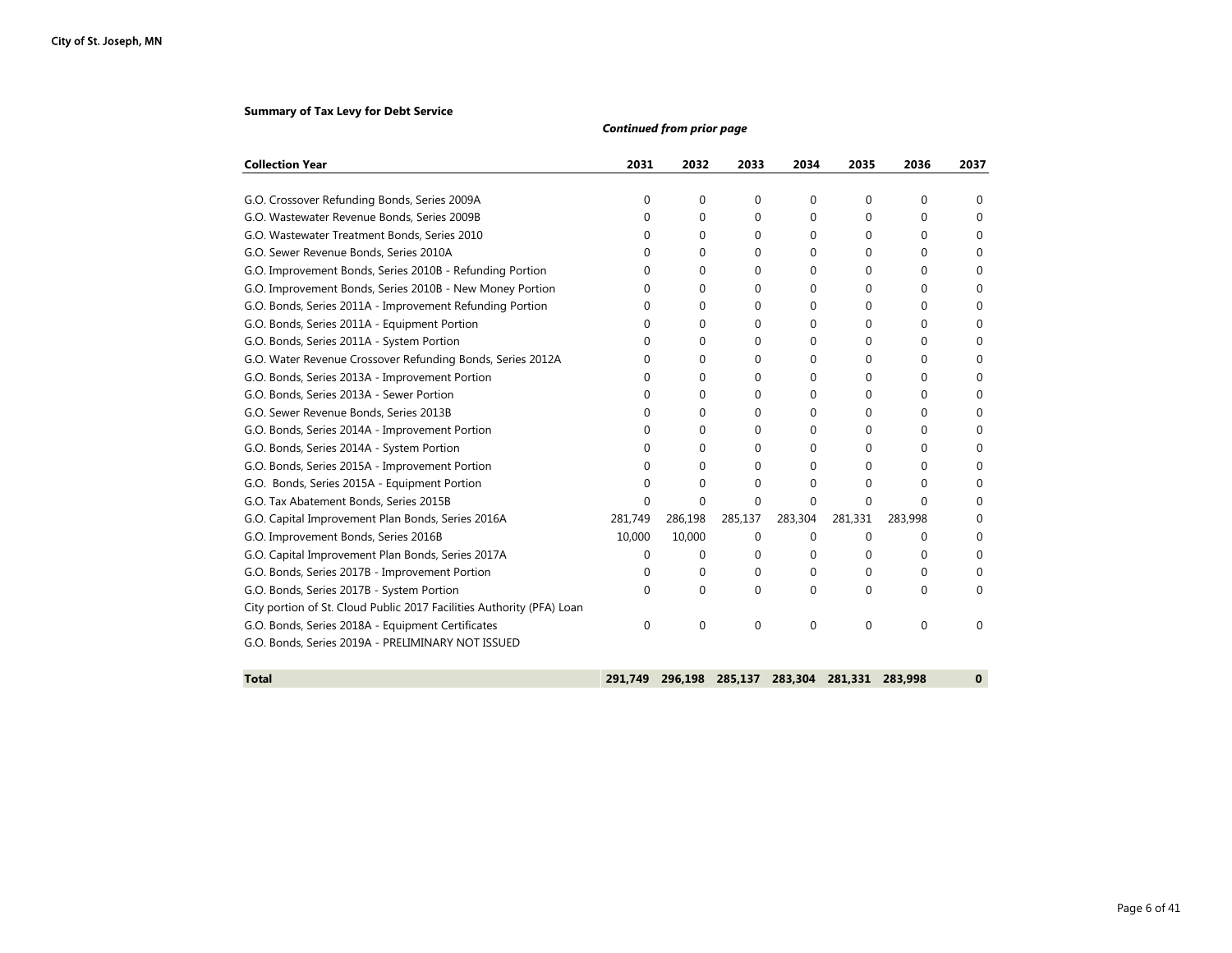**Summary of Tax Levy for Debt Service**

***Continued from prior page***

| Collection Year | 2031 | 2032 | 2033 | 2034 | 2035 | 2036 | 2037 |
|---|---|---|---|---|---|---|---|
| G.O. Crossover Refunding Bonds, Series 2009A | 0 | 0 | 0 | 0 | 0 | 0 | 0 |
| G.O. Wastewater Revenue Bonds, Series 2009B | 0 | 0 | 0 | 0 | 0 | 0 | 0 |
| G.O. Wastewater Treatment Bonds, Series 2010 | 0 | 0 | 0 | 0 | 0 | 0 | 0 |
| G.O. Sewer Revenue Bonds, Series 2010A | 0 | 0 | 0 | 0 | 0 | 0 | 0 |
| G.O. Improvement Bonds, Series 2010B - Refunding Portion | 0 | 0 | 0 | 0 | 0 | 0 | 0 |
| G.O. Improvement Bonds, Series 2010B - New Money Portion | 0 | 0 | 0 | 0 | 0 | 0 | 0 |
| G.O. Bonds, Series 2011A - Improvement Refunding Portion | 0 | 0 | 0 | 0 | 0 | 0 | 0 |
| G.O. Bonds, Series 2011A - Equipment Portion | 0 | 0 | 0 | 0 | 0 | 0 | 0 |
| G.O. Bonds, Series 2011A - System Portion | 0 | 0 | 0 | 0 | 0 | 0 | 0 |
| G.O. Water Revenue Crossover Refunding Bonds, Series 2012A | 0 | 0 | 0 | 0 | 0 | 0 | 0 |
| G.O. Bonds, Series 2013A - Improvement Portion | 0 | 0 | 0 | 0 | 0 | 0 | 0 |
| G.O. Bonds, Series 2013A - Sewer Portion | 0 | 0 | 0 | 0 | 0 | 0 | 0 |
| G.O. Sewer Revenue Bonds, Series 2013B | 0 | 0 | 0 | 0 | 0 | 0 | 0 |
| G.O. Bonds, Series 2014A - Improvement Portion | 0 | 0 | 0 | 0 | 0 | 0 | 0 |
| G.O. Bonds, Series 2014A - System Portion | 0 | 0 | 0 | 0 | 0 | 0 | 0 |
| G.O. Bonds, Series 2015A - Improvement Portion | 0 | 0 | 0 | 0 | 0 | 0 | 0 |
| G.O. Bonds, Series 2015A - Equipment Portion | 0 | 0 | 0 | 0 | 0 | 0 | 0 |
| G.O. Tax Abatement Bonds, Series 2015B | 0 | 0 | 0 | 0 | 0 | 0 | 0 |
| G.O. Capital Improvement Plan Bonds, Series 2016A | 281,749 | 286,198 | 285,137 | 283,304 | 281,331 | 283,998 | 0 |
| G.O. Improvement Bonds, Series 2016B | 10,000 | 10,000 | 0 | 0 | 0 | 0 | 0 |
| G.O. Capital Improvement Plan Bonds, Series 2017A | 0 | 0 | 0 | 0 | 0 | 0 | 0 |
| G.O. Bonds, Series 2017B - Improvement Portion | 0 | 0 | 0 | 0 | 0 | 0 | 0 |
| G.O. Bonds, Series 2017B - System Portion | 0 | 0 | 0 | 0 | 0 | 0 | 0 |
| City portion of St. Cloud Public 2017 Facilities Authority (PFA) Loan | | | | | | | |
| G.O. Bonds, Series 2018A - Equipment Certificates | 0 | 0 | 0 | 0 | 0 | 0 | 0 |
| G.O. Bonds, Series 2019A - PRELIMINARY NOT ISSUED | | | | | | | |
| **Total** | **291,749** | **296,198** | **285,137** | **283,304** | **281,331** | **283,998** | **0** |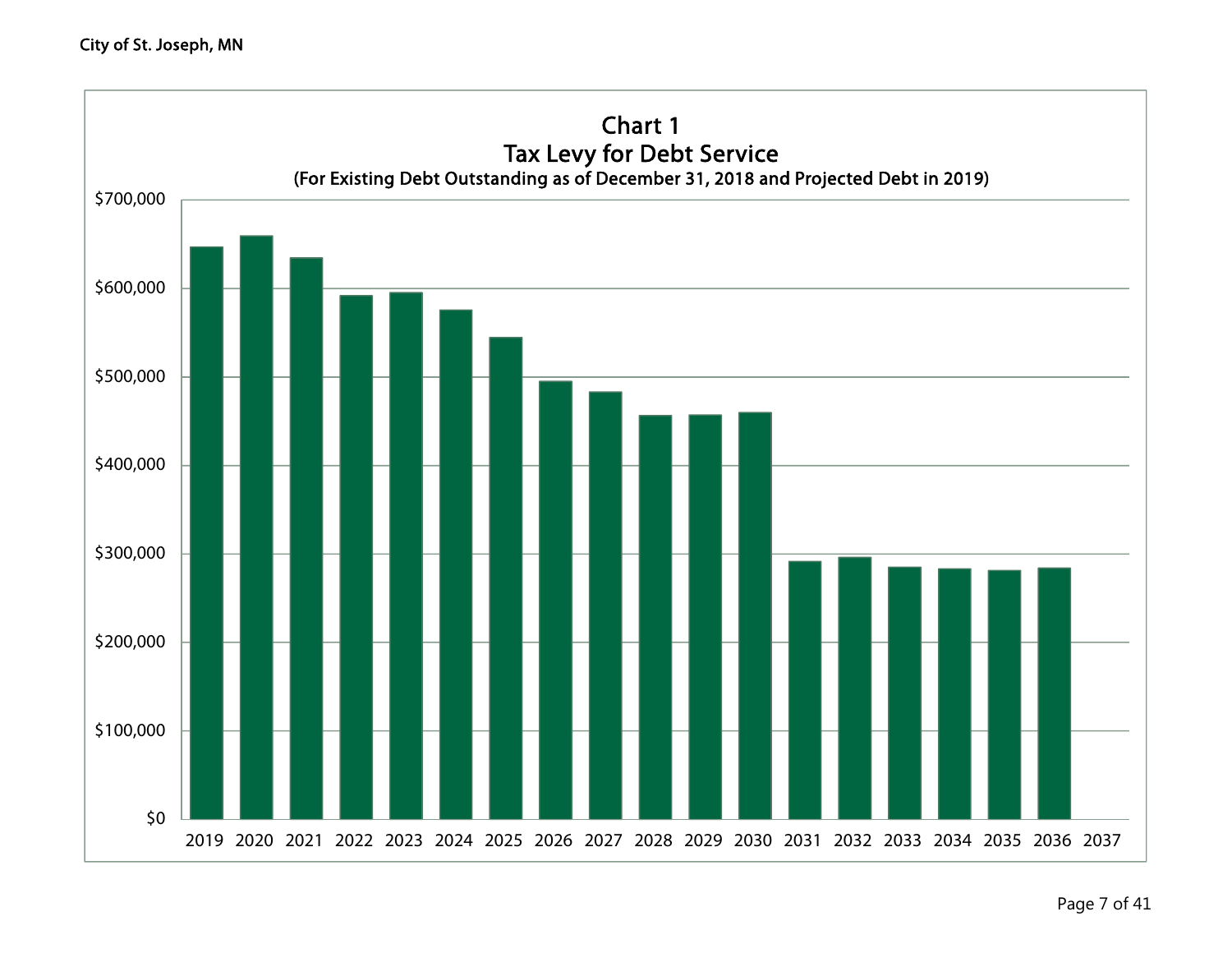## Chart 1

### Tax Levy for Debt Service

(For Existing Debt Outstanding as of December 31, 2018 and Projected Debt in 2019)

Y-axis: $0, $100,000, $200,000, $300,000, $400,000, $500,000, $600,000, $700,000

X-axis: 2019, 2020, 2021, 2022, 2023, 2024, 2025, 2026, 2027, 2028, 2029, 2030, 2031, 2032, 2033, 2034, 2035, 2036, 2037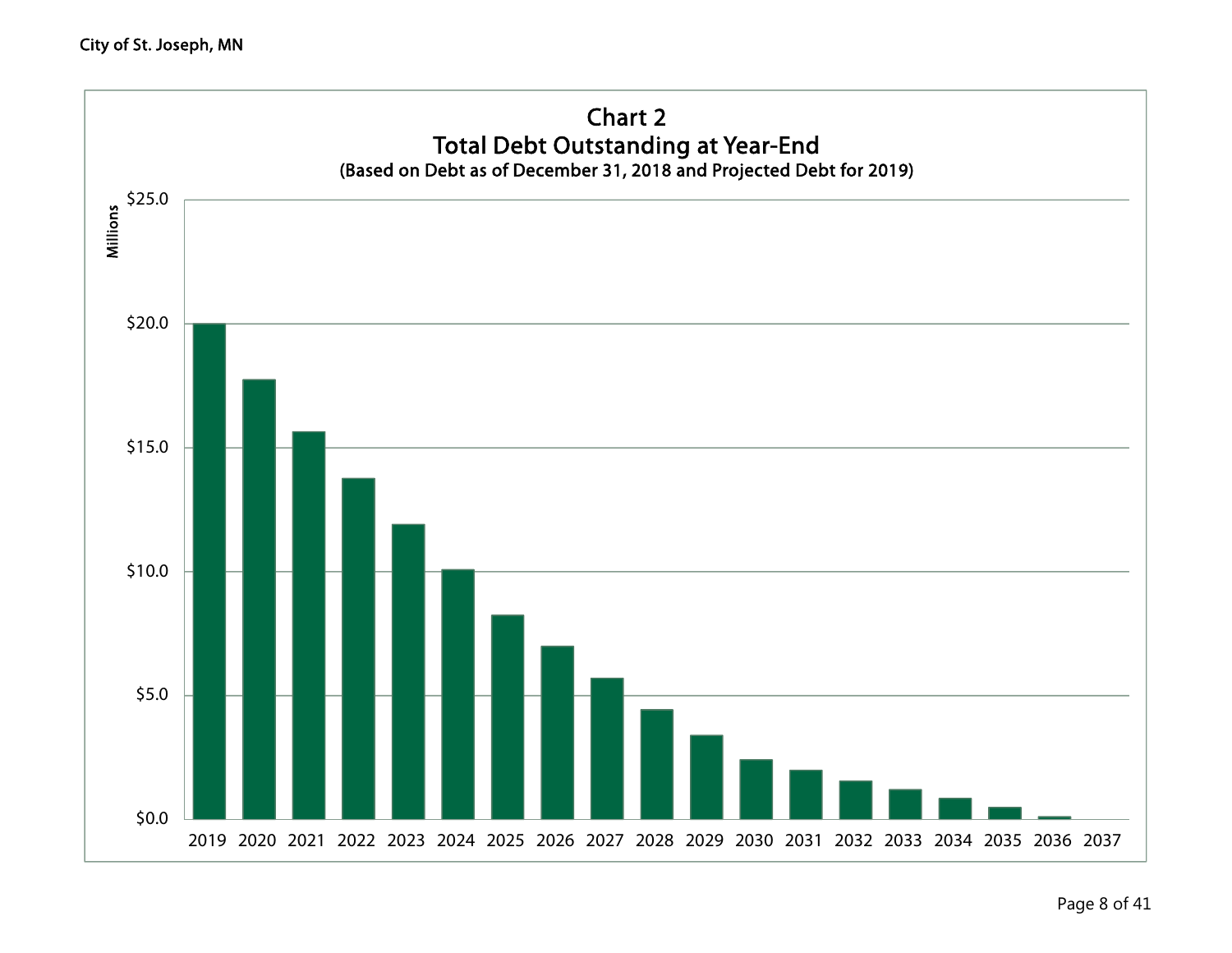# Chart 2

## Total Debt Outstanding at Year-End

(Based on Debt as of December 31, 2018 and Projected Debt for 2019)

Millions

$25.0

$20.0

$15.0

$10.0

$5.0

$0.0

2019 2020 2021 2022 2023 2024 2025 2026 2027 2028 2029 2030 2031 2032 2033 2034 2035 2036 2037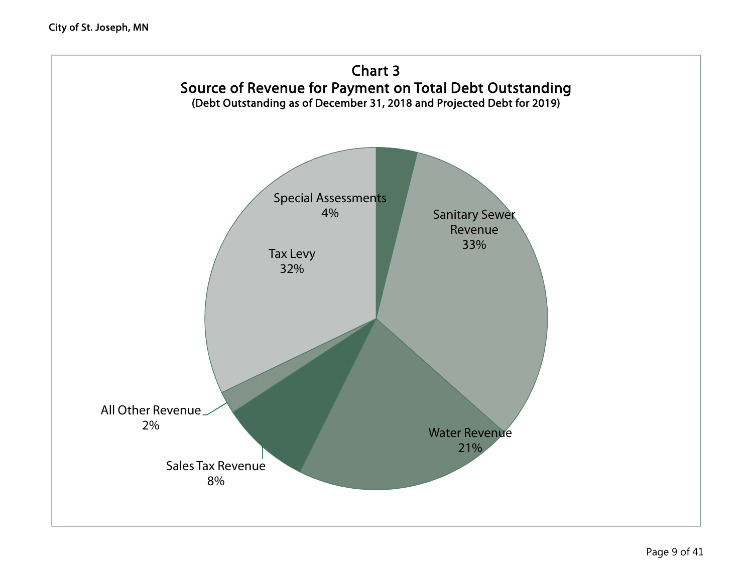## Chart 3

## Source of Revenue for Payment on Total Debt Outstanding

(Debt Outstanding as of December 31, 2018 and Projected Debt for 2019)

Special Assessments 4%

Sanitary Sewer Revenue 33%

Tax Levy 32%

Water Revenue 21%

All Other Revenue 2%

Sales Tax Revenue 8%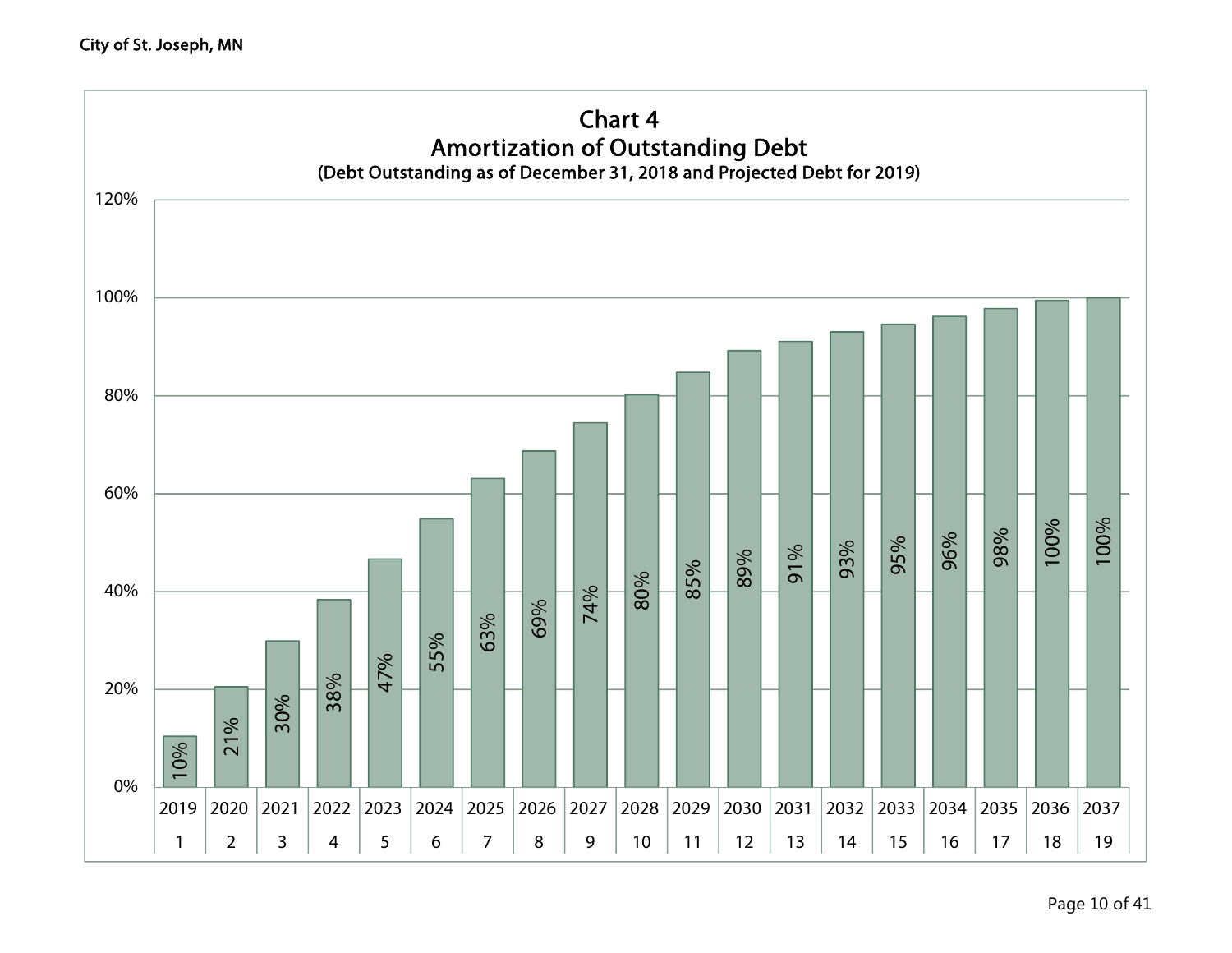## Chart 4
### Amortization of Outstanding Debt
(Debt Outstanding as of December 31, 2018 and Projected Debt for 2019)

| Year | Period | Cumulative Amortization |
| --- | --- | --- |
| 2019 | 1 | 10% |
| 2020 | 2 | 21% |
| 2021 | 3 | 30% |
| 2022 | 4 | 38% |
| 2023 | 5 | 47% |
| 2024 | 6 | 55% |
| 2025 | 7 | 63% |
| 2026 | 8 | 69% |
| 2027 | 9 | 74% |
| 2028 | 10 | 80% |
| 2029 | 11 | 85% |
| 2030 | 12 | 89% |
| 2031 | 13 | 91% |
| 2032 | 14 | 93% |
| 2033 | 15 | 95% |
| 2034 | 16 | 96% |
| 2035 | 17 | 98% |
| 2036 | 18 | 100% |
| 2037 | 19 | 100% |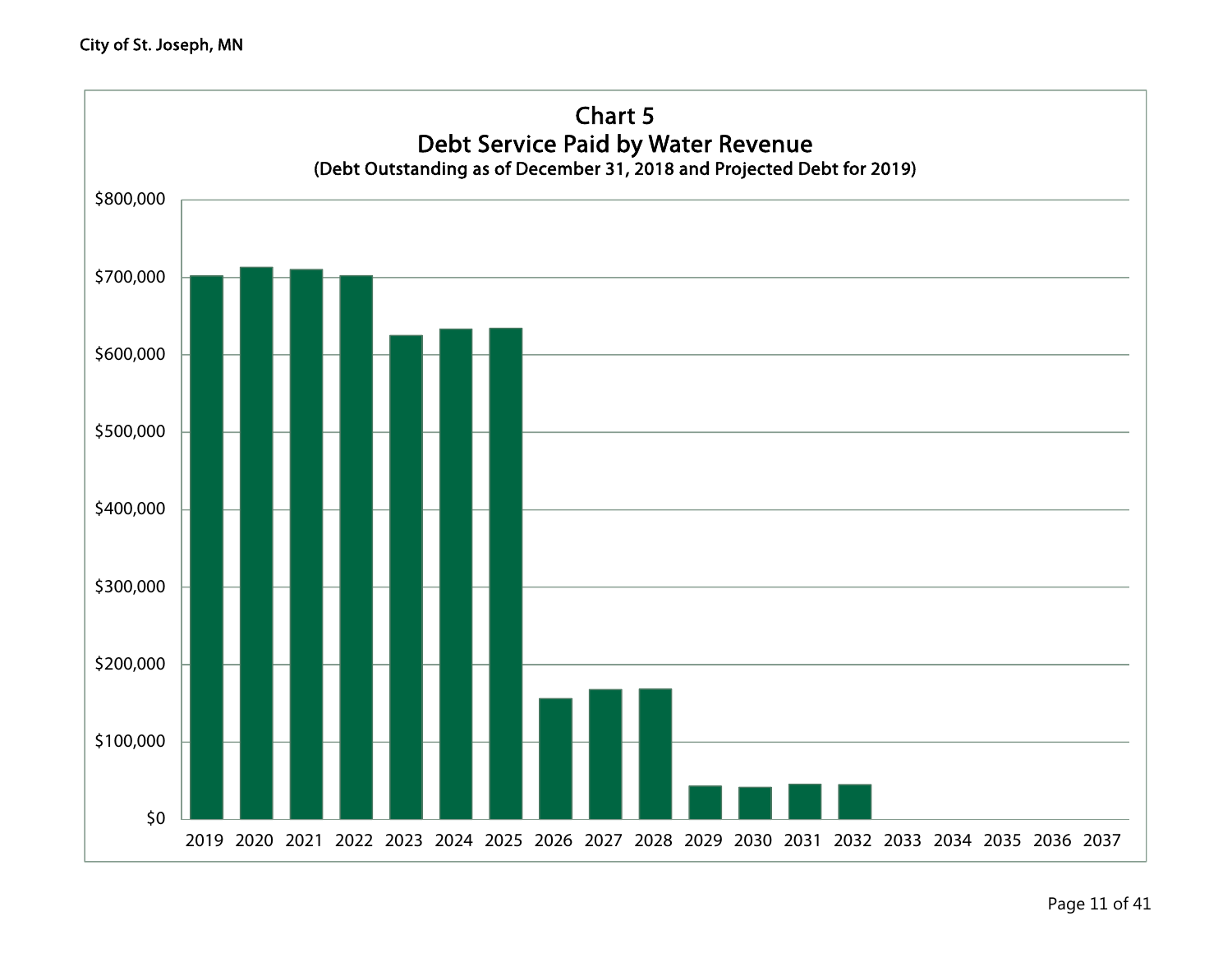# Chart 5

## Debt Service Paid by Water Revenue

(Debt Outstanding as of December 31, 2018 and Projected Debt for 2019)

$800,000

$700,000

$600,000

$500,000

$400,000

$300,000

$200,000

$100,000

$0

2019 2020 2021 2022 2023 2024 2025 2026 2027 2028 2029 2030 2031 2032 2033 2034 2035 2036 2037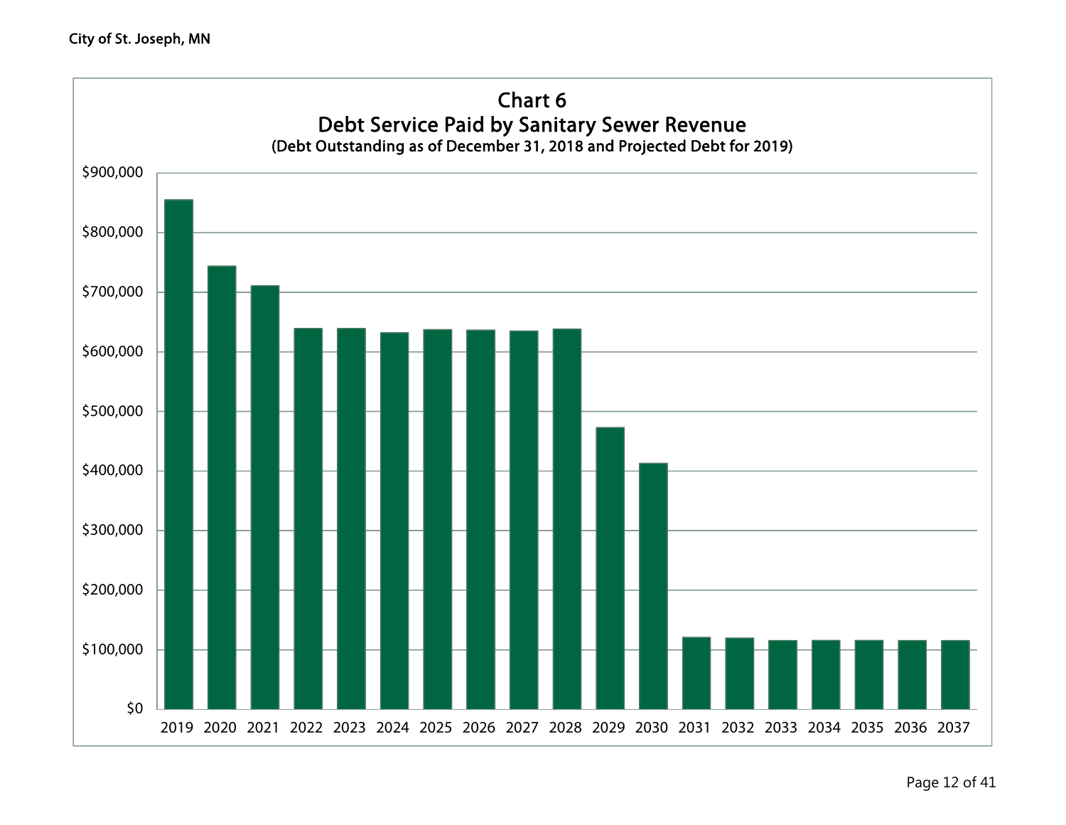## Chart 6
## Debt Service Paid by Sanitary Sewer Revenue
**(Debt Outstanding as of December 31, 2018 and Projected Debt for 2019)**

$900,000
$800,000
$700,000
$600,000
$500,000
$400,000
$300,000
$200,000
$100,000
$0

2019 2020 2021 2022 2023 2024 2025 2026 2027 2028 2029 2030 2031 2032 2033 2034 2035 2036 2037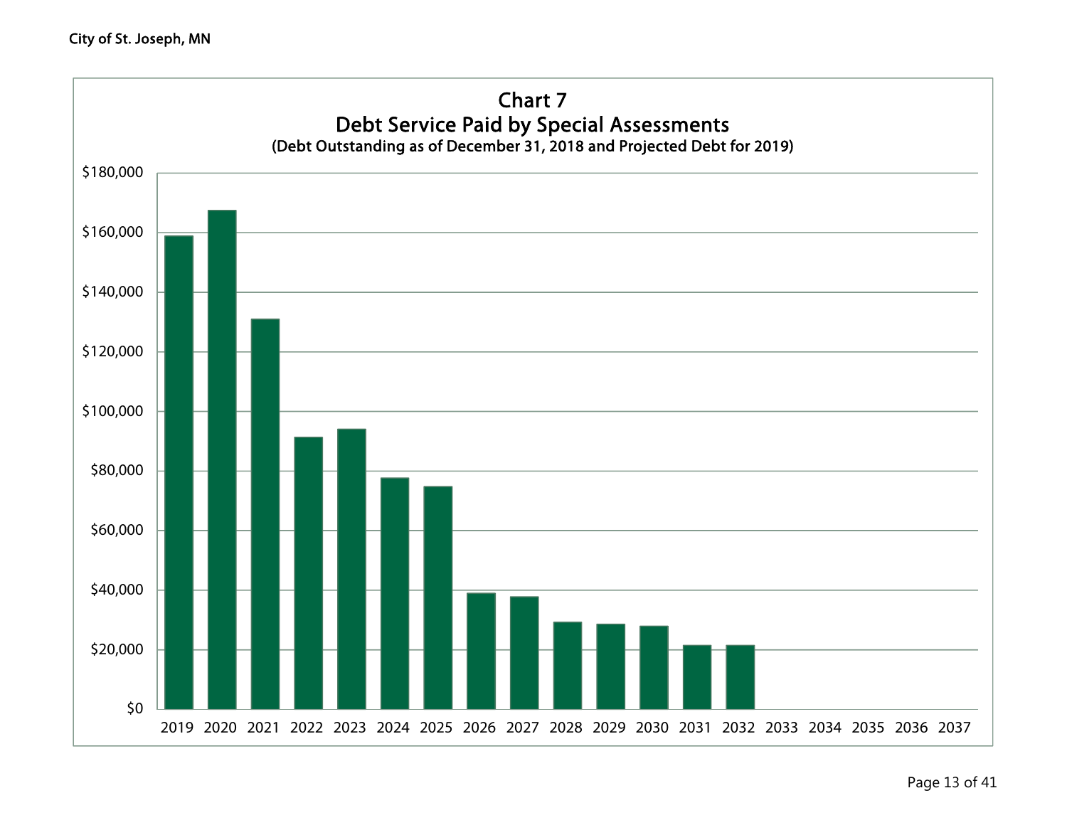## Chart 7
## Debt Service Paid by Special Assessments
**(Debt Outstanding as of December 31, 2018 and Projected Debt for 2019)**

$180,000
$160,000
$140,000
$120,000
$100,000
$80,000
$60,000
$40,000
$20,000
$0

2019 2020 2021 2022 2023 2024 2025 2026 2027 2028 2029 2030 2031 2032 2033 2034 2035 2036 2037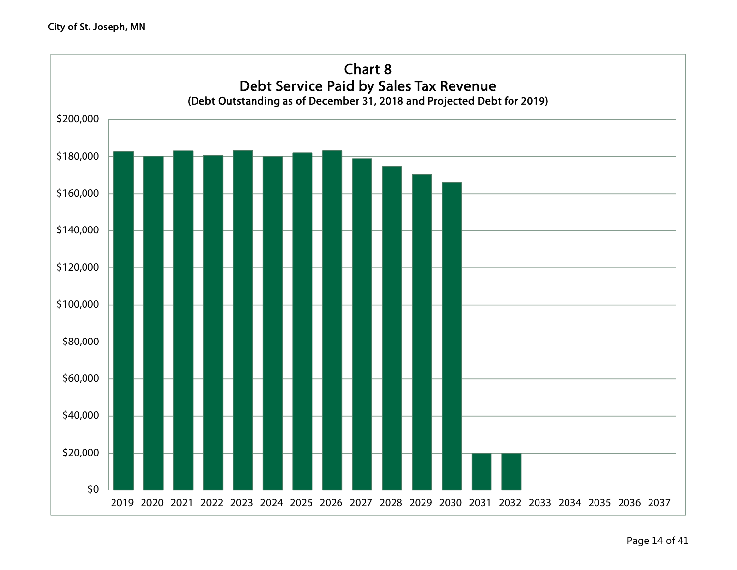## Chart 8
## Debt Service Paid by Sales Tax Revenue
### (Debt Outstanding as of December 31, 2018 and Projected Debt for 2019)

$200,000
$180,000
$160,000
$140,000
$120,000
$100,000
$80,000
$60,000
$40,000
$20,000
$0

2019 2020 2021 2022 2023 2024 2025 2026 2027 2028 2029 2030 2031 2032 2033 2034 2035 2036 2037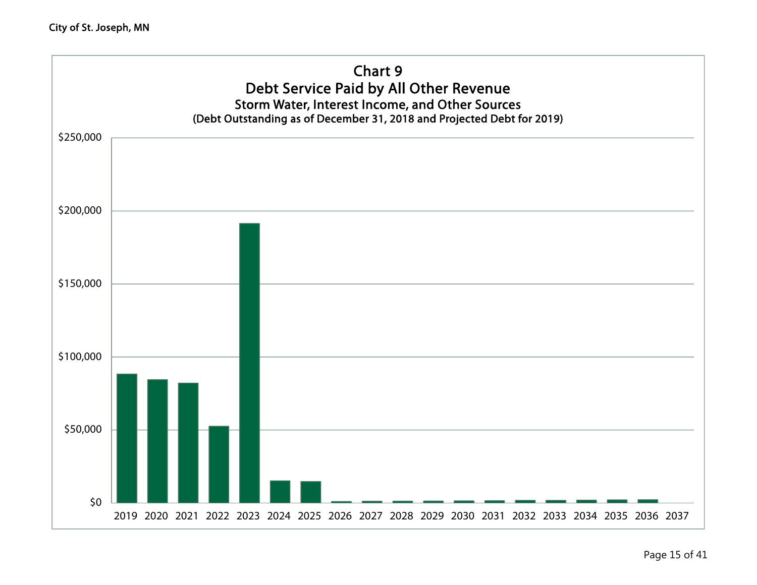# Chart 9

## Debt Service Paid by All Other Revenue

### Storm Water, Interest Income, and Other Sources

(Debt Outstanding as of December 31, 2018 and Projected Debt for 2019)

$250,000
$200,000
$150,000
$100,000
$50,000
$0

2019 2020 2021 2022 2023 2024 2025 2026 2027 2028 2029 2030 2031 2032 2033 2034 2035 2036 2037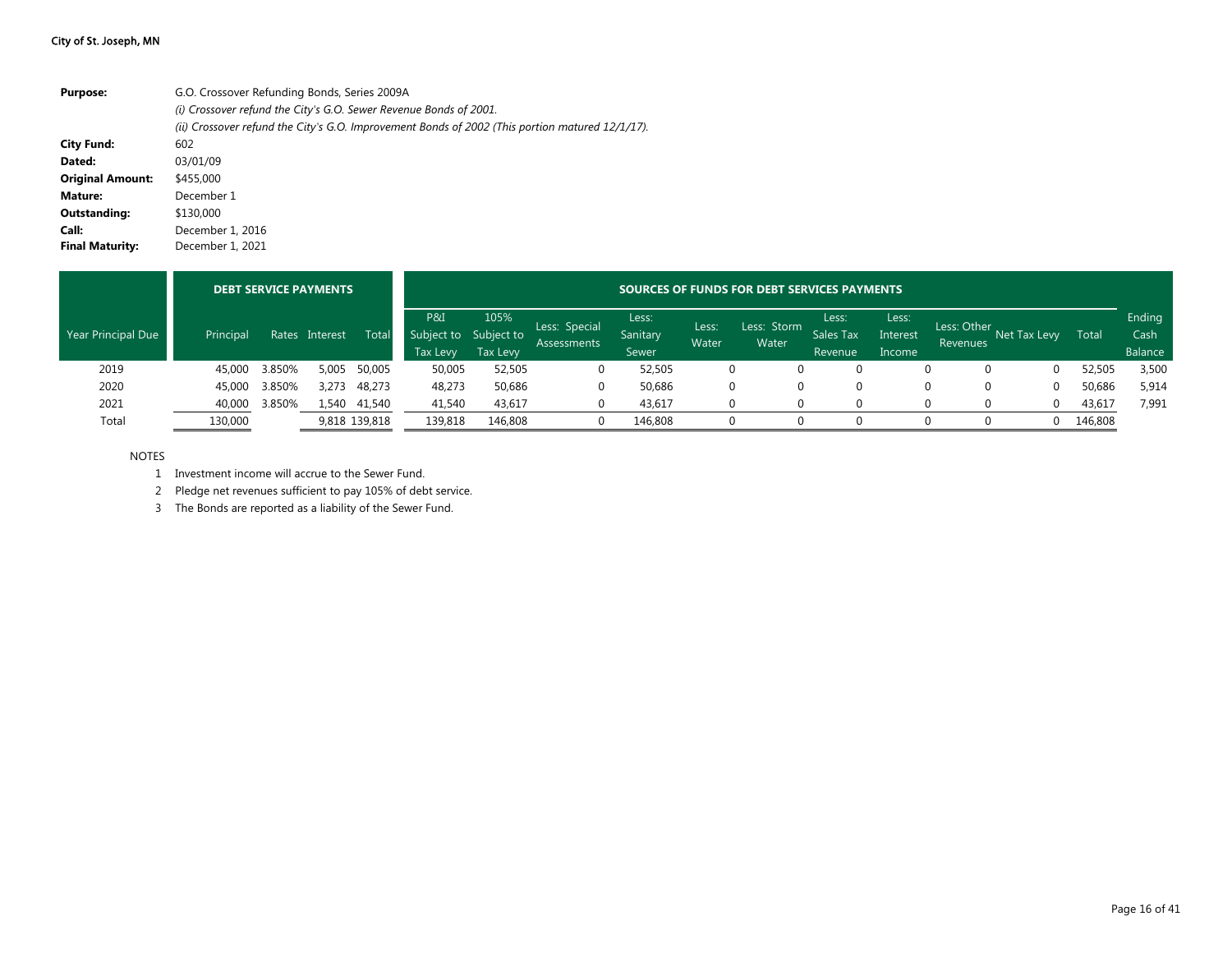**City of St. Joseph, MN**

| | |
|---|---|
| **Purpose:** | G.O. Crossover Refunding Bonds, Series 2009A |
| | *(i) Crossover refund the City's G.O. Sewer Revenue Bonds of 2001.* |
| | *(ii) Crossover refund the City's G.O. Improvement Bonds of 2002 (This portion matured 12/1/17).* |
| **City Fund:** | 602 |
| **Dated:** | 03/01/09 |
| **Original Amount:** | $455,000 |
| **Mature:** | December 1 |
| **Outstanding:** | $130,000 |
| **Call:** | December 1, 2016 |
| **Final Maturity:** | December 1, 2021 |

| | DEBT SERVICE PAYMENTS | | | | SOURCES OF FUNDS FOR DEBT SERVICES PAYMENTS | | | | | | | | | | | |
|---|---|---|---|---|---|---|---|---|---|---|---|---|---|---|---|---|
| Year Principal Due | Principal | Rates | Interest | Total | P&I Subject to Tax Levy | 105% Subject to Tax Levy | Less: Special Assessments | Less: Sanitary Sewer | Less: Water | Less: Storm Water | Less: Sales Tax Revenue | Less: Interest Income | Less: Other Revenues | Net Tax Levy | Total | Ending Cash Balance |
| 2019 | 45,000 | 3.850% | 5,005 | 50,005 | 50,005 | 52,505 | 0 | 52,505 | 0 | 0 | 0 | 0 | 0 | 0 | 52,505 | 3,500 |
| 2020 | 45,000 | 3.850% | 3,273 | 48,273 | 48,273 | 50,686 | 0 | 50,686 | 0 | 0 | 0 | 0 | 0 | 0 | 50,686 | 5,914 |
| 2021 | 40,000 | 3.850% | 1,540 | 41,540 | 41,540 | 43,617 | 0 | 43,617 | 0 | 0 | 0 | 0 | 0 | 0 | 43,617 | 7,991 |
| Total | 130,000 | | 9,818 | 139,818 | 139,818 | 146,808 | 0 | 146,808 | 0 | 0 | 0 | 0 | 0 | 0 | 146,808 | |

NOTES

1. Investment income will accrue to the Sewer Fund.
2. Pledge net revenues sufficient to pay 105% of debt service.
3. The Bonds are reported as a liability of the Sewer Fund.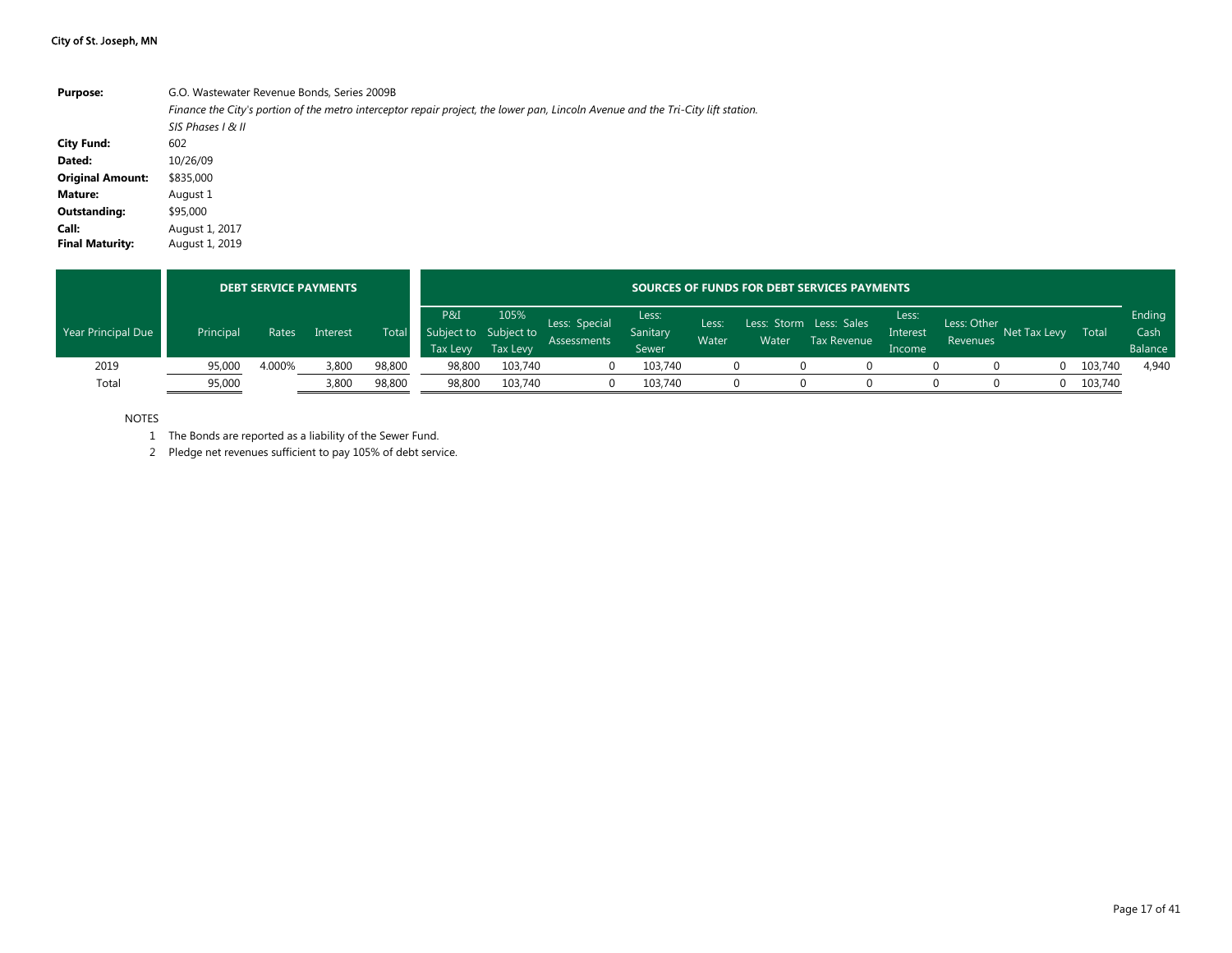**City of St. Joseph, MN**

| | |
|---|---|
| **Purpose:** | G.O. Wastewater Revenue Bonds, Series 2009B |
| | *Finance the City's portion of the metro interceptor repair project, the lower pan, Lincoln Avenue and the Tri-City lift station.* |
| | *SIS Phases I & II* |
| **City Fund:** | 602 |
| **Dated:** | 10/26/09 |
| **Original Amount:** | $835,000 |
| **Mature:** | August 1 |
| **Outstanding:** | $95,000 |
| **Call:** | August 1, 2017 |
| **Final Maturity:** | August 1, 2019 |

| | DEBT SERVICE PAYMENTS | | | | SOURCES OF FUNDS FOR DEBT SERVICES PAYMENTS | | | | | | | | | | | |
|---|---|---|---|---|---|---|---|---|---|---|---|---|---|---|---|---|
| Year Principal Due | Principal | Rates | Interest | Total | P&I Subject to Tax Levy | 105% Subject to Tax Levy | Less: Special Assessments | Less: Sanitary Sewer | Less: Water | Less: Storm Water | Less: Sales Tax Revenue | Less: Interest Income | Less: Other Revenues | Net Tax Levy | Total | Ending Cash Balance |
| 2019 | 95,000 | 4.000% | 3,800 | 98,800 | 98,800 | 103,740 | 0 | 103,740 | 0 | 0 | 0 | 0 | 0 | 0 | 103,740 | 4,940 |
| Total | 95,000 | | 3,800 | 98,800 | 98,800 | 103,740 | 0 | 103,740 | 0 | 0 | 0 | 0 | 0 | 0 | 103,740 | |

NOTES

1. The Bonds are reported as a liability of the Sewer Fund.
2. Pledge net revenues sufficient to pay 105% of debt service.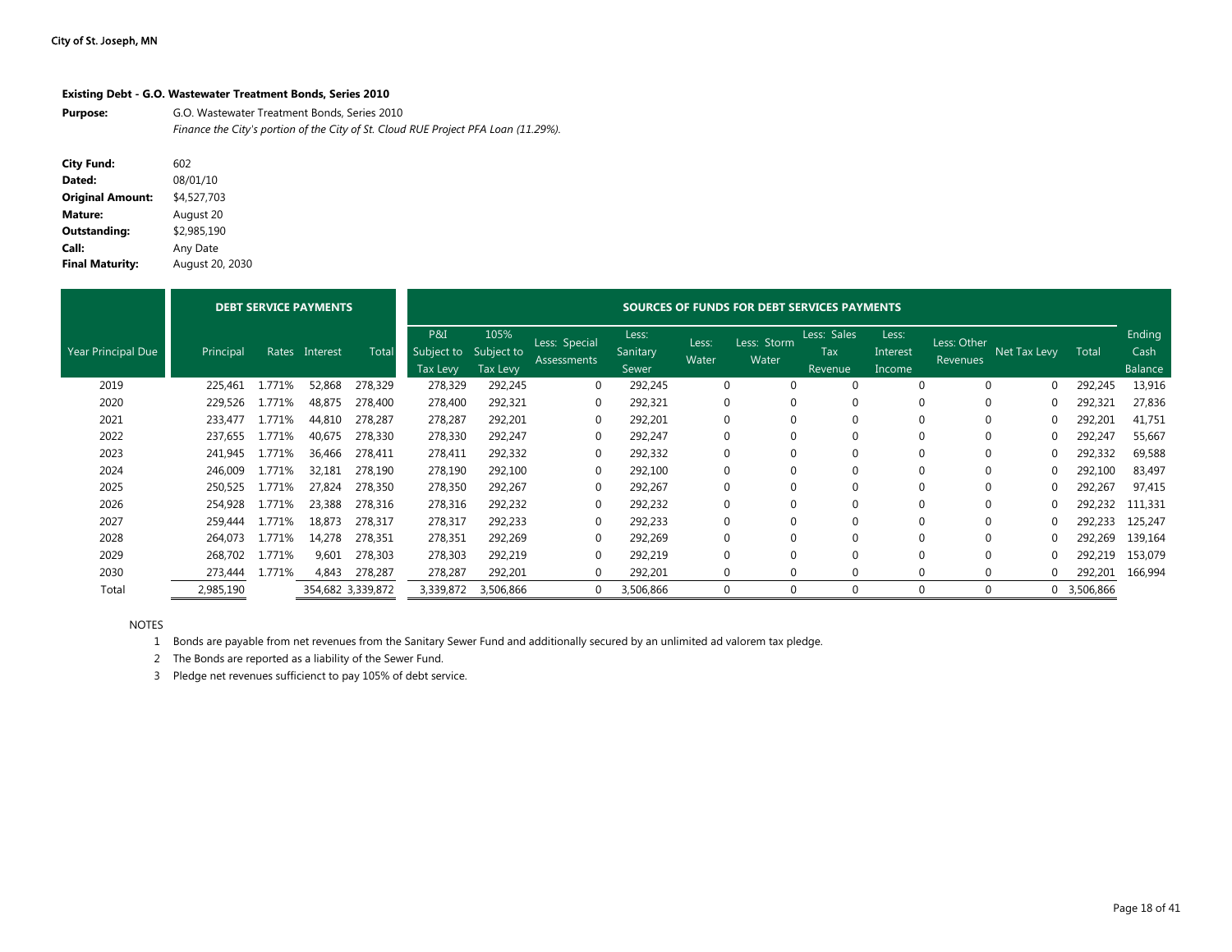City of St. Joseph, MN

**Existing Debt - G.O. Wastewater Treatment Bonds, Series 2010**

**Purpose:** G.O. Wastewater Treatment Bonds, Series 2010
*Finance the City's portion of the City of St. Cloud RUE Project PFA Loan (11.29%).*

**City Fund:** 602
**Dated:** 08/01/10
**Original Amount:** $4,527,703
**Mature:** August 20
**Outstanding:** $2,985,190
**Call:** Any Date
**Final Maturity:** August 20, 2030

| | DEBT SERVICE PAYMENTS | | | | SOURCES OF FUNDS FOR DEBT SERVICES PAYMENTS | | | | | | | | | | | | |
|---|---|---|---|---|---|---|---|---|---|---|---|---|---|---|---|---|---|
| Year Principal Due | Principal | Rates | Interest | Total | P&I Subject to Tax Levy | 105% Subject to Tax Levy | Less: Special Assessments | Less: Sanitary Sewer | Less: Water | Less: Storm Water | Less: Sales Tax Revenue | Less: Interest Income | Less: Other Revenues | Net Tax Levy | Total | Ending Cash Balance |
| 2019 | 225,461 | 1.771% | 52,868 | 278,329 | 278,329 | 292,245 | 0 | 292,245 | 0 | 0 | 0 | 0 | 0 | 0 | 292,245 | 13,916 |
| 2020 | 229,526 | 1.771% | 48,875 | 278,400 | 278,400 | 292,321 | 0 | 292,321 | 0 | 0 | 0 | 0 | 0 | 0 | 292,321 | 27,836 |
| 2021 | 233,477 | 1.771% | 44,810 | 278,287 | 278,287 | 292,201 | 0 | 292,201 | 0 | 0 | 0 | 0 | 0 | 0 | 292,201 | 41,751 |
| 2022 | 237,655 | 1.771% | 40,675 | 278,330 | 278,330 | 292,247 | 0 | 292,247 | 0 | 0 | 0 | 0 | 0 | 0 | 292,247 | 55,667 |
| 2023 | 241,945 | 1.771% | 36,466 | 278,411 | 278,411 | 292,332 | 0 | 292,332 | 0 | 0 | 0 | 0 | 0 | 0 | 292,332 | 69,588 |
| 2024 | 246,009 | 1.771% | 32,181 | 278,190 | 278,190 | 292,100 | 0 | 292,100 | 0 | 0 | 0 | 0 | 0 | 0 | 292,100 | 83,497 |
| 2025 | 250,525 | 1.771% | 27,824 | 278,350 | 278,350 | 292,267 | 0 | 292,267 | 0 | 0 | 0 | 0 | 0 | 0 | 292,267 | 97,415 |
| 2026 | 254,928 | 1.771% | 23,388 | 278,316 | 278,316 | 292,232 | 0 | 292,232 | 0 | 0 | 0 | 0 | 0 | 0 | 292,232 | 111,331 |
| 2027 | 259,444 | 1.771% | 18,873 | 278,317 | 278,317 | 292,233 | 0 | 292,233 | 0 | 0 | 0 | 0 | 0 | 0 | 292,233 | 125,247 |
| 2028 | 264,073 | 1.771% | 14,278 | 278,351 | 278,351 | 292,269 | 0 | 292,269 | 0 | 0 | 0 | 0 | 0 | 0 | 292,269 | 139,164 |
| 2029 | 268,702 | 1.771% | 9,601 | 278,303 | 278,303 | 292,219 | 0 | 292,219 | 0 | 0 | 0 | 0 | 0 | 0 | 292,219 | 153,079 |
| 2030 | 273,444 | 1.771% | 4,843 | 278,287 | 278,287 | 292,201 | 0 | 292,201 | 0 | 0 | 0 | 0 | 0 | 0 | 292,201 | 166,994 |
| Total | 2,985,190 | | 354,682 | 3,339,872 | 3,339,872 | 3,506,866 | 0 | 3,506,866 | 0 | 0 | 0 | 0 | 0 | 0 | 3,506,866 | |

NOTES

1. Bonds are payable from net revenues from the Sanitary Sewer Fund and additionally secured by an unlimited ad valorem tax pledge.
2. The Bonds are reported as a liability of the Sewer Fund.
3. Pledge net revenues sufficienct to pay 105% of debt service.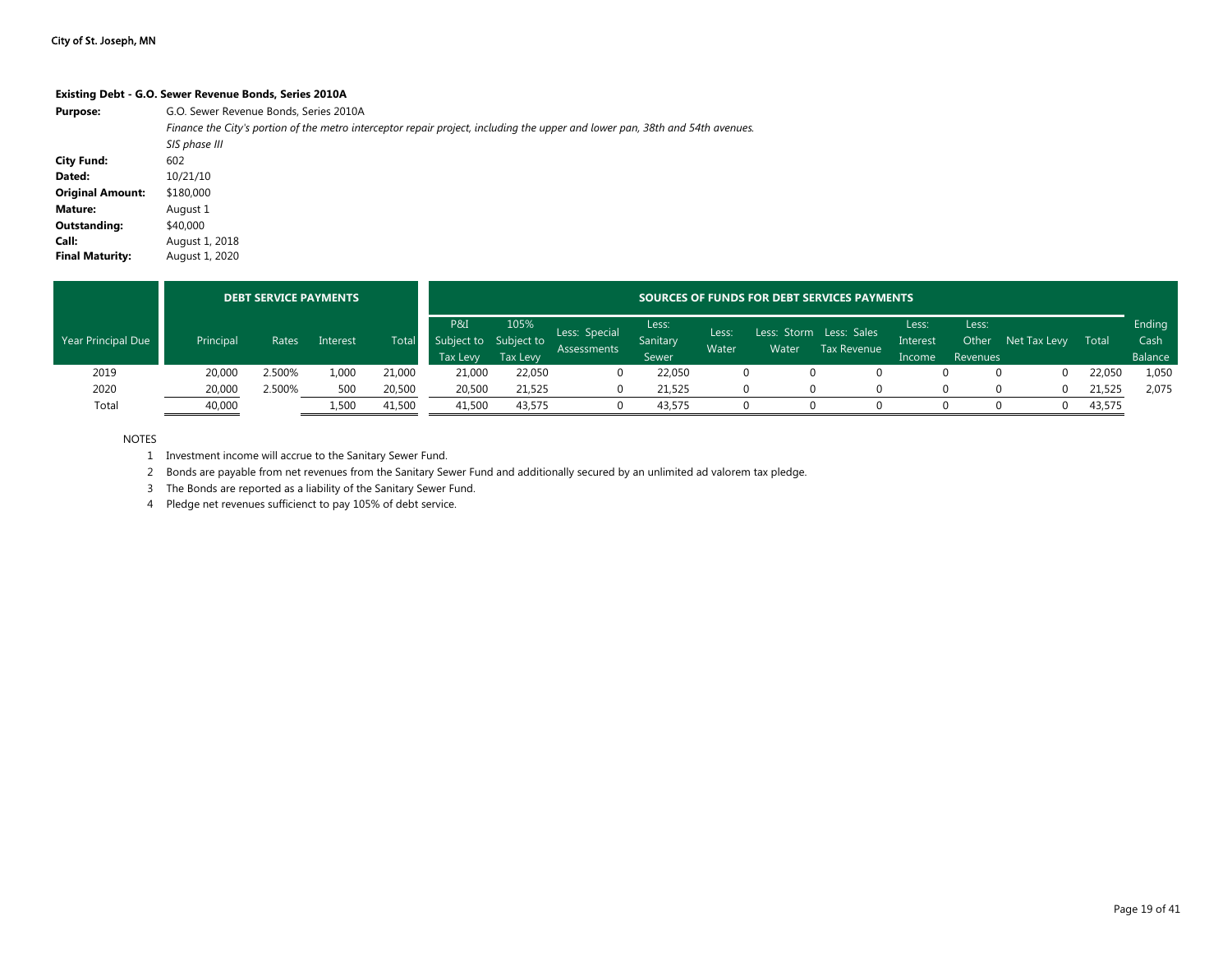**Existing Debt - G.O. Sewer Revenue Bonds, Series 2010A**

| | |
|---|---|
| **Purpose:** | G.O. Sewer Revenue Bonds, Series 2010A |
| | *Finance the City's portion of the metro interceptor repair project, including the upper and lower pan, 38th and 54th avenues.* |
| | *SIS phase III* |
| **City Fund:** | 602 |
| **Dated:** | 10/21/10 |
| **Original Amount:** | $180,000 |
| **Mature:** | August 1 |
| **Outstanding:** | $40,000 |
| **Call:** | August 1, 2018 |
| **Final Maturity:** | August 1, 2020 |

| | DEBT SERVICE PAYMENTS | | | | SOURCES OF FUNDS FOR DEBT SERVICES PAYMENTS | | | | | | | | | | | |
|---|---|---|---|---|---|---|---|---|---|---|---|---|---|---|---|---|
| Year Principal Due | Principal | Rates | Interest | Total | P&I Subject to Tax Levy | 105% Subject to Tax Levy | Less: Special Assessments | Less: Sanitary Sewer | Less: Water | Less: Storm Water | Less: Sales Tax Revenue | Less: Interest Income | Less: Other Revenues | Net Tax Levy | Total | Ending Cash Balance |
| 2019 | 20,000 | 2.500% | 1,000 | 21,000 | 21,000 | 22,050 | 0 | 22,050 | 0 | 0 | 0 | 0 | 0 | 0 | 22,050 | 1,050 |
| 2020 | 20,000 | 2.500% | 500 | 20,500 | 20,500 | 21,525 | 0 | 21,525 | 0 | 0 | 0 | 0 | 0 | 0 | 21,525 | 2,075 |
| Total | 40,000 | | 1,500 | 41,500 | 41,500 | 43,575 | 0 | 43,575 | 0 | 0 | 0 | 0 | 0 | 0 | 43,575 | |

NOTES

1. Investment income will accrue to the Sanitary Sewer Fund.
2. Bonds are payable from net revenues from the Sanitary Sewer Fund and additionally secured by an unlimited ad valorem tax pledge.
3. The Bonds are reported as a liability of the Sanitary Sewer Fund.
4. Pledge net revenues sufficienct to pay 105% of debt service.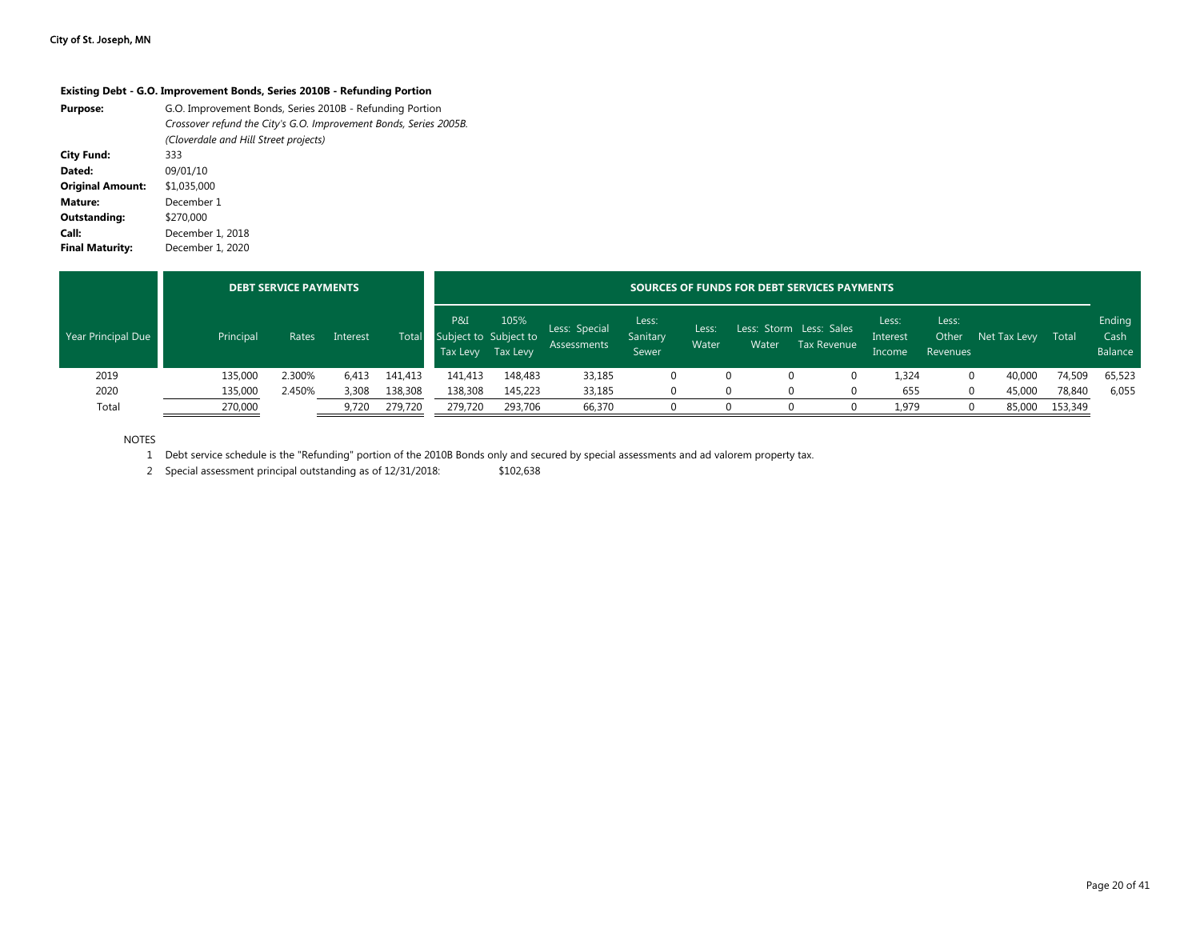**City of St. Joseph, MN**

### Existing Debt - G.O. Improvement Bonds, Series 2010B - Refunding Portion

| | |
|---|---|
| **Purpose:** | G.O. Improvement Bonds, Series 2010B - Refunding Portion |
| | *Crossover refund the City's G.O. Improvement Bonds, Series 2005B.* |
| | *(Cloverdale and Hill Street projects)* |
| **City Fund:** | 333 |
| **Dated:** | 09/01/10 |
| **Original Amount:** | $1,035,000 |
| **Mature:** | December 1 |
| **Outstanding:** | $270,000 |
| **Call:** | December 1, 2018 |
| **Final Maturity:** | December 1, 2020 |

| | DEBT SERVICE PAYMENTS | | | | SOURCES OF FUNDS FOR DEBT SERVICES PAYMENTS | | | | | | | | | | | |
|---|---|---|---|---|---|---|---|---|---|---|---|---|---|---|---|---|
| Year Principal Due | Principal | Rates | Interest | Total | P&I Subject to Tax Levy | 105% Subject to Tax Levy | Less: Special Assessments | Less: Sanitary Sewer | Less: Water | Less: Storm Water | Less: Sales Tax Revenue | Less: Interest Income | Less: Other Revenues | Net Tax Levy | Total | Ending Cash Balance |
| 2019 | 135,000 | 2.300% | 6,413 | 141,413 | 141,413 | 148,483 | 33,185 | 0 | 0 | 0 | 0 | 1,324 | 0 | 40,000 | 74,509 | 65,523 |
| 2020 | 135,000 | 2.450% | 3,308 | 138,308 | 138,308 | 145,223 | 33,185 | 0 | 0 | 0 | 0 | 655 | 0 | 45,000 | 78,840 | 6,055 |
| Total | 270,000 | | 9,720 | 279,720 | 279,720 | 293,706 | 66,370 | 0 | 0 | 0 | 0 | 1,979 | 0 | 85,000 | 153,349 | |

NOTES

1. Debt service schedule is the "Refunding" portion of the 2010B Bonds only and secured by special assessments and ad valorem property tax.
2. Special assessment principal outstanding as of 12/31/2018: $102,638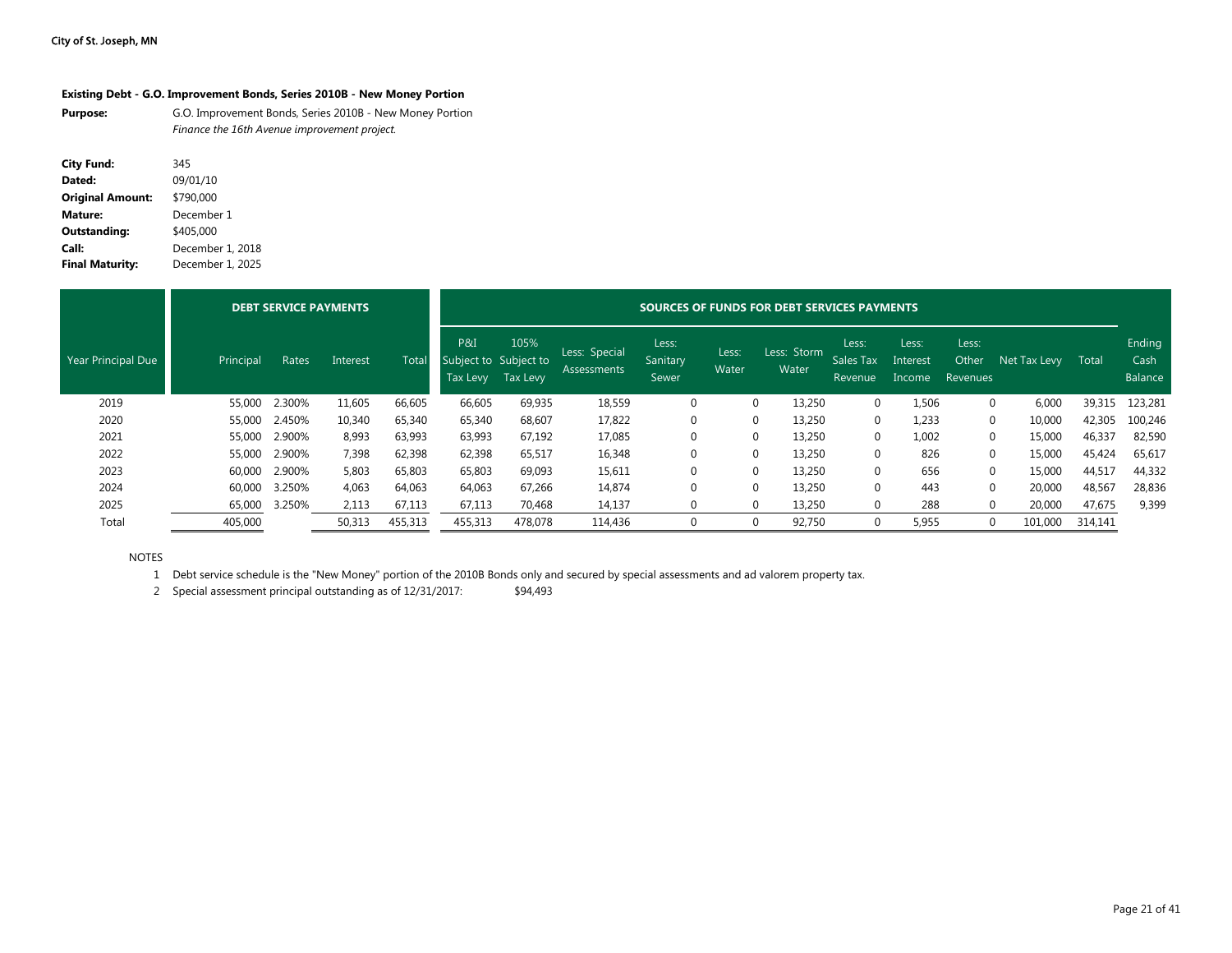**City of St. Joseph, MN**

### Existing Debt - G.O. Improvement Bonds, Series 2010B - New Money Portion

**Purpose:** G.O. Improvement Bonds, Series 2010B - New Money Portion
*Finance the 16th Avenue improvement project.*

**City Fund:** 345
**Dated:** 09/01/10
**Original Amount:** $790,000
**Mature:** December 1
**Outstanding:** $405,000
**Call:** December 1, 2018
**Final Maturity:** December 1, 2025

| | DEBT SERVICE PAYMENTS | | | | SOURCES OF FUNDS FOR DEBT SERVICES PAYMENTS | | | | | | | | | | | | |
|---|---|---|---|---|---|---|---|---|---|---|---|---|---|---|---|---|
| Year Principal Due | Principal | Rates | Interest | Total | P&I Subject to Tax Levy | 105% Subject to Tax Levy | Less: Special Assessments | Less: Sanitary Sewer | Less: Water | Less: Storm Water | Less: Sales Tax Revenue | Less: Interest Income | Less: Other Revenues | Net Tax Levy | Total | Ending Cash Balance |
| 2019 | 55,000 | 2.300% | 11,605 | 66,605 | 66,605 | 69,935 | 18,559 | 0 | 0 | 13,250 | 0 | 1,506 | 0 | 6,000 | 39,315 | 123,281 |
| 2020 | 55,000 | 2.450% | 10,340 | 65,340 | 65,340 | 68,607 | 17,822 | 0 | 0 | 13,250 | 0 | 1,233 | 0 | 10,000 | 42,305 | 100,246 |
| 2021 | 55,000 | 2.900% | 8,993 | 63,993 | 63,993 | 67,192 | 17,085 | 0 | 0 | 13,250 | 0 | 1,002 | 0 | 15,000 | 46,337 | 82,590 |
| 2022 | 55,000 | 2.900% | 7,398 | 62,398 | 62,398 | 65,517 | 16,348 | 0 | 0 | 13,250 | 0 | 826 | 0 | 15,000 | 45,424 | 65,617 |
| 2023 | 60,000 | 2.900% | 5,803 | 65,803 | 65,803 | 69,093 | 15,611 | 0 | 0 | 13,250 | 0 | 656 | 0 | 15,000 | 44,517 | 44,332 |
| 2024 | 60,000 | 3.250% | 4,063 | 64,063 | 64,063 | 67,266 | 14,874 | 0 | 0 | 13,250 | 0 | 443 | 0 | 20,000 | 48,567 | 28,836 |
| 2025 | 65,000 | 3.250% | 2,113 | 67,113 | 67,113 | 70,468 | 14,137 | 0 | 0 | 13,250 | 0 | 288 | 0 | 20,000 | 47,675 | 9,399 |
| Total | 405,000 | | 50,313 | 455,313 | 455,313 | 478,078 | 114,436 | 0 | 0 | 92,750 | 0 | 5,955 | 0 | 101,000 | 314,141 | |

NOTES

1. Debt service schedule is the "New Money" portion of the 2010B Bonds only and secured by special assessments and ad valorem property tax.
2. Special assessment principal outstanding as of 12/31/2017: $94,493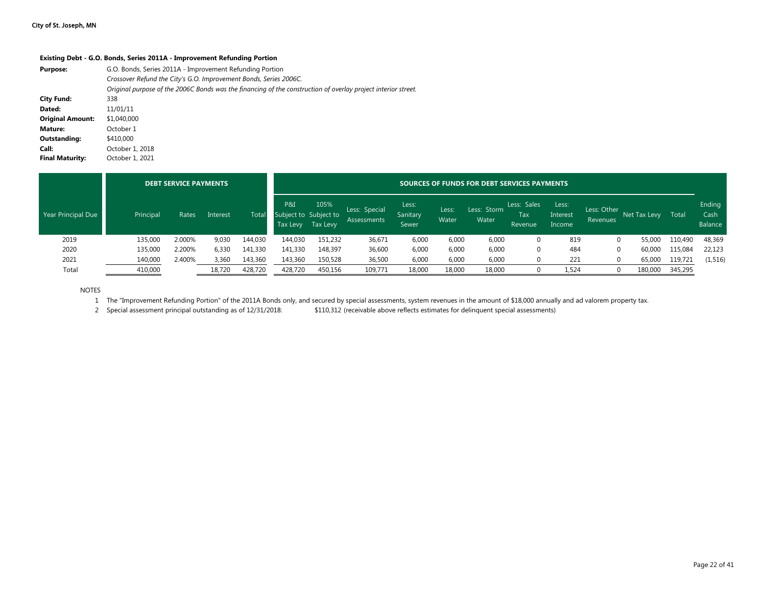**City of St. Joseph, MN**

### Existing Debt - G.O. Bonds, Series 2011A - Improvement Refunding Portion

**Purpose:** G.O. Bonds, Series 2011A - Improvement Refunding Portion
*Crossover Refund the City's G.O. Improvement Bonds, Series 2006C.*
*Original purpose of the 2006C Bonds was the financing of the construction of overlay project interior street.*

**City Fund:** 338
**Dated:** 11/01/11
**Original Amount:** $1,040,000
**Mature:** October 1
**Outstanding:** $410,000
**Call:** October 1, 2018
**Final Maturity:** October 1, 2021

| | DEBT SERVICE PAYMENTS | | | | SOURCES OF FUNDS FOR DEBT SERVICES PAYMENTS | | | | | | | | | | | |
|---|---|---|---|---|---|---|---|---|---|---|---|---|---|---|---|---|
| Year Principal Due | Principal | Rates | Interest | Total | P&I Subject to Tax Levy | 105% Subject to Tax Levy | Less: Special Assessments | Less: Sanitary Sewer | Less: Water | Less: Storm Water | Less: Sales Tax Revenue | Less: Interest Income | Less: Other Revenues | Net Tax Levy | Total | Ending Cash Balance |
| 2019 | 135,000 | 2.000% | 9,030 | 144,030 | 144,030 | 151,232 | 36,671 | 6,000 | 6,000 | 6,000 | 0 | 819 | 0 | 55,000 | 110,490 | 48,369 |
| 2020 | 135,000 | 2.200% | 6,330 | 141,330 | 141,330 | 148,397 | 36,600 | 6,000 | 6,000 | 6,000 | 0 | 484 | 0 | 60,000 | 115,084 | 22,123 |
| 2021 | 140,000 | 2.400% | 3,360 | 143,360 | 143,360 | 150,528 | 36,500 | 6,000 | 6,000 | 6,000 | 0 | 221 | 0 | 65,000 | 119,721 | (1,516) |
| Total | 410,000 | | 18,720 | 428,720 | 428,720 | 450,156 | 109,771 | 18,000 | 18,000 | 18,000 | 0 | 1,524 | 0 | 180,000 | 345,295 | |

NOTES

1. The "Improvement Refunding Portion" of the 2011A Bonds only, and secured by special assessments, system revenues in the amount of $18,000 annually and ad valorem property tax.
2. Special assessment principal outstanding as of 12/31/2018: $110,312 (receivable above reflects estimates for delinquent special assessments)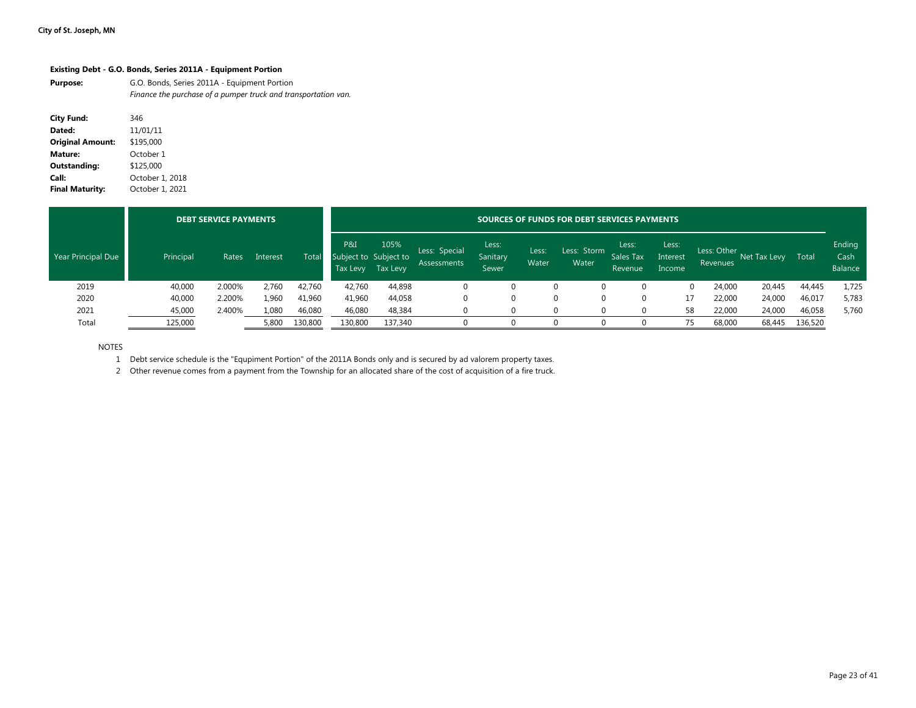City of St. Joseph, MN

**Existing Debt - G.O. Bonds, Series 2011A - Equipment Portion**

**Purpose:** G.O. Bonds, Series 2011A - Equipment Portion
*Finance the purchase of a pumper truck and transportation van.*

**City Fund:** 346
**Dated:** 11/01/11
**Original Amount:** $195,000
**Mature:** October 1
**Outstanding:** $125,000
**Call:** October 1, 2018
**Final Maturity:** October 1, 2021

| | DEBT SERVICE PAYMENTS | | | | SOURCES OF FUNDS FOR DEBT SERVICES PAYMENTS | | | | | | | | | | | | |
|---|---|---|---|---|---|---|---|---|---|---|---|---|---|---|---|---|---|
| Year Principal Due | Principal | Rates | Interest | Total | P&I Subject to Tax Levy | 105% Subject to Tax Levy | Less: Special Assessments | Less: Sanitary Sewer | Less: Water | Less: Storm Water | Less: Sales Tax Revenue | Less: Interest Income | Less: Other Revenues | Net Tax Levy | Total | Ending Cash Balance |
| 2019 | 40,000 | 2.000% | 2,760 | 42,760 | 42,760 | 44,898 | 0 | 0 | 0 | 0 | 0 | 0 | 24,000 | 20,445 | 44,445 | 1,725 |
| 2020 | 40,000 | 2.200% | 1,960 | 41,960 | 41,960 | 44,058 | 0 | 0 | 0 | 0 | 0 | 17 | 22,000 | 24,000 | 46,017 | 5,783 |
| 2021 | 45,000 | 2.400% | 1,080 | 46,080 | 46,080 | 48,384 | 0 | 0 | 0 | 0 | 0 | 58 | 22,000 | 24,000 | 46,058 | 5,760 |
| Total | 125,000 | | 5,800 | 130,800 | 130,800 | 137,340 | 0 | 0 | 0 | 0 | 0 | 75 | 68,000 | 68,445 | 136,520 | |

NOTES

1 Debt service schedule is the "Equpiment Portion" of the 2011A Bonds only and is secured by ad valorem property taxes.
2 Other revenue comes from a payment from the Township for an allocated share of the cost of acquisition of a fire truck.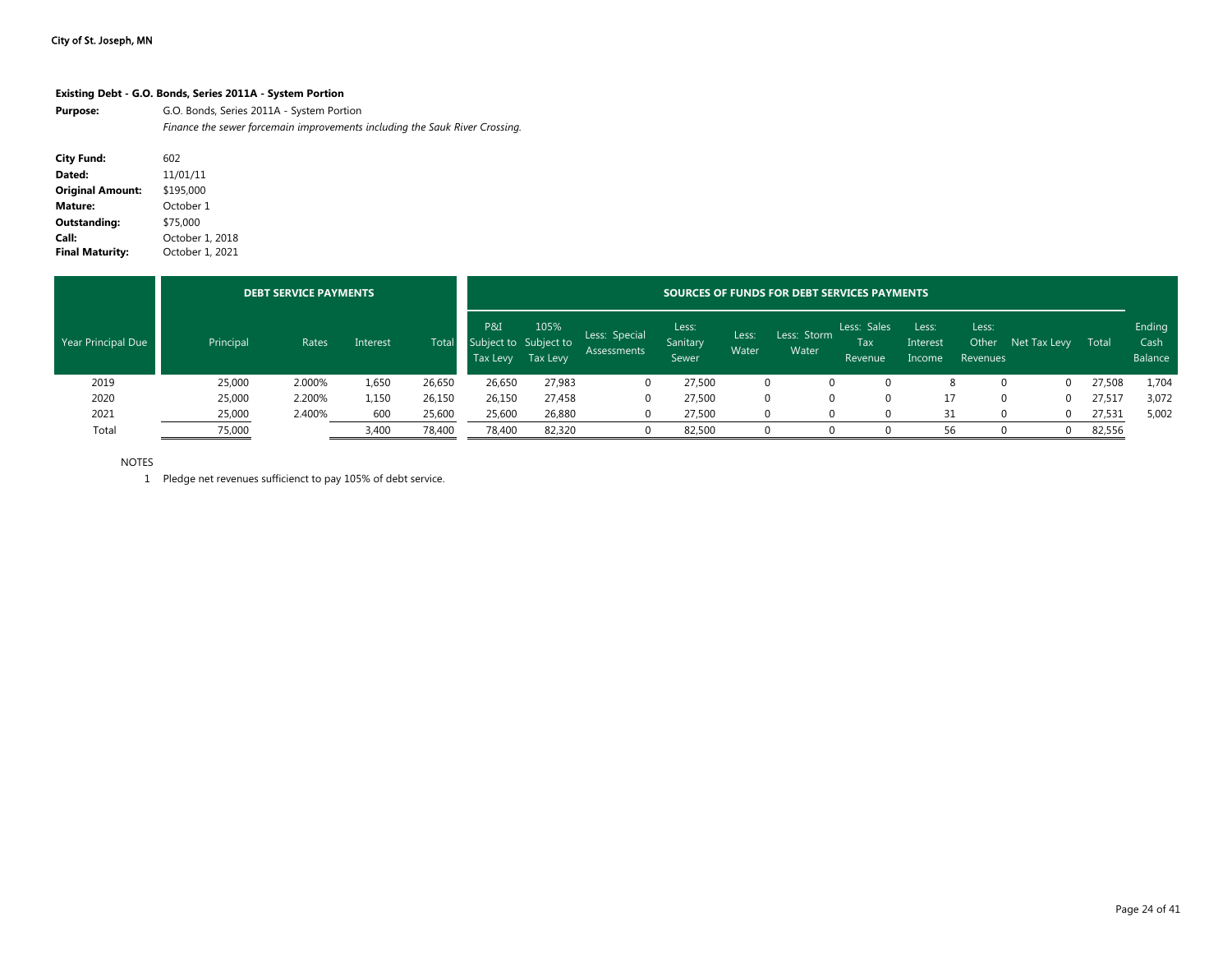City of St. Joseph, MN

### Existing Debt - G.O. Bonds, Series 2011A - System Portion

**Purpose:** G.O. Bonds, Series 2011A - System Portion
*Finance the sewer forcemain improvements including the Sauk River Crossing.*

**City Fund:** 602
**Dated:** 11/01/11
**Original Amount:** $195,000
**Mature:** October 1
**Outstanding:** $75,000
**Call:** October 1, 2018
**Final Maturity:** October 1, 2021

| | DEBT SERVICE PAYMENTS | | | | SOURCES OF FUNDS FOR DEBT SERVICES PAYMENTS | | | | | | | | | | | |
|---|---|---|---|---|---|---|---|---|---|---|---|---|---|---|---|---|
| Year Principal Due | Principal | Rates | Interest | Total | P&I Subject to Tax Levy | 105% Subject to Tax Levy | Less: Special Assessments | Less: Sanitary Sewer | Less: Water | Less: Storm Water | Less: Sales Tax Revenue | Less: Interest Income | Less: Other Revenues | Net Tax Levy | Total | Ending Cash Balance |
| 2019 | 25,000 | 2.000% | 1,650 | 26,650 | 26,650 | 27,983 | 0 | 27,500 | 0 | 0 | 0 | 8 | 0 | 0 | 27,508 | 1,704 |
| 2020 | 25,000 | 2.200% | 1,150 | 26,150 | 26,150 | 27,458 | 0 | 27,500 | 0 | 0 | 0 | 17 | 0 | 0 | 27,517 | 3,072 |
| 2021 | 25,000 | 2.400% | 600 | 25,600 | 25,600 | 26,880 | 0 | 27,500 | 0 | 0 | 0 | 31 | 0 | 0 | 27,531 | 5,002 |
| Total | 75,000 | | 3,400 | 78,400 | 78,400 | 82,320 | 0 | 82,500 | 0 | 0 | 0 | 56 | 0 | 0 | 82,556 | |

NOTES

1 Pledge net revenues sufficienct to pay 105% of debt service.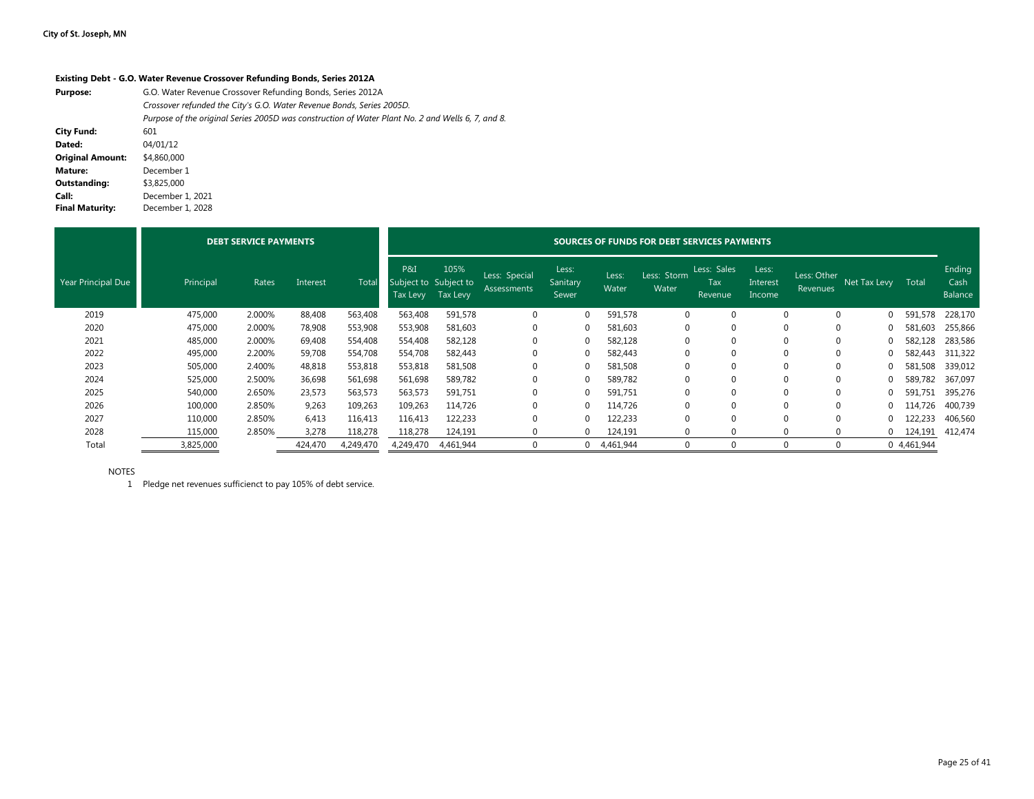City of St. Joseph, MN

**Existing Debt - G.O. Water Revenue Crossover Refunding Bonds, Series 2012A**

| | |
|---|---|
| **Purpose:** | G.O. Water Revenue Crossover Refunding Bonds, Series 2012A |
| | *Crossover refunded the City's G.O. Water Revenue Bonds, Series 2005D.* |
| | *Purpose of the original Series 2005D was construction of Water Plant No. 2 and Wells 6, 7, and 8.* |
| **City Fund:** | 601 |
| **Dated:** | 04/01/12 |
| **Original Amount:** | $4,860,000 |
| **Mature:** | December 1 |
| **Outstanding:** | $3,825,000 |
| **Call:** | December 1, 2021 |
| **Final Maturity:** | December 1, 2028 |

| | DEBT SERVICE PAYMENTS | | | | SOURCES OF FUNDS FOR DEBT SERVICES PAYMENTS | | | | | | | | | | | | |
|---|---|---|---|---|---|---|---|---|---|---|---|---|---|---|---|---|---|
| Year Principal Due | Principal | Rates | Interest | Total | P&I Subject to Tax Levy | 105% Subject to Tax Levy | Less: Special Assessments | Less: Sanitary Sewer | Less: Water | Less: Storm Water | Less: Sales Tax Revenue | Less: Interest Income | Less: Other Revenues | Net Tax Levy | Total | Ending Cash Balance |
| 2019 | 475,000 | 2.000% | 88,408 | 563,408 | 563,408 | 591,578 | 0 | 0 | 591,578 | 0 | 0 | 0 | 0 | 0 | 591,578 | 228,170 |
| 2020 | 475,000 | 2.000% | 78,908 | 553,908 | 553,908 | 581,603 | 0 | 0 | 581,603 | 0 | 0 | 0 | 0 | 0 | 581,603 | 255,866 |
| 2021 | 485,000 | 2.000% | 69,408 | 554,408 | 554,408 | 582,128 | 0 | 0 | 582,128 | 0 | 0 | 0 | 0 | 0 | 582,128 | 283,586 |
| 2022 | 495,000 | 2.200% | 59,708 | 554,708 | 554,708 | 582,443 | 0 | 0 | 582,443 | 0 | 0 | 0 | 0 | 0 | 582,443 | 311,322 |
| 2023 | 505,000 | 2.400% | 48,818 | 553,818 | 553,818 | 581,508 | 0 | 0 | 581,508 | 0 | 0 | 0 | 0 | 0 | 581,508 | 339,012 |
| 2024 | 525,000 | 2.500% | 36,698 | 561,698 | 561,698 | 589,782 | 0 | 0 | 589,782 | 0 | 0 | 0 | 0 | 0 | 589,782 | 367,097 |
| 2025 | 540,000 | 2.650% | 23,573 | 563,573 | 563,573 | 591,751 | 0 | 0 | 591,751 | 0 | 0 | 0 | 0 | 0 | 591,751 | 395,276 |
| 2026 | 100,000 | 2.850% | 9,263 | 109,263 | 109,263 | 114,726 | 0 | 0 | 114,726 | 0 | 0 | 0 | 0 | 0 | 114,726 | 400,739 |
| 2027 | 110,000 | 2.850% | 6,413 | 116,413 | 116,413 | 122,233 | 0 | 0 | 122,233 | 0 | 0 | 0 | 0 | 0 | 122,233 | 406,560 |
| 2028 | 115,000 | 2.850% | 3,278 | 118,278 | 118,278 | 124,191 | 0 | 0 | 124,191 | 0 | 0 | 0 | 0 | 0 | 124,191 | 412,474 |
| Total | 3,825,000 | | 424,470 | 4,249,470 | 4,249,470 | 4,461,944 | 0 | 0 | 4,461,944 | 0 | 0 | 0 | 0 | 0 | 4,461,944 | |

NOTES

1 Pledge net revenues sufficienct to pay 105% of debt service.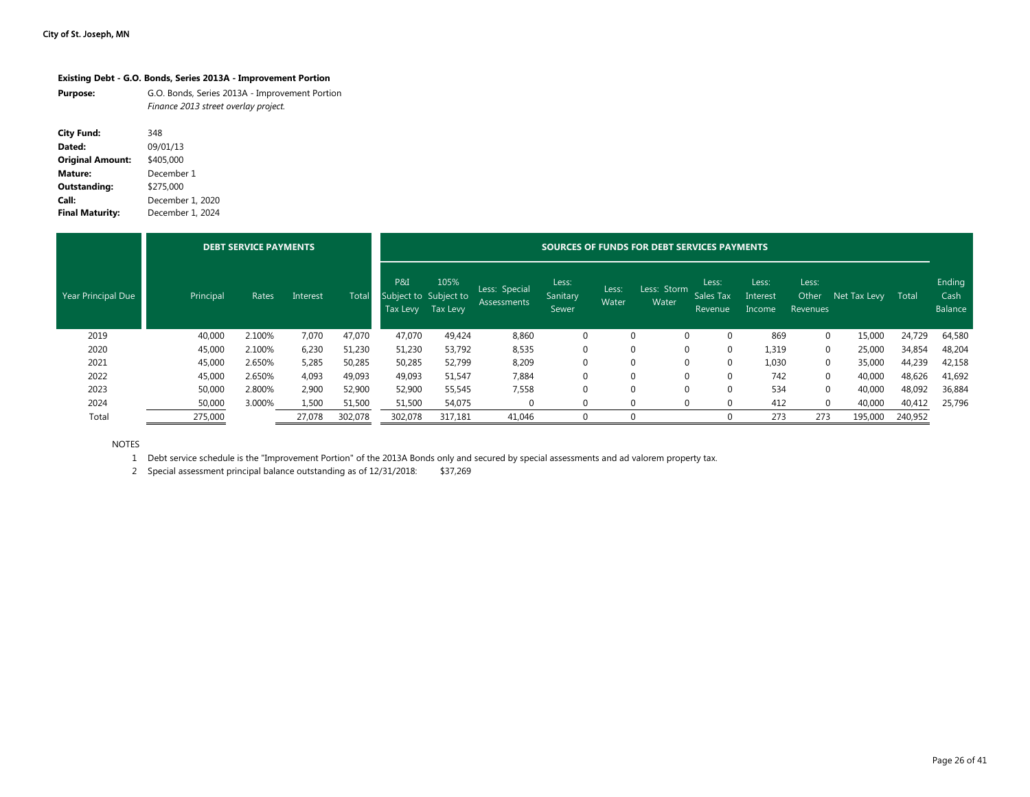**Existing Debt - G.O. Bonds, Series 2013A - Improvement Portion**

| | |
|---|---|
| **Purpose:** | G.O. Bonds, Series 2013A - Improvement Portion<br>*Finance 2013 street overlay project.* |
| **City Fund:** | 348 |
| **Dated:** | 09/01/13 |
| **Original Amount:** | $405,000 |
| **Mature:** | December 1 |
| **Outstanding:** | $275,000 |
| **Call:** | December 1, 2020 |
| **Final Maturity:** | December 1, 2024 |

| | DEBT SERVICE PAYMENTS | | | | SOURCES OF FUNDS FOR DEBT SERVICES PAYMENTS | | | | | | | | | | | |
|---|---|---|---|---|---|---|---|---|---|---|---|---|---|---|---|---|
| Year Principal Due | Principal | Rates | Interest | Total | P&I Subject to Tax Levy | 105% Subject to Tax Levy | Less: Special Assessments | Less: Sanitary Sewer | Less: Water | Less: Storm Water | Less: Sales Tax Revenue | Less: Interest Income | Less: Other Revenues | Net Tax Levy | Total | Ending Cash Balance |
| 2019 | 40,000 | 2.100% | 7,070 | 47,070 | 47,070 | 49,424 | 8,860 | 0 | 0 | 0 | 0 | 869 | 0 | 15,000 | 24,729 | 64,580 |
| 2020 | 45,000 | 2.100% | 6,230 | 51,230 | 51,230 | 53,792 | 8,535 | 0 | 0 | 0 | 0 | 1,319 | 0 | 25,000 | 34,854 | 48,204 |
| 2021 | 45,000 | 2.650% | 5,285 | 50,285 | 50,285 | 52,799 | 8,209 | 0 | 0 | 0 | 0 | 1,030 | 0 | 35,000 | 44,239 | 42,158 |
| 2022 | 45,000 | 2.650% | 4,093 | 49,093 | 49,093 | 51,547 | 7,884 | 0 | 0 | 0 | 0 | 742 | 0 | 40,000 | 48,626 | 41,692 |
| 2023 | 50,000 | 2.800% | 2,900 | 52,900 | 52,900 | 55,545 | 7,558 | 0 | 0 | 0 | 0 | 534 | 0 | 40,000 | 48,092 | 36,884 |
| 2024 | 50,000 | 3.000% | 1,500 | 51,500 | 51,500 | 54,075 | 0 | 0 | 0 | 0 | 0 | 412 | 0 | 40,000 | 40,412 | 25,796 |
| Total | 275,000 | | 27,078 | 302,078 | 302,078 | 317,181 | 41,046 | 0 | 0 | | 0 | 273 | 273 | 195,000 | 240,952 | |

NOTES

1. Debt service schedule is the "Improvement Portion" of the 2013A Bonds only and secured by special assessments and ad valorem property tax.
2. Special assessment principal balance outstanding as of 12/31/2018: $37,269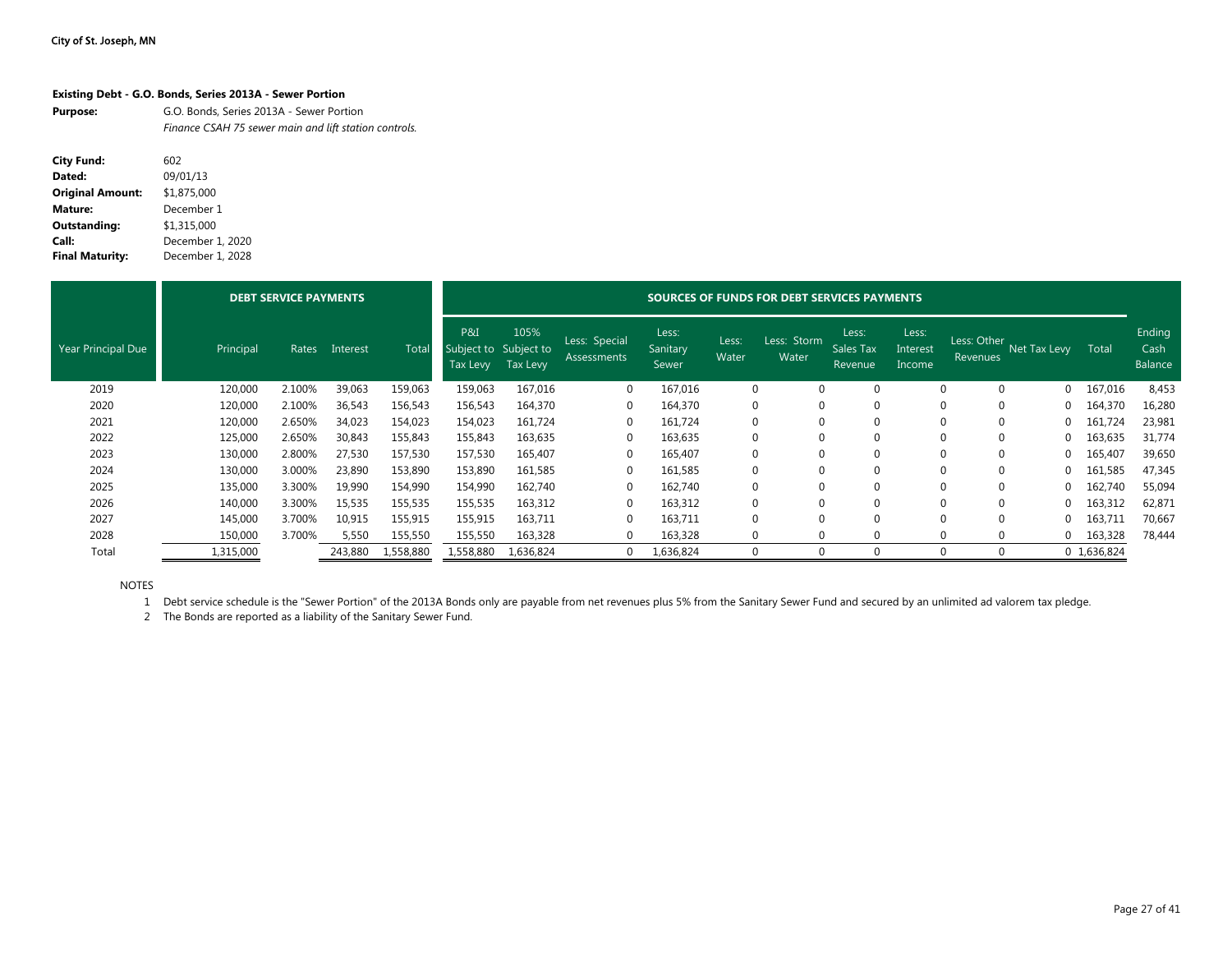City of St. Joseph, MN

**Existing Debt - G.O. Bonds, Series 2013A - Sewer Portion**

**Purpose:** G.O. Bonds, Series 2013A - Sewer Portion
*Finance CSAH 75 sewer main and lift station controls.*

**City Fund:** 602
**Dated:** 09/01/13
**Original Amount:** $1,875,000
**Mature:** December 1
**Outstanding:** $1,315,000
**Call:** December 1, 2020
**Final Maturity:** December 1, 2028

| | DEBT SERVICE PAYMENTS | | | | SOURCES OF FUNDS FOR DEBT SERVICES PAYMENTS | | | | | | | | | | | | |
|---|---|---|---|---|---|---|---|---|---|---|---|---|---|---|---|---|---|
| Year Principal Due | Principal | Rates | Interest | Total | P&I Subject to Tax Levy | 105% Subject to Tax Levy | Less: Special Assessments | Less: Sanitary Sewer | Less: Water | Less: Storm Water | Less: Sales Tax Revenue | Less: Interest Income | Less: Other Revenues | Net Tax Levy | Total | Ending Cash Balance |
| 2019 | 120,000 | 2.100% | 39,063 | 159,063 | 159,063 | 167,016 | 0 | 167,016 | 0 | 0 | 0 | 0 | 0 | 0 | 167,016 | 8,453 |
| 2020 | 120,000 | 2.100% | 36,543 | 156,543 | 156,543 | 164,370 | 0 | 164,370 | 0 | 0 | 0 | 0 | 0 | 0 | 164,370 | 16,280 |
| 2021 | 120,000 | 2.650% | 34,023 | 154,023 | 154,023 | 161,724 | 0 | 161,724 | 0 | 0 | 0 | 0 | 0 | 0 | 161,724 | 23,981 |
| 2022 | 125,000 | 2.650% | 30,843 | 155,843 | 155,843 | 163,635 | 0 | 163,635 | 0 | 0 | 0 | 0 | 0 | 0 | 163,635 | 31,774 |
| 2023 | 130,000 | 2.800% | 27,530 | 157,530 | 157,530 | 165,407 | 0 | 165,407 | 0 | 0 | 0 | 0 | 0 | 0 | 165,407 | 39,650 |
| 2024 | 130,000 | 3.000% | 23,890 | 153,890 | 153,890 | 161,585 | 0 | 161,585 | 0 | 0 | 0 | 0 | 0 | 0 | 161,585 | 47,345 |
| 2025 | 135,000 | 3.300% | 19,990 | 154,990 | 154,990 | 162,740 | 0 | 162,740 | 0 | 0 | 0 | 0 | 0 | 0 | 162,740 | 55,094 |
| 2026 | 140,000 | 3.300% | 15,535 | 155,535 | 155,535 | 163,312 | 0 | 163,312 | 0 | 0 | 0 | 0 | 0 | 0 | 163,312 | 62,871 |
| 2027 | 145,000 | 3.700% | 10,915 | 155,915 | 155,915 | 163,711 | 0 | 163,711 | 0 | 0 | 0 | 0 | 0 | 0 | 163,711 | 70,667 |
| 2028 | 150,000 | 3.700% | 5,550 | 155,550 | 155,550 | 163,328 | 0 | 163,328 | 0 | 0 | 0 | 0 | 0 | 0 | 163,328 | 78,444 |
| Total | 1,315,000 | | 243,880 | 1,558,880 | 1,558,880 | 1,636,824 | 0 | 1,636,824 | 0 | 0 | 0 | 0 | 0 | 0 | 1,636,824 | |

NOTES

1 Debt service schedule is the "Sewer Portion" of the 2013A Bonds only are payable from net revenues plus 5% from the Sanitary Sewer Fund and secured by an unlimited ad valorem tax pledge.
2 The Bonds are reported as a liability of the Sanitary Sewer Fund.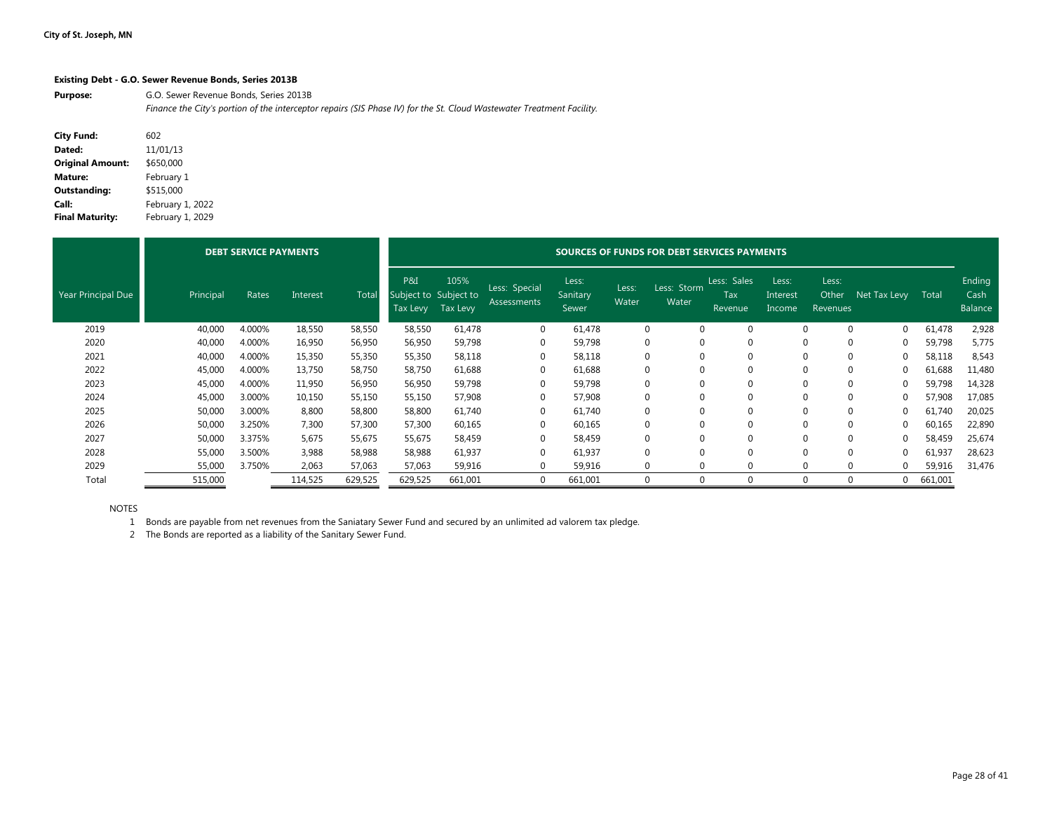**City of St. Joseph, MN**

### Existing Debt - G.O. Sewer Revenue Bonds, Series 2013B

**Purpose:** G.O. Sewer Revenue Bonds, Series 2013B
*Finance the City's portion of the interceptor repairs (SIS Phase IV) for the St. Cloud Wastewater Treatment Facility.*

| | |
|---|---|
| **City Fund:** | 602 |
| **Dated:** | 11/01/13 |
| **Original Amount:** | $650,000 |
| **Mature:** | February 1 |
| **Outstanding:** | $515,000 |
| **Call:** | February 1, 2022 |
| **Final Maturity:** | February 1, 2029 |

| | DEBT SERVICE PAYMENTS | | | | SOURCES OF FUNDS FOR DEBT SERVICES PAYMENTS | | | | | | | | | | | | |
|---|---|---|---|---|---|---|---|---|---|---|---|---|---|---|---|---|---|
| Year Principal Due | Principal | Rates | Interest | Total | P&I Subject to Tax Levy | 105% Subject to Tax Levy | Less: Special Assessments | Less: Sanitary Sewer | Less: Water | Less: Storm Water | Less: Sales Tax Revenue | Less: Interest Income | Less: Other Revenues | Net Tax Levy | Total | Ending Cash Balance |
| 2019 | 40,000 | 4.000% | 18,550 | 58,550 | 58,550 | 61,478 | 0 | 61,478 | 0 | 0 | 0 | 0 | 0 | 0 | 61,478 | 2,928 |
| 2020 | 40,000 | 4.000% | 16,950 | 56,950 | 56,950 | 59,798 | 0 | 59,798 | 0 | 0 | 0 | 0 | 0 | 0 | 59,798 | 5,775 |
| 2021 | 40,000 | 4.000% | 15,350 | 55,350 | 55,350 | 58,118 | 0 | 58,118 | 0 | 0 | 0 | 0 | 0 | 0 | 58,118 | 8,543 |
| 2022 | 45,000 | 4.000% | 13,750 | 58,750 | 58,750 | 61,688 | 0 | 61,688 | 0 | 0 | 0 | 0 | 0 | 0 | 61,688 | 11,480 |
| 2023 | 45,000 | 4.000% | 11,950 | 56,950 | 56,950 | 59,798 | 0 | 59,798 | 0 | 0 | 0 | 0 | 0 | 0 | 59,798 | 14,328 |
| 2024 | 45,000 | 3.000% | 10,150 | 55,150 | 55,150 | 57,908 | 0 | 57,908 | 0 | 0 | 0 | 0 | 0 | 0 | 57,908 | 17,085 |
| 2025 | 50,000 | 3.000% | 8,800 | 58,800 | 58,800 | 61,740 | 0 | 61,740 | 0 | 0 | 0 | 0 | 0 | 0 | 61,740 | 20,025 |
| 2026 | 50,000 | 3.250% | 7,300 | 57,300 | 57,300 | 60,165 | 0 | 60,165 | 0 | 0 | 0 | 0 | 0 | 0 | 60,165 | 22,890 |
| 2027 | 50,000 | 3.375% | 5,675 | 55,675 | 55,675 | 58,459 | 0 | 58,459 | 0 | 0 | 0 | 0 | 0 | 0 | 58,459 | 25,674 |
| 2028 | 55,000 | 3.500% | 3,988 | 58,988 | 58,988 | 61,937 | 0 | 61,937 | 0 | 0 | 0 | 0 | 0 | 0 | 61,937 | 28,623 |
| 2029 | 55,000 | 3.750% | 2,063 | 57,063 | 57,063 | 59,916 | 0 | 59,916 | 0 | 0 | 0 | 0 | 0 | 0 | 59,916 | 31,476 |
| Total | 515,000 | | 114,525 | 629,525 | 629,525 | 661,001 | 0 | 661,001 | 0 | 0 | 0 | 0 | 0 | 0 | 661,001 | |

NOTES

1. Bonds are payable from net revenues from the Saniatary Sewer Fund and secured by an unlimited ad valorem tax pledge.
2. The Bonds are reported as a liability of the Sanitary Sewer Fund.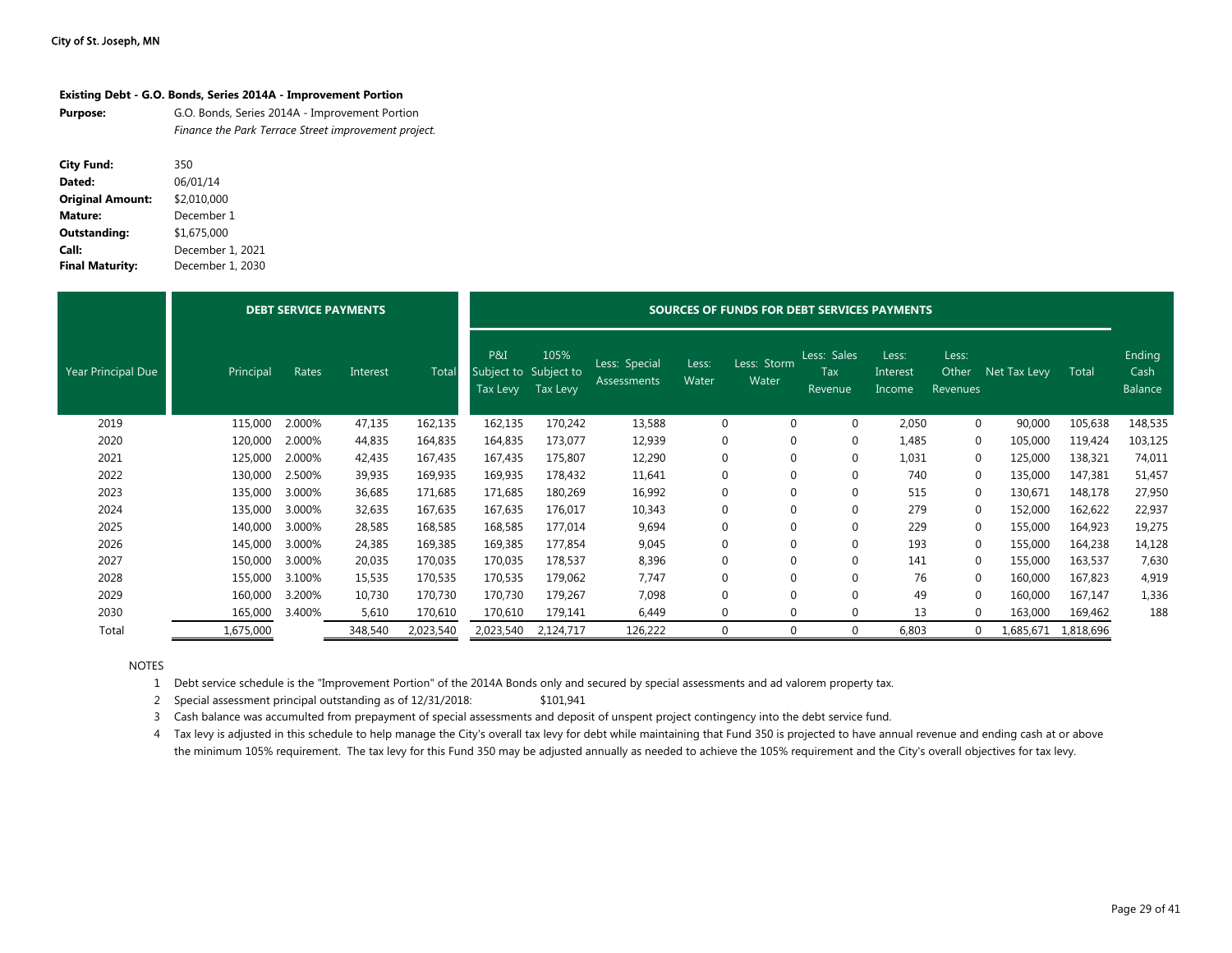City of St. Joseph, MN

**Existing Debt - G.O. Bonds, Series 2014A - Improvement Portion**

**Purpose:** G.O. Bonds, Series 2014A - Improvement Portion
*Finance the Park Terrace Street improvement project.*

**City Fund:** 350
**Dated:** 06/01/14
**Original Amount:** $2,010,000
**Mature:** December 1
**Outstanding:** $1,675,000
**Call:** December 1, 2021
**Final Maturity:** December 1, 2030

| | DEBT SERVICE PAYMENTS | | | | SOURCES OF FUNDS FOR DEBT SERVICES PAYMENTS | | | | | | | | | | |
|---|---|---|---|---|---|---|---|---|---|---|---|---|---|---|---|
| Year Principal Due | Principal | Rates | Interest | Total | P&I Subject to Tax Levy | 105% Subject to Tax Levy | Less: Special Assessments | Less: Water | Less: Storm Water | Less: Sales Tax Revenue | Less: Interest Income | Less: Other Revenues | Net Tax Levy | Total | Ending Cash Balance |
| 2019 | 115,000 | 2.000% | 47,135 | 162,135 | 162,135 | 170,242 | 13,588 | 0 | 0 | 0 | 2,050 | 0 | 90,000 | 105,638 | 148,535 |
| 2020 | 120,000 | 2.000% | 44,835 | 164,835 | 164,835 | 173,077 | 12,939 | 0 | 0 | 0 | 1,485 | 0 | 105,000 | 119,424 | 103,125 |
| 2021 | 125,000 | 2.000% | 42,435 | 167,435 | 167,435 | 175,807 | 12,290 | 0 | 0 | 0 | 1,031 | 0 | 125,000 | 138,321 | 74,011 |
| 2022 | 130,000 | 2.500% | 39,935 | 169,935 | 169,935 | 178,432 | 11,641 | 0 | 0 | 0 | 740 | 0 | 135,000 | 147,381 | 51,457 |
| 2023 | 135,000 | 3.000% | 36,685 | 171,685 | 171,685 | 180,269 | 16,992 | 0 | 0 | 0 | 515 | 0 | 130,671 | 148,178 | 27,950 |
| 2024 | 135,000 | 3.000% | 32,635 | 167,635 | 167,635 | 176,017 | 10,343 | 0 | 0 | 0 | 279 | 0 | 152,000 | 162,622 | 22,937 |
| 2025 | 140,000 | 3.000% | 28,585 | 168,585 | 168,585 | 177,014 | 9,694 | 0 | 0 | 0 | 229 | 0 | 155,000 | 164,923 | 19,275 |
| 2026 | 145,000 | 3.000% | 24,385 | 169,385 | 169,385 | 177,854 | 9,045 | 0 | 0 | 0 | 193 | 0 | 155,000 | 164,238 | 14,128 |
| 2027 | 150,000 | 3.000% | 20,035 | 170,035 | 170,035 | 178,537 | 8,396 | 0 | 0 | 0 | 141 | 0 | 155,000 | 163,537 | 7,630 |
| 2028 | 155,000 | 3.100% | 15,535 | 170,535 | 170,535 | 179,062 | 7,747 | 0 | 0 | 0 | 76 | 0 | 160,000 | 167,823 | 4,919 |
| 2029 | 160,000 | 3.200% | 10,730 | 170,730 | 170,730 | 179,267 | 7,098 | 0 | 0 | 0 | 49 | 0 | 160,000 | 167,147 | 1,336 |
| 2030 | 165,000 | 3.400% | 5,610 | 170,610 | 170,610 | 179,141 | 6,449 | 0 | 0 | 0 | 13 | 0 | 163,000 | 169,462 | 188 |
| Total | 1,675,000 | | 348,540 | 2,023,540 | 2,023,540 | 2,124,717 | 126,222 | 0 | 0 | 0 | 6,803 | 0 | 1,685,671 | 1,818,696 | |

NOTES

1. Debt service schedule is the "Improvement Portion" of the 2014A Bonds only and secured by special assessments and ad valorem property tax.
2. Special assessment principal outstanding as of 12/31/2018: $101,941
3. Cash balance was accumulted from prepayment of special assessments and deposit of unspent project contingency into the debt service fund.
4. Tax levy is adjusted in this schedule to help manage the City's overall tax levy for debt while maintaining that Fund 350 is projected to have annual revenue and ending cash at or above the minimum 105% requirement. The tax levy for this Fund 350 may be adjusted annually as needed to achieve the 105% requirement and the City's overall objectives for tax levy.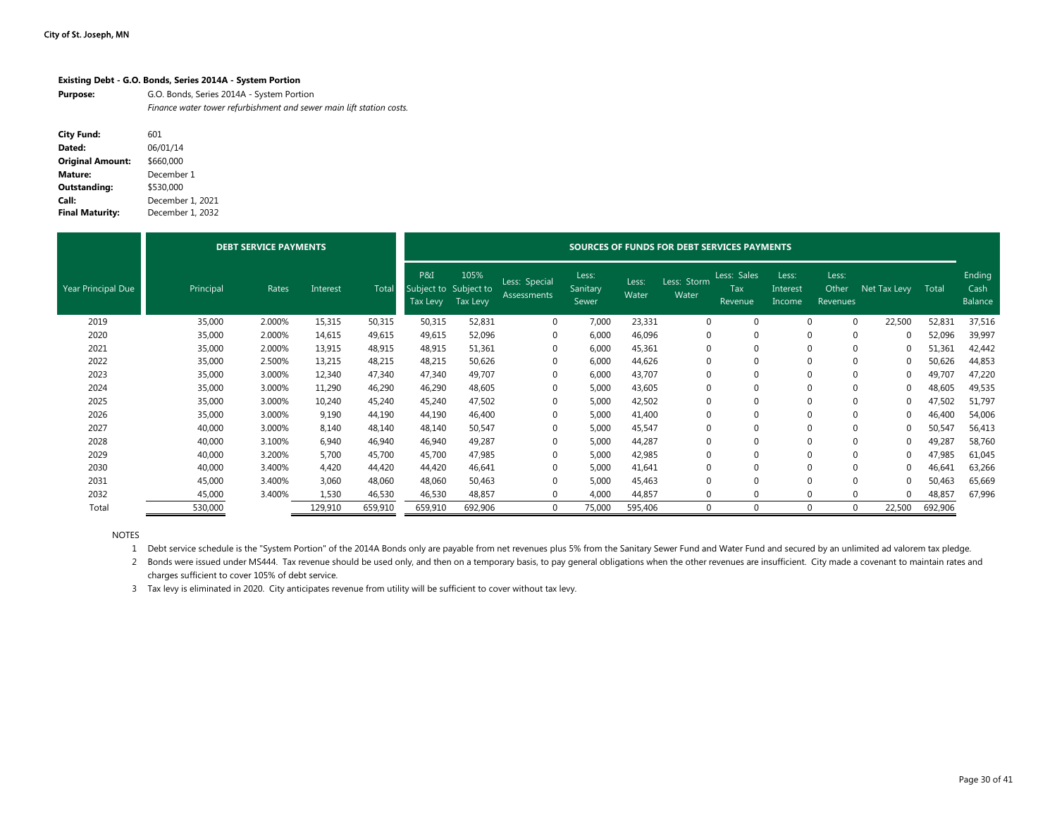City of St. Joseph, MN

**Existing Debt - G.O. Bonds, Series 2014A - System Portion**

**Purpose:** G.O. Bonds, Series 2014A - System Portion
*Finance water tower refurbishment and sewer main lift station costs.*

**City Fund:** 601
**Dated:** 06/01/14
**Original Amount:** \$660,000
**Mature:** December 1
**Outstanding:** \$530,000
**Call:** December 1, 2021
**Final Maturity:** December 1, 2032

| | DEBT SERVICE PAYMENTS | | | | SOURCES OF FUNDS FOR DEBT SERVICES PAYMENTS | | | | | | | | | | | | |
|---|---|---|---|---|---|---|---|---|---|---|---|---|---|---|---|---|---|
| Year Principal Due | Principal | Rates | Interest | Total | P&I Subject to Tax Levy | 105% Subject to Tax Levy | Less: Special Assessments | Less: Sanitary Sewer | Less: Water | Less: Storm Water | Less: Sales Tax Revenue | Less: Interest Income | Less: Other Revenues | Net Tax Levy | Total | Ending Cash Balance |
| 2019 | 35,000 | 2.000% | 15,315 | 50,315 | 50,315 | 52,831 | 0 | 7,000 | 23,331 | 0 | 0 | 0 | 0 | 22,500 | 52,831 | 37,516 |
| 2020 | 35,000 | 2.000% | 14,615 | 49,615 | 49,615 | 52,096 | 0 | 6,000 | 46,096 | 0 | 0 | 0 | 0 | 0 | 52,096 | 39,997 |
| 2021 | 35,000 | 2.000% | 13,915 | 48,915 | 48,915 | 51,361 | 0 | 6,000 | 45,361 | 0 | 0 | 0 | 0 | 0 | 51,361 | 42,442 |
| 2022 | 35,000 | 2.500% | 13,215 | 48,215 | 48,215 | 50,626 | 0 | 6,000 | 44,626 | 0 | 0 | 0 | 0 | 0 | 50,626 | 44,853 |
| 2023 | 35,000 | 3.000% | 12,340 | 47,340 | 47,340 | 49,707 | 0 | 6,000 | 43,707 | 0 | 0 | 0 | 0 | 0 | 49,707 | 47,220 |
| 2024 | 35,000 | 3.000% | 11,290 | 46,290 | 46,290 | 48,605 | 0 | 5,000 | 43,605 | 0 | 0 | 0 | 0 | 0 | 48,605 | 49,535 |
| 2025 | 35,000 | 3.000% | 10,240 | 45,240 | 45,240 | 47,502 | 0 | 5,000 | 42,502 | 0 | 0 | 0 | 0 | 0 | 47,502 | 51,797 |
| 2026 | 35,000 | 3.000% | 9,190 | 44,190 | 44,190 | 46,400 | 0 | 5,000 | 41,400 | 0 | 0 | 0 | 0 | 0 | 46,400 | 54,006 |
| 2027 | 40,000 | 3.000% | 8,140 | 48,140 | 48,140 | 50,547 | 0 | 5,000 | 45,547 | 0 | 0 | 0 | 0 | 0 | 50,547 | 56,413 |
| 2028 | 40,000 | 3.100% | 6,940 | 46,940 | 46,940 | 49,287 | 0 | 5,000 | 44,287 | 0 | 0 | 0 | 0 | 0 | 49,287 | 58,760 |
| 2029 | 40,000 | 3.200% | 5,700 | 45,700 | 45,700 | 47,985 | 0 | 5,000 | 42,985 | 0 | 0 | 0 | 0 | 0 | 47,985 | 61,045 |
| 2030 | 40,000 | 3.400% | 4,420 | 44,420 | 44,420 | 46,641 | 0 | 5,000 | 41,641 | 0 | 0 | 0 | 0 | 0 | 46,641 | 63,266 |
| 2031 | 45,000 | 3.400% | 3,060 | 48,060 | 48,060 | 50,463 | 0 | 5,000 | 45,463 | 0 | 0 | 0 | 0 | 0 | 50,463 | 65,669 |
| 2032 | 45,000 | 3.400% | 1,530 | 46,530 | 46,530 | 48,857 | 0 | 4,000 | 44,857 | 0 | 0 | 0 | 0 | 0 | 48,857 | 67,996 |
| Total | 530,000 | | 129,910 | 659,910 | 659,910 | 692,906 | 0 | 75,000 | 595,406 | 0 | 0 | 0 | 0 | 22,500 | 692,906 | |

NOTES

1. Debt service schedule is the "System Portion" of the 2014A Bonds only are payable from net revenues plus 5% from the Sanitary Sewer Fund and Water Fund and secured by an unlimited ad valorem tax pledge.
2. Bonds were issued under MS444. Tax revenue should be used only, and then on a temporary basis, to pay general obligations when the other revenues are insufficient. City made a covenant to maintain rates and charges sufficient to cover 105% of debt service.
3. Tax levy is eliminated in 2020. City anticipates revenue from utility will be sufficient to cover without tax levy.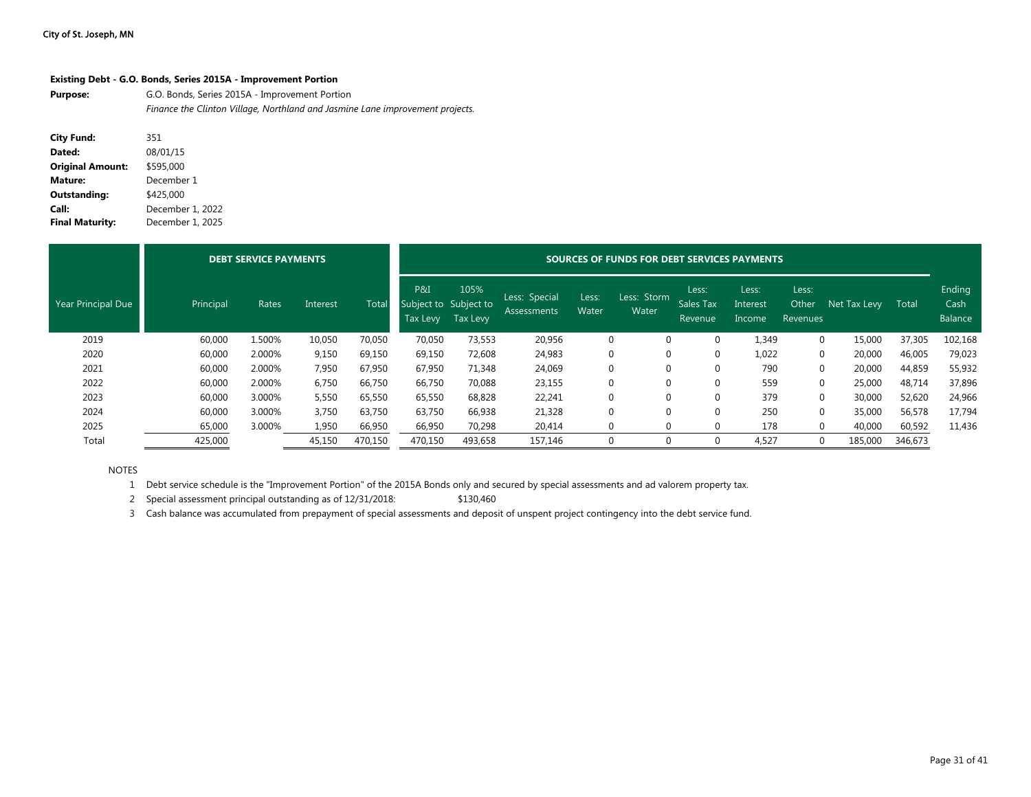City of St. Joseph, MN

**Existing Debt - G.O. Bonds, Series 2015A - Improvement Portion**

**Purpose:** G.O. Bonds, Series 2015A - Improvement Portion
*Finance the Clinton Village, Northland and Jasmine Lane improvement projects.*

**City Fund:** 351
**Dated:** 08/01/15
**Original Amount:** $595,000
**Mature:** December 1
**Outstanding:** $425,000
**Call:** December 1, 2022
**Final Maturity:** December 1, 2025

| | DEBT SERVICE PAYMENTS | | | | SOURCES OF FUNDS FOR DEBT SERVICES PAYMENTS | | | | | | | | | | |
|---|---|---|---|---|---|---|---|---|---|---|---|---|---|---|---|
| Year Principal Due | Principal | Rates | Interest | Total | P&I Subject to Tax Levy | 105% Subject to Tax Levy | Less: Special Assessments | Less: Water | Less: Storm Water | Less: Sales Tax Revenue | Less: Interest Income | Less: Other Revenues | Net Tax Levy | Total | Ending Cash Balance |
| 2019 | 60,000 | 1.500% | 10,050 | 70,050 | 70,050 | 73,553 | 20,956 | 0 | 0 | 0 | 1,349 | 0 | 15,000 | 37,305 | 102,168 |
| 2020 | 60,000 | 2.000% | 9,150 | 69,150 | 69,150 | 72,608 | 24,983 | 0 | 0 | 0 | 1,022 | 0 | 20,000 | 46,005 | 79,023 |
| 2021 | 60,000 | 2.000% | 7,950 | 67,950 | 67,950 | 71,348 | 24,069 | 0 | 0 | 0 | 790 | 0 | 20,000 | 44,859 | 55,932 |
| 2022 | 60,000 | 2.000% | 6,750 | 66,750 | 66,750 | 70,088 | 23,155 | 0 | 0 | 0 | 559 | 0 | 25,000 | 48,714 | 37,896 |
| 2023 | 60,000 | 3.000% | 5,550 | 65,550 | 65,550 | 68,828 | 22,241 | 0 | 0 | 0 | 379 | 0 | 30,000 | 52,620 | 24,966 |
| 2024 | 60,000 | 3.000% | 3,750 | 63,750 | 63,750 | 66,938 | 21,328 | 0 | 0 | 0 | 250 | 0 | 35,000 | 56,578 | 17,794 |
| 2025 | 65,000 | 3.000% | 1,950 | 66,950 | 66,950 | 70,298 | 20,414 | 0 | 0 | 0 | 178 | 0 | 40,000 | 60,592 | 11,436 |
| Total | 425,000 | | 45,150 | 470,150 | 470,150 | 493,658 | 157,146 | 0 | 0 | 0 | 4,527 | 0 | 185,000 | 346,673 | |

NOTES

1. Debt service schedule is the "Improvement Portion" of the 2015A Bonds only and secured by special assessments and ad valorem property tax.
2. Special assessment principal outstanding as of 12/31/2018: $130,460
3. Cash balance was accumulated from prepayment of special assessments and deposit of unspent project contingency into the debt service fund.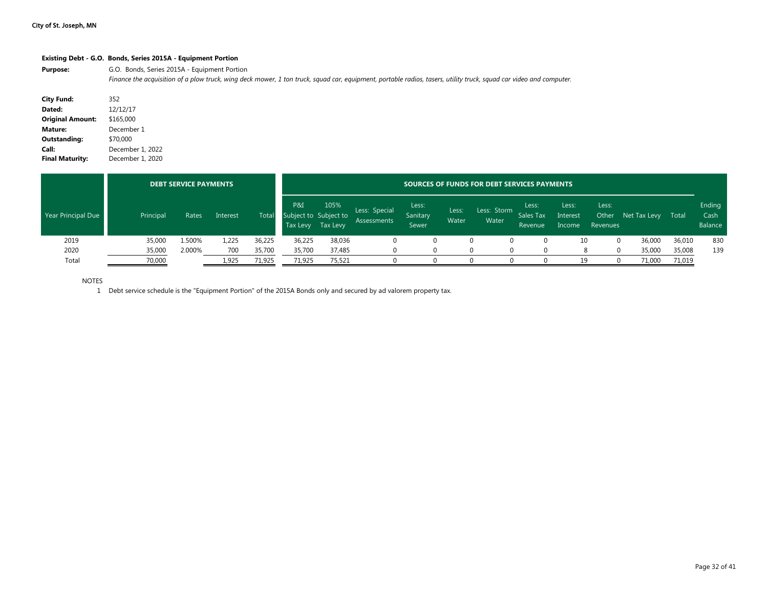**City of St. Joseph, MN**

**Existing Debt - G.O. Bonds, Series 2015A - Equipment Portion**

**Purpose:** G.O. Bonds, Series 2015A - Equipment Portion

*Finance the acquisition of a plow truck, wing deck mower, 1 ton truck, squad car, equipment, portable radios, tasers, utility truck, squad car video and computer.*

**City Fund:** 352
**Dated:** 12/12/17
**Original Amount:** \$165,000
**Mature:** December 1
**Outstanding:** \$70,000
**Call:** December 1, 2022
**Final Maturity:** December 1, 2020

| | DEBT SERVICE PAYMENTS | | | | SOURCES OF FUNDS FOR DEBT SERVICES PAYMENTS | | | | | | | | | | | | |
|---|---|---|---|---|---|---|---|---|---|---|---|---|---|---|---|---|---|
| Year Principal Due | Principal | Rates | Interest | Total | P&I Subject to Tax Levy | 105% Subject to Tax Levy | Less: Special Assessments | Less: Sanitary Sewer | Less: Water | Less: Storm Water | Less: Sales Tax Revenue | Less: Interest Income | Less: Other Revenues | Net Tax Levy | Total | Ending Cash Balance |
| 2019 | 35,000 | 1.500% | 1,225 | 36,225 | 36,225 | 38,036 | 0 | 0 | 0 | 0 | 0 | 10 | 0 | 36,000 | 36,010 | 830 |
| 2020 | 35,000 | 2.000% | 700 | 35,700 | 35,700 | 37,485 | 0 | 0 | 0 | 0 | 0 | 8 | 0 | 35,000 | 35,008 | 139 |
| Total | 70,000 | | 1,925 | 71,925 | 71,925 | 75,521 | 0 | 0 | 0 | 0 | 0 | 19 | 0 | 71,000 | 71,019 | |

NOTES

1 Debt service schedule is the "Equipment Portion" of the 2015A Bonds only and secured by ad valorem property tax.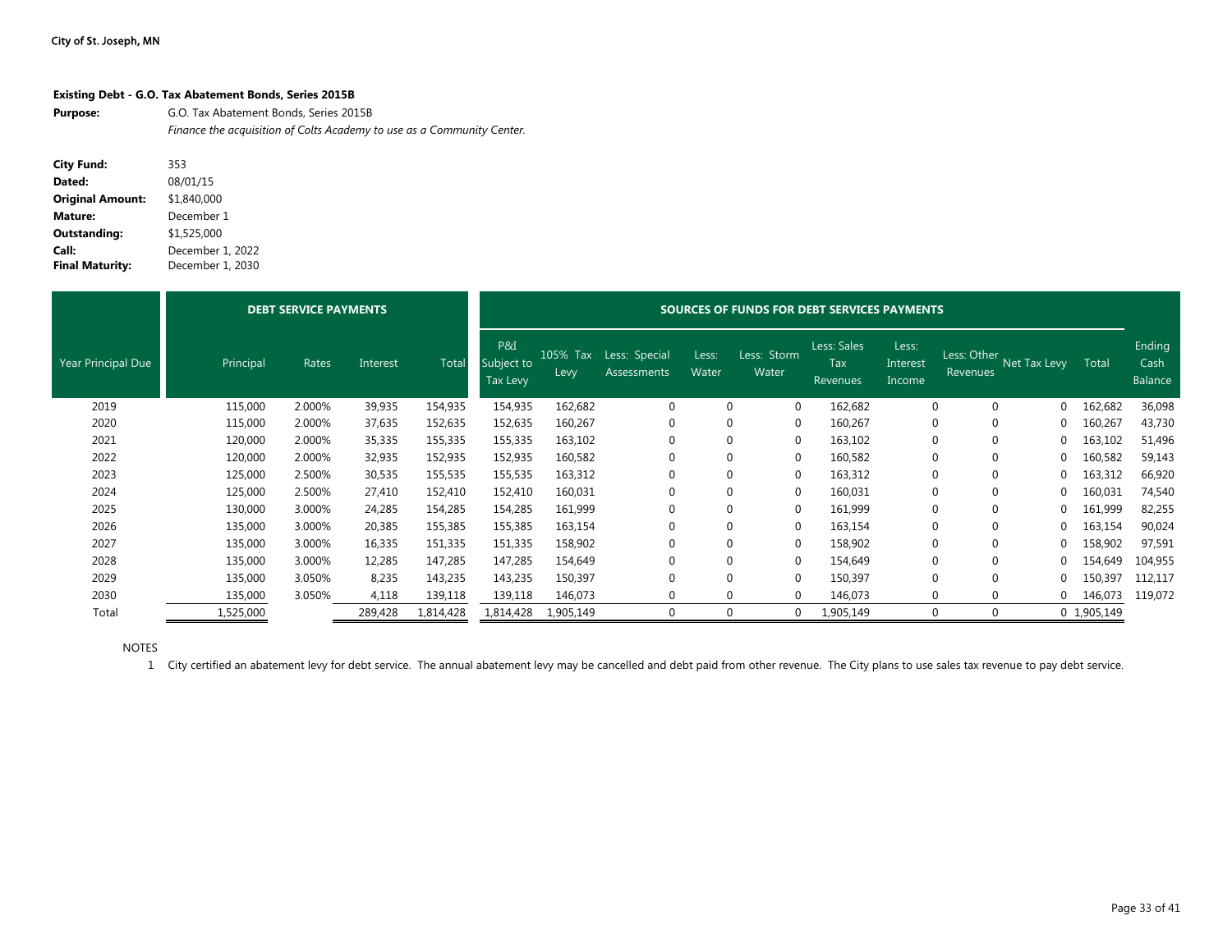City of St. Joseph, MN

**Existing Debt - G.O. Tax Abatement Bonds, Series 2015B**

**Purpose:** G.O. Tax Abatement Bonds, Series 2015B
*Finance the acquisition of Colts Academy to use as a Community Center.*

**City Fund:** 353
**Dated:** 08/01/15
**Original Amount:** $1,840,000
**Mature:** December 1
**Outstanding:** $1,525,000
**Call:** December 1, 2022
**Final Maturity:** December 1, 2030

| | DEBT SERVICE PAYMENTS | | | | SOURCES OF FUNDS FOR DEBT SERVICES PAYMENTS | | | | | | | | | | |
|---|---|---|---|---|---|---|---|---|---|---|---|---|---|---|---|
| Year Principal Due | Principal | Rates | Interest | Total | P&I Subject to Tax Levy | 105% Tax Levy | Less: Special Assessments | Less: Water | Less: Storm Water | Less: Sales Tax Revenues | Less: Interest Income | Less: Other Revenues | Net Tax Levy | Total | Ending Cash Balance |
| 2019 | 115,000 | 2.000% | 39,935 | 154,935 | 154,935 | 162,682 | 0 | 0 | 0 | 162,682 | 0 | 0 | 0 | 162,682 | 36,098 |
| 2020 | 115,000 | 2.000% | 37,635 | 152,635 | 152,635 | 160,267 | 0 | 0 | 0 | 160,267 | 0 | 0 | 0 | 160,267 | 43,730 |
| 2021 | 120,000 | 2.000% | 35,335 | 155,335 | 155,335 | 163,102 | 0 | 0 | 0 | 163,102 | 0 | 0 | 0 | 163,102 | 51,496 |
| 2022 | 120,000 | 2.000% | 32,935 | 152,935 | 152,935 | 160,582 | 0 | 0 | 0 | 160,582 | 0 | 0 | 0 | 160,582 | 59,143 |
| 2023 | 125,000 | 2.500% | 30,535 | 155,535 | 155,535 | 163,312 | 0 | 0 | 0 | 163,312 | 0 | 0 | 0 | 163,312 | 66,920 |
| 2024 | 125,000 | 2.500% | 27,410 | 152,410 | 152,410 | 160,031 | 0 | 0 | 0 | 160,031 | 0 | 0 | 0 | 160,031 | 74,540 |
| 2025 | 130,000 | 3.000% | 24,285 | 154,285 | 154,285 | 161,999 | 0 | 0 | 0 | 161,999 | 0 | 0 | 0 | 161,999 | 82,255 |
| 2026 | 135,000 | 3.000% | 20,385 | 155,385 | 155,385 | 163,154 | 0 | 0 | 0 | 163,154 | 0 | 0 | 0 | 163,154 | 90,024 |
| 2027 | 135,000 | 3.000% | 16,335 | 151,335 | 151,335 | 158,902 | 0 | 0 | 0 | 158,902 | 0 | 0 | 0 | 158,902 | 97,591 |
| 2028 | 135,000 | 3.000% | 12,285 | 147,285 | 147,285 | 154,649 | 0 | 0 | 0 | 154,649 | 0 | 0 | 0 | 154,649 | 104,955 |
| 2029 | 135,000 | 3.050% | 8,235 | 143,235 | 143,235 | 150,397 | 0 | 0 | 0 | 150,397 | 0 | 0 | 0 | 150,397 | 112,117 |
| 2030 | 135,000 | 3.050% | 4,118 | 139,118 | 139,118 | 146,073 | 0 | 0 | 0 | 146,073 | 0 | 0 | 0 | 146,073 | 119,072 |
| Total | 1,525,000 | | 289,428 | 1,814,428 | 1,814,428 | 1,905,149 | 0 | 0 | 0 | 1,905,149 | 0 | 0 | 0 | 1,905,149 | |

NOTES

1 City certified an abatement levy for debt service. The annual abatement levy may be cancelled and debt paid from other revenue. The City plans to use sales tax revenue to pay debt service.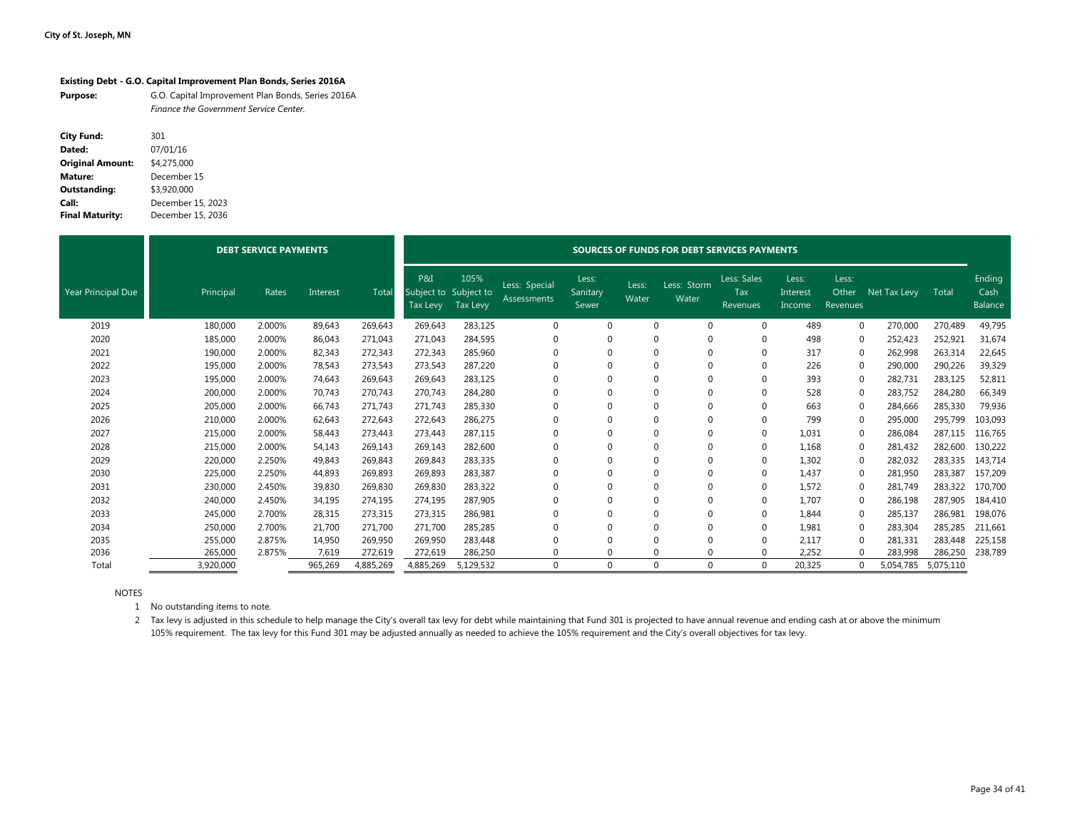**City of St. Joseph, MN**

### Existing Debt - G.O. Capital Improvement Plan Bonds, Series 2016A

**Purpose:** G.O. Capital Improvement Plan Bonds, Series 2016A
*Finance the Government Service Center.*

**City Fund:** 301
**Dated:** 07/01/16
**Original Amount:** $4,275,000
**Mature:** December 15
**Outstanding:** $3,920,000
**Call:** December 15, 2023
**Final Maturity:** December 15, 2036

| | DEBT SERVICE PAYMENTS | | | | SOURCES OF FUNDS FOR DEBT SERVICES PAYMENTS | | | | | | | | | | | | |
|---|---|---|---|---|---|---|---|---|---|---|---|---|---|---|---|---|---|
| Year Principal Due | Principal | Rates | Interest | Total | P&I Subject to Tax Levy | 105% Subject to Tax Levy | Less: Special Assessments | Less: Sanitary Sewer | Less: Water | Less: Storm Water | Less: Sales Tax Revenues | Less: Interest Income | Less: Other Revenues | Net Tax Levy | Total | Ending Cash Balance |
| 2019 | 180,000 | 2.000% | 89,643 | 269,643 | 269,643 | 283,125 | 0 | 0 | 0 | 0 | 0 | 489 | 0 | 270,000 | 270,489 | 49,795 |
| 2020 | 185,000 | 2.000% | 86,043 | 271,043 | 271,043 | 284,595 | 0 | 0 | 0 | 0 | 0 | 498 | 0 | 252,423 | 252,921 | 31,674 |
| 2021 | 190,000 | 2.000% | 82,343 | 272,343 | 272,343 | 285,960 | 0 | 0 | 0 | 0 | 0 | 317 | 0 | 262,998 | 263,314 | 22,645 |
| 2022 | 195,000 | 2.000% | 78,543 | 273,543 | 273,543 | 287,220 | 0 | 0 | 0 | 0 | 0 | 226 | 0 | 290,000 | 290,226 | 39,329 |
| 2023 | 195,000 | 2.000% | 74,643 | 269,643 | 269,643 | 283,125 | 0 | 0 | 0 | 0 | 0 | 393 | 0 | 282,731 | 283,125 | 52,811 |
| 2024 | 200,000 | 2.000% | 70,743 | 270,743 | 270,743 | 284,280 | 0 | 0 | 0 | 0 | 0 | 528 | 0 | 283,752 | 284,280 | 66,349 |
| 2025 | 205,000 | 2.000% | 66,743 | 271,743 | 271,743 | 285,330 | 0 | 0 | 0 | 0 | 0 | 663 | 0 | 284,666 | 285,330 | 79,936 |
| 2026 | 210,000 | 2.000% | 62,643 | 272,643 | 272,643 | 286,275 | 0 | 0 | 0 | 0 | 0 | 799 | 0 | 295,000 | 295,799 | 103,093 |
| 2027 | 215,000 | 2.000% | 58,443 | 273,443 | 273,443 | 287,115 | 0 | 0 | 0 | 0 | 0 | 1,031 | 0 | 286,084 | 287,115 | 116,765 |
| 2028 | 215,000 | 2.000% | 54,143 | 269,143 | 269,143 | 282,600 | 0 | 0 | 0 | 0 | 0 | 1,168 | 0 | 281,432 | 282,600 | 130,222 |
| 2029 | 220,000 | 2.250% | 49,843 | 269,843 | 269,843 | 283,335 | 0 | 0 | 0 | 0 | 0 | 1,302 | 0 | 282,032 | 283,335 | 143,714 |
| 2030 | 225,000 | 2.250% | 44,893 | 269,893 | 269,893 | 283,387 | 0 | 0 | 0 | 0 | 0 | 1,437 | 0 | 281,950 | 283,387 | 157,209 |
| 2031 | 230,000 | 2.450% | 39,830 | 269,830 | 269,830 | 283,322 | 0 | 0 | 0 | 0 | 0 | 1,572 | 0 | 281,749 | 283,322 | 170,700 |
| 2032 | 240,000 | 2.450% | 34,195 | 274,195 | 274,195 | 287,905 | 0 | 0 | 0 | 0 | 0 | 1,707 | 0 | 286,198 | 287,905 | 184,410 |
| 2033 | 245,000 | 2.700% | 28,315 | 273,315 | 273,315 | 286,981 | 0 | 0 | 0 | 0 | 0 | 1,844 | 0 | 285,137 | 286,981 | 198,076 |
| 2034 | 250,000 | 2.700% | 21,700 | 271,700 | 271,700 | 285,285 | 0 | 0 | 0 | 0 | 0 | 1,981 | 0 | 283,304 | 285,285 | 211,661 |
| 2035 | 255,000 | 2.875% | 14,950 | 269,950 | 269,950 | 283,448 | 0 | 0 | 0 | 0 | 0 | 2,117 | 0 | 281,331 | 283,448 | 225,158 |
| 2036 | 265,000 | 2.875% | 7,619 | 272,619 | 272,619 | 286,250 | 0 | 0 | 0 | 0 | 0 | 2,252 | 0 | 283,998 | 286,250 | 238,789 |
| Total | 3,920,000 | | 965,269 | 4,885,269 | 4,885,269 | 5,129,532 | 0 | 0 | 0 | 0 | 0 | 20,325 | 0 | 5,054,785 | 5,075,110 | |

NOTES

1. No outstanding items to note.
2. Tax levy is adjusted in this schedule to help manage the City's overall tax levy for debt while maintaining that Fund 301 is projected to have annual revenue and ending cash at or above the minimum 105% requirement. The tax levy for this Fund 301 may be adjusted annually as needed to achieve the 105% requirement and the City's overall objectives for tax levy.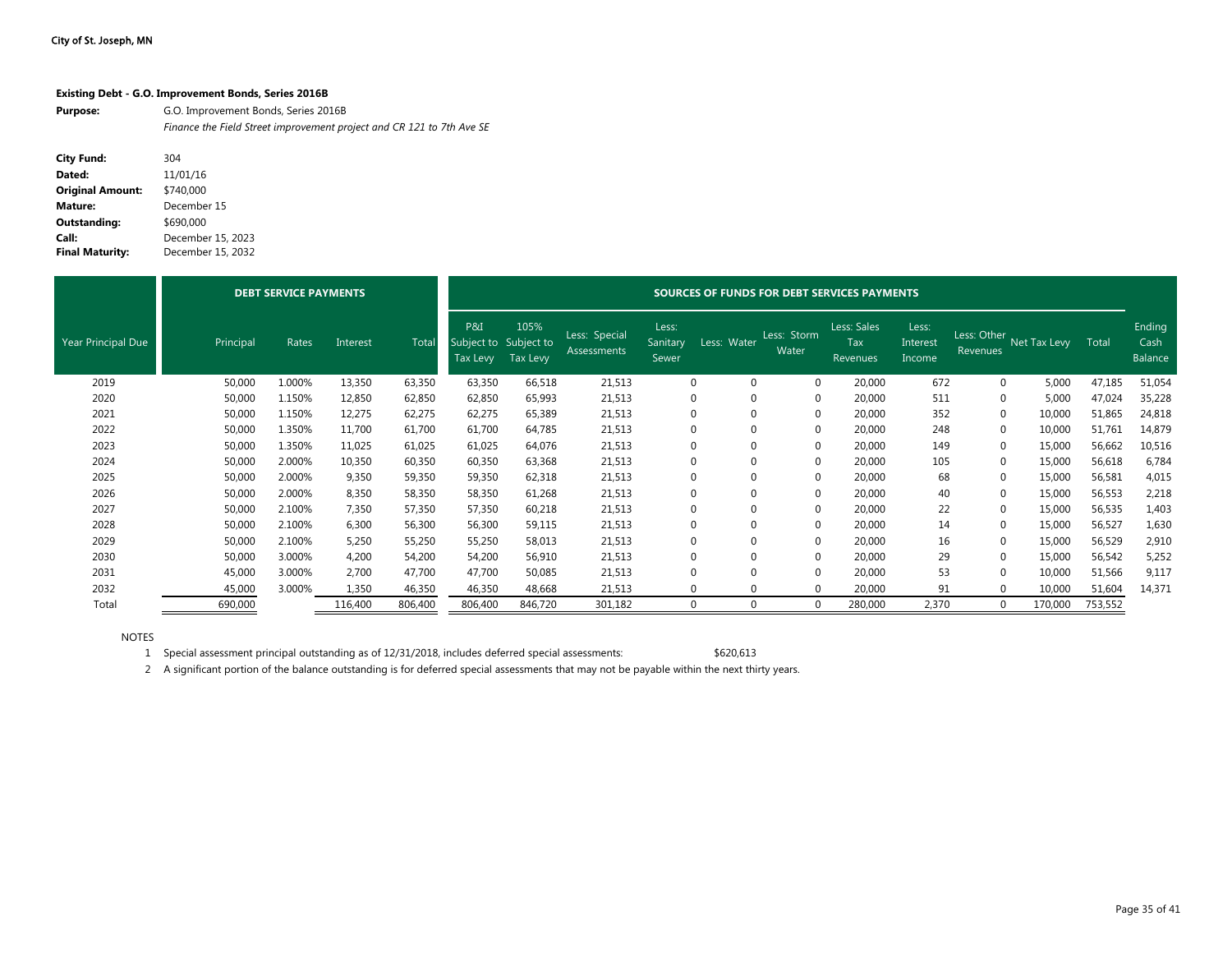**City of St. Joseph, MN**

**Existing Debt - G.O. Improvement Bonds, Series 2016B**

**Purpose:** G.O. Improvement Bonds, Series 2016B
*Finance the Field Street improvement project and CR 121 to 7th Ave SE*

**City Fund:** 304
**Dated:** 11/01/16
**Original Amount:** $740,000
**Mature:** December 15
**Outstanding:** $690,000
**Call:** December 15, 2023
**Final Maturity:** December 15, 2032

| | DEBT SERVICE PAYMENTS | | | | SOURCES OF FUNDS FOR DEBT SERVICES PAYMENTS | | | | | | | | | | | |
|---|---|---|---|---|---|---|---|---|---|---|---|---|---|---|---|---|
| Year Principal Due | Principal | Rates | Interest | Total | P&I Subject to Tax Levy | 105% Subject to Tax Levy | Less: Special Assessments | Less: Sanitary Sewer | Less: Water | Less: Storm Water | Less: Sales Tax Revenues | Less: Interest Income | Less: Other Revenues | Net Tax Levy | Total | Ending Cash Balance |
| 2019 | 50,000 | 1.000% | 13,350 | 63,350 | 63,350 | 66,518 | 21,513 | 0 | 0 | 0 | 20,000 | 672 | 0 | 5,000 | 47,185 | 51,054 |
| 2020 | 50,000 | 1.150% | 12,850 | 62,850 | 62,850 | 65,993 | 21,513 | 0 | 0 | 0 | 20,000 | 511 | 0 | 5,000 | 47,024 | 35,228 |
| 2021 | 50,000 | 1.150% | 12,275 | 62,275 | 62,275 | 65,389 | 21,513 | 0 | 0 | 0 | 20,000 | 352 | 0 | 10,000 | 51,865 | 24,818 |
| 2022 | 50,000 | 1.350% | 11,700 | 61,700 | 61,700 | 64,785 | 21,513 | 0 | 0 | 0 | 20,000 | 248 | 0 | 10,000 | 51,761 | 14,879 |
| 2023 | 50,000 | 1.350% | 11,025 | 61,025 | 61,025 | 64,076 | 21,513 | 0 | 0 | 0 | 20,000 | 149 | 0 | 15,000 | 56,662 | 10,516 |
| 2024 | 50,000 | 2.000% | 10,350 | 60,350 | 60,350 | 63,368 | 21,513 | 0 | 0 | 0 | 20,000 | 105 | 0 | 15,000 | 56,618 | 6,784 |
| 2025 | 50,000 | 2.000% | 9,350 | 59,350 | 59,350 | 62,318 | 21,513 | 0 | 0 | 0 | 20,000 | 68 | 0 | 15,000 | 56,581 | 4,015 |
| 2026 | 50,000 | 2.000% | 8,350 | 58,350 | 58,350 | 61,268 | 21,513 | 0 | 0 | 0 | 20,000 | 40 | 0 | 15,000 | 56,553 | 2,218 |
| 2027 | 50,000 | 2.100% | 7,350 | 57,350 | 57,350 | 60,218 | 21,513 | 0 | 0 | 0 | 20,000 | 22 | 0 | 15,000 | 56,535 | 1,403 |
| 2028 | 50,000 | 2.100% | 6,300 | 56,300 | 56,300 | 59,115 | 21,513 | 0 | 0 | 0 | 20,000 | 14 | 0 | 15,000 | 56,527 | 1,630 |
| 2029 | 50,000 | 2.100% | 5,250 | 55,250 | 55,250 | 58,013 | 21,513 | 0 | 0 | 0 | 20,000 | 16 | 0 | 15,000 | 56,529 | 2,910 |
| 2030 | 50,000 | 3.000% | 4,200 | 54,200 | 54,200 | 56,910 | 21,513 | 0 | 0 | 0 | 20,000 | 29 | 0 | 15,000 | 56,542 | 5,252 |
| 2031 | 45,000 | 3.000% | 2,700 | 47,700 | 47,700 | 50,085 | 21,513 | 0 | 0 | 0 | 20,000 | 53 | 0 | 10,000 | 51,566 | 9,117 |
| 2032 | 45,000 | 3.000% | 1,350 | 46,350 | 46,350 | 48,668 | 21,513 | 0 | 0 | 0 | 20,000 | 91 | 0 | 10,000 | 51,604 | 14,371 |
| Total | 690,000 | | 116,400 | 806,400 | 806,400 | 846,720 | 301,182 | 0 | 0 | 0 | 280,000 | 2,370 | 0 | 170,000 | 753,552 | |

NOTES

1. Special assessment principal outstanding as of 12/31/2018, includes deferred special assessments: $620,613
2. A significant portion of the balance outstanding is for deferred special assessments that may not be payable within the next thirty years.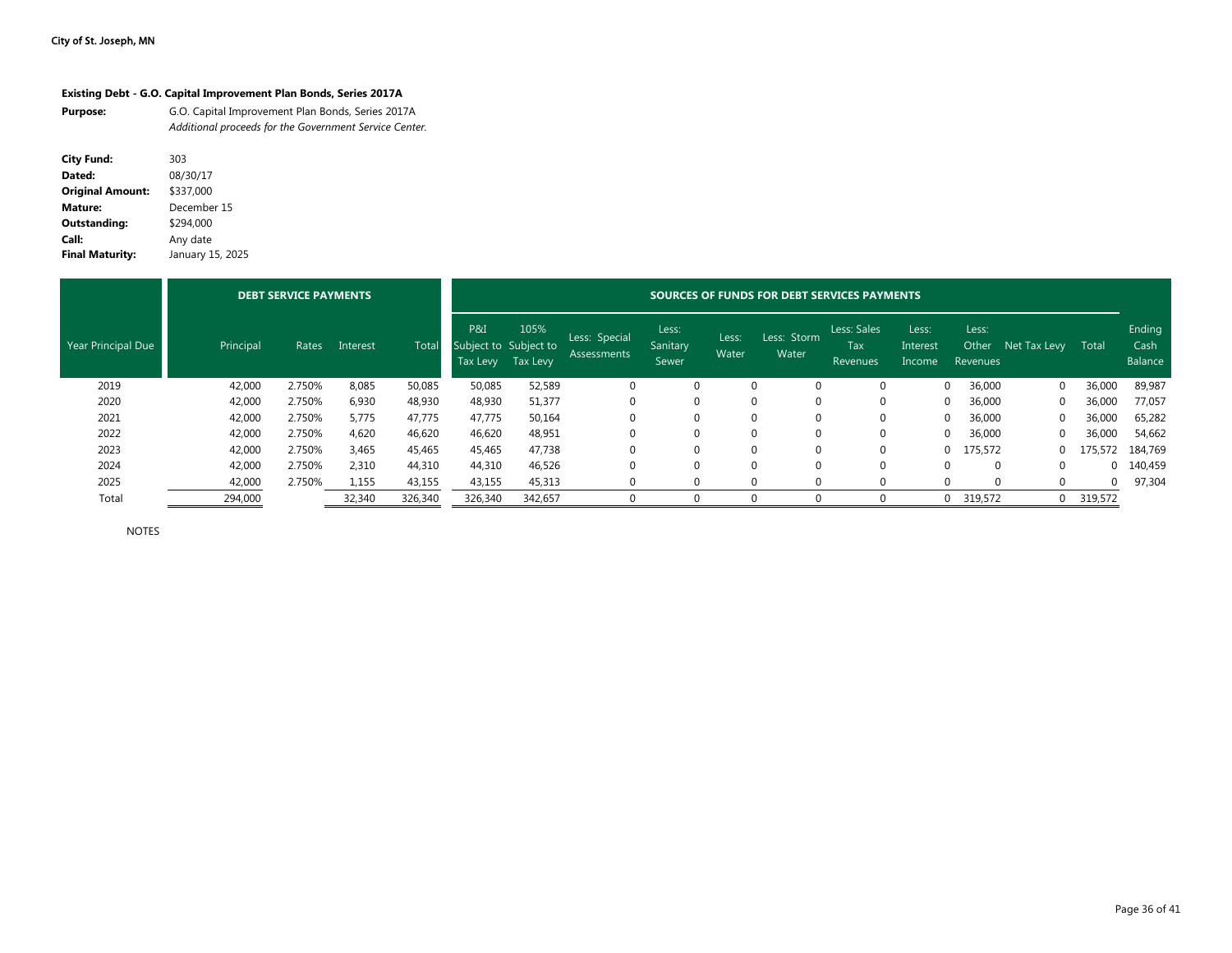City of St. Joseph, MN

**Existing Debt - G.O. Capital Improvement Plan Bonds, Series 2017A**

**Purpose:** G.O. Capital Improvement Plan Bonds, Series 2017A
*Additional proceeds for the Government Service Center.*

**City Fund:** 303
**Dated:** 08/30/17
**Original Amount:** $337,000
**Mature:** December 15
**Outstanding:** $294,000
**Call:** Any date
**Final Maturity:** January 15, 2025

| | DEBT SERVICE PAYMENTS | | | | SOURCES OF FUNDS FOR DEBT SERVICES PAYMENTS | | | | | | | | | | | | |
|---|---|---|---|---|---|---|---|---|---|---|---|---|---|---|---|---|---|
| Year Principal Due | Principal | Rates | Interest | Total | P&I Subject to Tax Levy | 105% Subject to Tax Levy | Less: Special Assessments | Less: Sanitary Sewer | Less: Water | Less: Storm Water | Less: Sales Tax Revenues | Less: Interest Income | Less: Other Revenues | Net Tax Levy | Total | Ending Cash Balance |
| 2019 | 42,000 | 2.750% | 8,085 | 50,085 | 50,085 | 52,589 | 0 | 0 | 0 | 0 | 0 | 0 | 36,000 | 0 | 36,000 | 89,987 |
| 2020 | 42,000 | 2.750% | 6,930 | 48,930 | 48,930 | 51,377 | 0 | 0 | 0 | 0 | 0 | 0 | 36,000 | 0 | 36,000 | 77,057 |
| 2021 | 42,000 | 2.750% | 5,775 | 47,775 | 47,775 | 50,164 | 0 | 0 | 0 | 0 | 0 | 0 | 36,000 | 0 | 36,000 | 65,282 |
| 2022 | 42,000 | 2.750% | 4,620 | 46,620 | 46,620 | 48,951 | 0 | 0 | 0 | 0 | 0 | 0 | 36,000 | 0 | 36,000 | 54,662 |
| 2023 | 42,000 | 2.750% | 3,465 | 45,465 | 45,465 | 47,738 | 0 | 0 | 0 | 0 | 0 | 0 | 175,572 | 0 | 175,572 | 184,769 |
| 2024 | 42,000 | 2.750% | 2,310 | 44,310 | 44,310 | 46,526 | 0 | 0 | 0 | 0 | 0 | 0 | 0 | 0 | 0 | 140,459 |
| 2025 | 42,000 | 2.750% | 1,155 | 43,155 | 43,155 | 45,313 | 0 | 0 | 0 | 0 | 0 | 0 | 0 | 0 | 0 | 97,304 |
| Total | 294,000 | | 32,340 | 326,340 | 326,340 | 342,657 | 0 | 0 | 0 | 0 | 0 | 0 | 319,572 | 0 | 319,572 | |

NOTES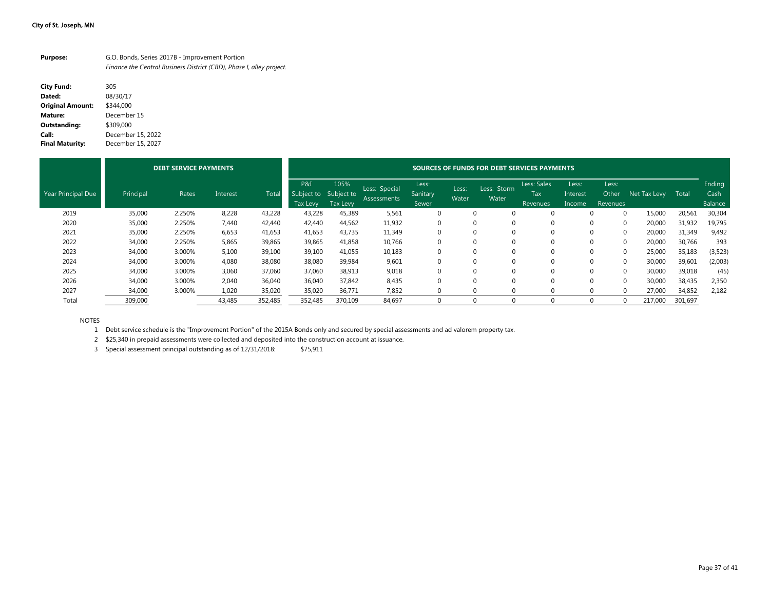**City of St. Joseph, MN**

| | |
|---|---|
| **Purpose:** | G.O. Bonds, Series 2017B - Improvement Portion |
| | *Finance the Central Business District (CBD), Phase I, alley project.* |

| | |
|---|---|
| **City Fund:** | 305 |
| **Dated:** | 08/30/17 |
| **Original Amount:** | \$344,000 |
| **Mature:** | December 15 |
| **Outstanding:** | \$309,000 |
| **Call:** | December 15, 2022 |
| **Final Maturity:** | December 15, 2027 |

| | DEBT SERVICE PAYMENTS | | | | SOURCES OF FUNDS FOR DEBT SERVICES PAYMENTS | | | | | | | | | | | |
|---|---|---|---|---|---|---|---|---|---|---|---|---|---|---|---|---|
| Year Principal Due | Principal | Rates | Interest | Total | P&I Subject to Tax Levy | 105% Subject to Tax Levy | Less: Special Assessments | Less: Sanitary Sewer | Less: Water | Less: Storm Water | Less: Sales Tax Revenues | Less: Interest Income | Less: Other Revenues | Net Tax Levy | Total | Ending Cash Balance |
| 2019 | 35,000 | 2.250% | 8,228 | 43,228 | 43,228 | 45,389 | 5,561 | 0 | 0 | 0 | 0 | 0 | 0 | 15,000 | 20,561 | 30,304 |
| 2020 | 35,000 | 2.250% | 7,440 | 42,440 | 42,440 | 44,562 | 11,932 | 0 | 0 | 0 | 0 | 0 | 0 | 20,000 | 31,932 | 19,795 |
| 2021 | 35,000 | 2.250% | 6,653 | 41,653 | 41,653 | 43,735 | 11,349 | 0 | 0 | 0 | 0 | 0 | 0 | 20,000 | 31,349 | 9,492 |
| 2022 | 34,000 | 2.250% | 5,865 | 39,865 | 39,865 | 41,858 | 10,766 | 0 | 0 | 0 | 0 | 0 | 0 | 20,000 | 30,766 | 393 |
| 2023 | 34,000 | 3.000% | 5,100 | 39,100 | 39,100 | 41,055 | 10,183 | 0 | 0 | 0 | 0 | 0 | 0 | 25,000 | 35,183 | (3,523) |
| 2024 | 34,000 | 3.000% | 4,080 | 38,080 | 38,080 | 39,984 | 9,601 | 0 | 0 | 0 | 0 | 0 | 0 | 30,000 | 39,601 | (2,003) |
| 2025 | 34,000 | 3.000% | 3,060 | 37,060 | 37,060 | 38,913 | 9,018 | 0 | 0 | 0 | 0 | 0 | 0 | 30,000 | 39,018 | (45) |
| 2026 | 34,000 | 3.000% | 2,040 | 36,040 | 36,040 | 37,842 | 8,435 | 0 | 0 | 0 | 0 | 0 | 0 | 30,000 | 38,435 | 2,350 |
| 2027 | 34,000 | 3.000% | 1,020 | 35,020 | 35,020 | 36,771 | 7,852 | 0 | 0 | 0 | 0 | 0 | 0 | 27,000 | 34,852 | 2,182 |
| Total | 309,000 | | 43,485 | 352,485 | 352,485 | 370,109 | 84,697 | 0 | 0 | 0 | 0 | 0 | 0 | 217,000 | 301,697 | |

NOTES

1. Debt service schedule is the "Improvement Portion" of the 2015A Bonds only and secured by special assessments and ad valorem property tax.
2. \$25,340 in prepaid assessments were collected and deposited into the construction account at issuance.
3. Special assessment principal outstanding as of 12/31/2018: \$75,911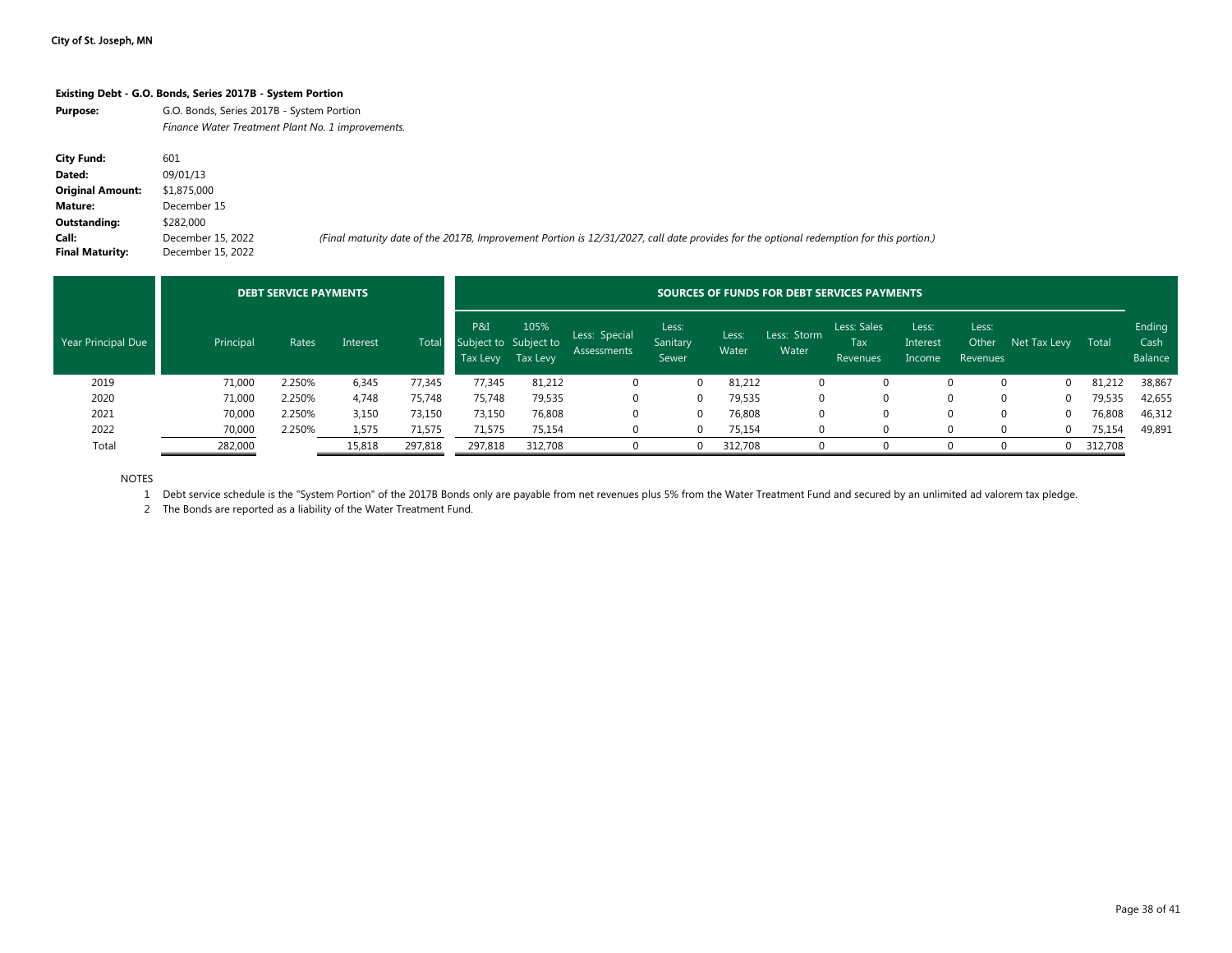City of St. Joseph, MN

**Existing Debt - G.O. Bonds, Series 2017B - System Portion**

| | |
|---|---|
| **Purpose:** | G.O. Bonds, Series 2017B - System Portion |
| | *Finance Water Treatment Plant No. 1 improvements.* |
| **City Fund:** | 601 |
| **Dated:** | 09/01/13 |
| **Original Amount:** | $1,875,000 |
| **Mature:** | December 15 |
| **Outstanding:** | $282,000 |
| **Call:** | December 15, 2022 |
| **Final Maturity:** | December 15, 2022 |

*(Final maturity date of the 2017B, Improvement Portion is 12/31/2027, call date provides for the optional redemption for this portion.)*

| | DEBT SERVICE PAYMENTS | | | | SOURCES OF FUNDS FOR DEBT SERVICES PAYMENTS | | | | | | | | | | | |
|---|---|---|---|---|---|---|---|---|---|---|---|---|---|---|---|---|
| Year Principal Due | Principal | Rates | Interest | Total | P&I Subject to Tax Levy | 105% Subject to Tax Levy | Less: Special Assessments | Less: Sanitary Sewer | Less: Water | Less: Storm Water | Less: Sales Tax Revenues | Less: Interest Income | Less: Other Revenues | Net Tax Levy | Total | Ending Cash Balance |
| 2019 | 71,000 | 2.250% | 6,345 | 77,345 | 77,345 | 81,212 | 0 | 0 | 81,212 | 0 | 0 | 0 | 0 | 0 | 81,212 | 38,867 |
| 2020 | 71,000 | 2.250% | 4,748 | 75,748 | 75,748 | 79,535 | 0 | 0 | 79,535 | 0 | 0 | 0 | 0 | 0 | 79,535 | 42,655 |
| 2021 | 70,000 | 2.250% | 3,150 | 73,150 | 73,150 | 76,808 | 0 | 0 | 76,808 | 0 | 0 | 0 | 0 | 0 | 76,808 | 46,312 |
| 2022 | 70,000 | 2.250% | 1,575 | 71,575 | 71,575 | 75,154 | 0 | 0 | 75,154 | 0 | 0 | 0 | 0 | 0 | 75,154 | 49,891 |
| Total | 282,000 | | 15,818 | 297,818 | 297,818 | 312,708 | 0 | 0 | 312,708 | 0 | 0 | 0 | 0 | 0 | 312,708 | |

NOTES

1. Debt service schedule is the "System Portion" of the 2017B Bonds only are payable from net revenues plus 5% from the Water Treatment Fund and secured by an unlimited ad valorem tax pledge.
2. The Bonds are reported as a liability of the Water Treatment Fund.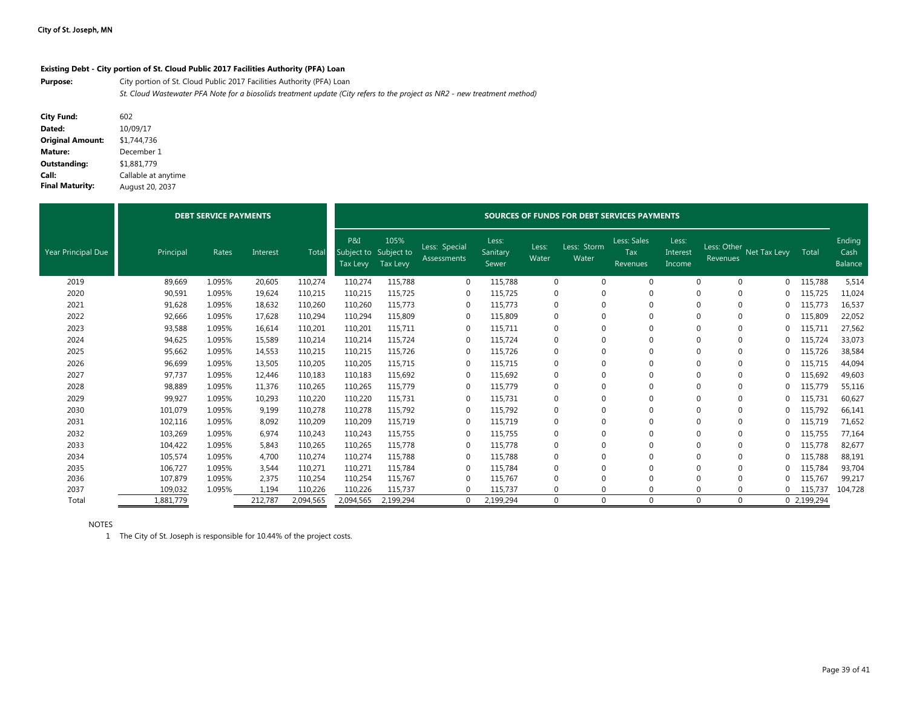**City of St. Joseph, MN**

**Existing Debt - City portion of St. Cloud Public 2017 Facilities Authority (PFA) Loan**

**Purpose:** City portion of St. Cloud Public 2017 Facilities Authority (PFA) Loan

*St. Cloud Wastewater PFA Note for a biosolids treatment update (City refers to the project as NR2 - new treatment method)*

**City Fund:** 602
**Dated:** 10/09/17
**Original Amount:** $1,744,736
**Mature:** December 1
**Outstanding:** $1,881,779
**Call:** Callable at anytime
**Final Maturity:** August 20, 2037

| | DEBT SERVICE PAYMENTS | | | | SOURCES OF FUNDS FOR DEBT SERVICES PAYMENTS | | | | | | | | | | | | |
|---|---|---|---|---|---|---|---|---|---|---|---|---|---|---|---|---|---|
| Year Principal Due | Principal | Rates | Interest | Total | P&I Subject to Tax Levy | 105% Subject to Tax Levy | Less: Special Assessments | Less: Sanitary Sewer | Less: Water | Less: Storm Water | Less: Sales Tax Revenues | Less: Interest Income | Less: Other Revenues | Net Tax Levy | Total | Ending Cash Balance |
| 2019 | 89,669 | 1.095% | 20,605 | 110,274 | 110,274 | 115,788 | 0 | 115,788 | 0 | 0 | 0 | 0 | 0 | 0 | 115,788 | 5,514 |
| 2020 | 90,591 | 1.095% | 19,624 | 110,215 | 110,215 | 115,725 | 0 | 115,725 | 0 | 0 | 0 | 0 | 0 | 0 | 115,725 | 11,024 |
| 2021 | 91,628 | 1.095% | 18,632 | 110,260 | 110,260 | 115,773 | 0 | 115,773 | 0 | 0 | 0 | 0 | 0 | 0 | 115,773 | 16,537 |
| 2022 | 92,666 | 1.095% | 17,628 | 110,294 | 110,294 | 115,809 | 0 | 115,809 | 0 | 0 | 0 | 0 | 0 | 0 | 115,809 | 22,052 |
| 2023 | 93,588 | 1.095% | 16,614 | 110,201 | 110,201 | 115,711 | 0 | 115,711 | 0 | 0 | 0 | 0 | 0 | 0 | 115,711 | 27,562 |
| 2024 | 94,625 | 1.095% | 15,589 | 110,214 | 110,214 | 115,724 | 0 | 115,724 | 0 | 0 | 0 | 0 | 0 | 0 | 115,724 | 33,073 |
| 2025 | 95,662 | 1.095% | 14,553 | 110,215 | 110,215 | 115,726 | 0 | 115,726 | 0 | 0 | 0 | 0 | 0 | 0 | 115,726 | 38,584 |
| 2026 | 96,699 | 1.095% | 13,505 | 110,205 | 110,205 | 115,715 | 0 | 115,715 | 0 | 0 | 0 | 0 | 0 | 0 | 115,715 | 44,094 |
| 2027 | 97,737 | 1.095% | 12,446 | 110,183 | 110,183 | 115,692 | 0 | 115,692 | 0 | 0 | 0 | 0 | 0 | 0 | 115,692 | 49,603 |
| 2028 | 98,889 | 1.095% | 11,376 | 110,265 | 110,265 | 115,779 | 0 | 115,779 | 0 | 0 | 0 | 0 | 0 | 0 | 115,779 | 55,116 |
| 2029 | 99,927 | 1.095% | 10,293 | 110,220 | 110,220 | 115,731 | 0 | 115,731 | 0 | 0 | 0 | 0 | 0 | 0 | 115,731 | 60,627 |
| 2030 | 101,079 | 1.095% | 9,199 | 110,278 | 110,278 | 115,792 | 0 | 115,792 | 0 | 0 | 0 | 0 | 0 | 0 | 115,792 | 66,141 |
| 2031 | 102,116 | 1.095% | 8,092 | 110,209 | 110,209 | 115,719 | 0 | 115,719 | 0 | 0 | 0 | 0 | 0 | 0 | 115,719 | 71,652 |
| 2032 | 103,269 | 1.095% | 6,974 | 110,243 | 110,243 | 115,755 | 0 | 115,755 | 0 | 0 | 0 | 0 | 0 | 0 | 115,755 | 77,164 |
| 2033 | 104,422 | 1.095% | 5,843 | 110,265 | 110,265 | 115,778 | 0 | 115,778 | 0 | 0 | 0 | 0 | 0 | 0 | 115,778 | 82,677 |
| 2034 | 105,574 | 1.095% | 4,700 | 110,274 | 110,274 | 115,788 | 0 | 115,788 | 0 | 0 | 0 | 0 | 0 | 0 | 115,788 | 88,191 |
| 2035 | 106,727 | 1.095% | 3,544 | 110,271 | 110,271 | 115,784 | 0 | 115,784 | 0 | 0 | 0 | 0 | 0 | 0 | 115,784 | 93,704 |
| 2036 | 107,879 | 1.095% | 2,375 | 110,254 | 110,254 | 115,767 | 0 | 115,767 | 0 | 0 | 0 | 0 | 0 | 0 | 115,767 | 99,217 |
| 2037 | 109,032 | 1.095% | 1,194 | 110,226 | 110,226 | 115,737 | 0 | 115,737 | 0 | 0 | 0 | 0 | 0 | 0 | 115,737 | 104,728 |
| Total | 1,881,779 | | 212,787 | 2,094,565 | 2,094,565 | 2,199,294 | 0 | 2,199,294 | 0 | 0 | 0 | 0 | 0 | 0 | 2,199,294 | |

NOTES

1 The City of St. Joseph is responsible for 10.44% of the project costs.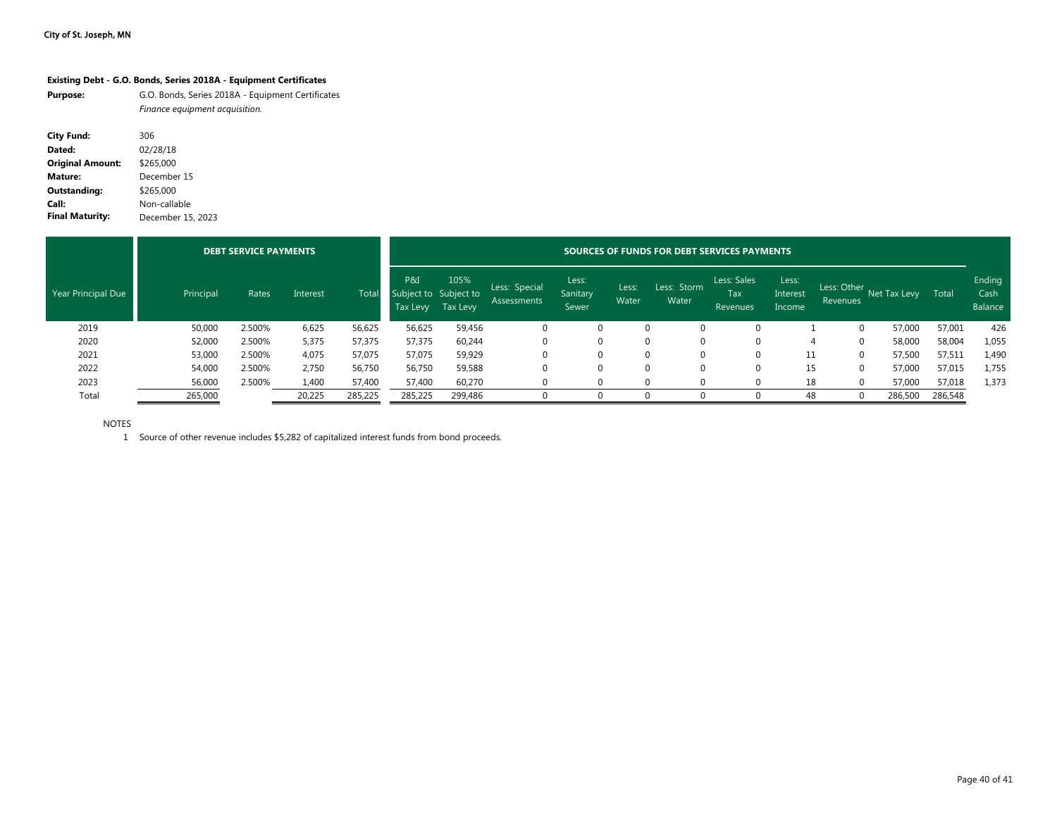City of St. Joseph, MN

**Existing Debt - G.O. Bonds, Series 2018A - Equipment Certificates**

**Purpose:** G.O. Bonds, Series 2018A - Equipment Certificates
*Finance equipment acquisition.*

**City Fund:** 306
**Dated:** 02/28/18
**Original Amount:** $265,000
**Mature:** December 15
**Outstanding:** $265,000
**Call:** Non-callable
**Final Maturity:** December 15, 2023

| | DEBT SERVICE PAYMENTS | | | | SOURCES OF FUNDS FOR DEBT SERVICES PAYMENTS | | | | | | | | | | | |
|---|---|---|---|---|---|---|---|---|---|---|---|---|---|---|---|---|
| Year Principal Due | Principal | Rates | Interest | Total | P&I Subject to Tax Levy | 105% Subject to Tax Levy | Less: Special Assessments | Less: Sanitary Sewer | Less: Water | Less: Storm Water | Less: Sales Tax Revenues | Less: Interest Income | Less: Other Revenues | Net Tax Levy | Total | Ending Cash Balance |
| 2019 | 50,000 | 2.500% | 6,625 | 56,625 | 56,625 | 59,456 | 0 | 0 | 0 | 0 | 0 | 1 | 0 | 57,000 | 57,001 | 426 |
| 2020 | 52,000 | 2.500% | 5,375 | 57,375 | 57,375 | 60,244 | 0 | 0 | 0 | 0 | 0 | 4 | 0 | 58,000 | 58,004 | 1,055 |
| 2021 | 53,000 | 2.500% | 4,075 | 57,075 | 57,075 | 59,929 | 0 | 0 | 0 | 0 | 0 | 11 | 0 | 57,500 | 57,511 | 1,490 |
| 2022 | 54,000 | 2.500% | 2,750 | 56,750 | 56,750 | 59,588 | 0 | 0 | 0 | 0 | 0 | 15 | 0 | 57,000 | 57,015 | 1,755 |
| 2023 | 56,000 | 2.500% | 1,400 | 57,400 | 57,400 | 60,270 | 0 | 0 | 0 | 0 | 0 | 18 | 0 | 57,000 | 57,018 | 1,373 |
| Total | 265,000 | | 20,225 | 285,225 | 285,225 | 299,486 | 0 | 0 | 0 | 0 | 0 | 48 | 0 | 286,500 | 286,548 | |

NOTES

1 Source of other revenue includes $5,282 of capitalized interest funds from bond proceeds.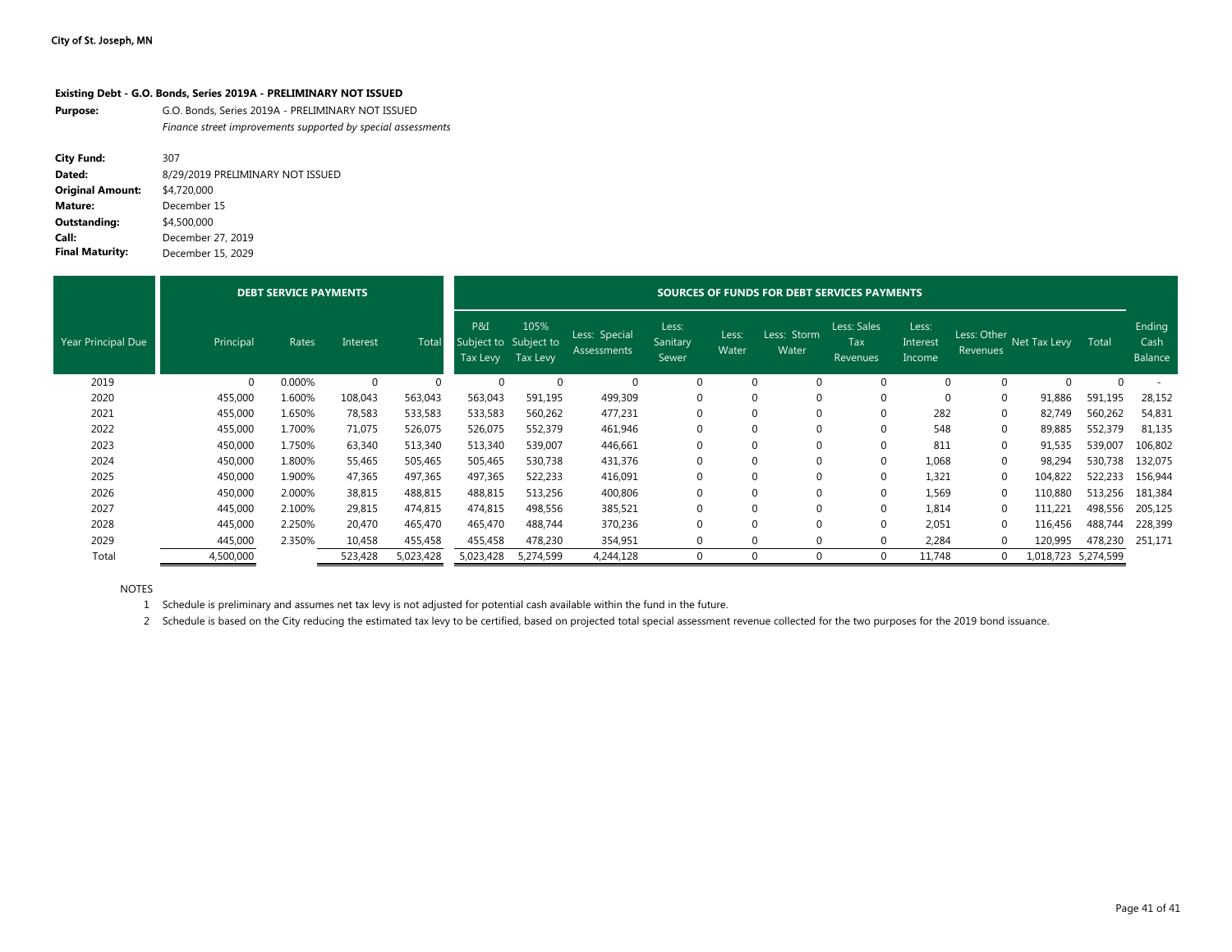**City of St. Joseph, MN**

**Existing Debt - G.O. Bonds, Series 2019A - PRELIMINARY NOT ISSUED**

**Purpose:** G.O. Bonds, Series 2019A - PRELIMINARY NOT ISSUED
*Finance street improvements supported by special assessments*

**City Fund:** 307
**Dated:** 8/29/2019 PRELIMINARY NOT ISSUED
**Original Amount:** $4,720,000
**Mature:** December 15
**Outstanding:** $4,500,000
**Call:** December 27, 2019
**Final Maturity:** December 15, 2029

| | DEBT SERVICE PAYMENTS | | | | SOURCES OF FUNDS FOR DEBT SERVICES PAYMENTS | | | | | | | | | | | | |
|---|---|---|---|---|---|---|---|---|---|---|---|---|---|---|---|---|---|
| Year Principal Due | Principal | Rates | Interest | Total | P&I Subject to Tax Levy | 105% Subject to Tax Levy | Less: Special Assessments | Less: Sanitary Sewer | Less: Water | Less: Storm Water | Less: Sales Tax Revenues | Less: Interest Income | Less: Other Revenues | Net Tax Levy | Total | Ending Cash Balance |
| 2019 | 0 | 0.000% | 0 | 0 | 0 | 0 | 0 | 0 | 0 | 0 | 0 | 0 | 0 | 0 | 0 | - |
| 2020 | 455,000 | 1.600% | 108,043 | 563,043 | 563,043 | 591,195 | 499,309 | 0 | 0 | 0 | 0 | 0 | 0 | 91,886 | 591,195 | 28,152 |
| 2021 | 455,000 | 1.650% | 78,583 | 533,583 | 533,583 | 560,262 | 477,231 | 0 | 0 | 0 | 0 | 282 | 0 | 82,749 | 560,262 | 54,831 |
| 2022 | 455,000 | 1.700% | 71,075 | 526,075 | 526,075 | 552,379 | 461,946 | 0 | 0 | 0 | 0 | 548 | 0 | 89,885 | 552,379 | 81,135 |
| 2023 | 450,000 | 1.750% | 63,340 | 513,340 | 513,340 | 539,007 | 446,661 | 0 | 0 | 0 | 0 | 811 | 0 | 91,535 | 539,007 | 106,802 |
| 2024 | 450,000 | 1.800% | 55,465 | 505,465 | 505,465 | 530,738 | 431,376 | 0 | 0 | 0 | 0 | 1,068 | 0 | 98,294 | 530,738 | 132,075 |
| 2025 | 450,000 | 1.900% | 47,365 | 497,365 | 497,365 | 522,233 | 416,091 | 0 | 0 | 0 | 0 | 1,321 | 0 | 104,822 | 522,233 | 156,944 |
| 2026 | 450,000 | 2.000% | 38,815 | 488,815 | 488,815 | 513,256 | 400,806 | 0 | 0 | 0 | 0 | 1,569 | 0 | 110,880 | 513,256 | 181,384 |
| 2027 | 445,000 | 2.100% | 29,815 | 474,815 | 474,815 | 498,556 | 385,521 | 0 | 0 | 0 | 0 | 1,814 | 0 | 111,221 | 498,556 | 205,125 |
| 2028 | 445,000 | 2.250% | 20,470 | 465,470 | 465,470 | 488,744 | 370,236 | 0 | 0 | 0 | 0 | 2,051 | 0 | 116,456 | 488,744 | 228,399 |
| 2029 | 445,000 | 2.350% | 10,458 | 455,458 | 455,458 | 478,230 | 354,951 | 0 | 0 | 0 | 0 | 2,284 | 0 | 120,995 | 478,230 | 251,171 |
| Total | 4,500,000 | | 523,428 | 5,023,428 | 5,023,428 | 5,274,599 | 4,244,128 | 0 | 0 | 0 | 0 | 11,748 | 0 | 1,018,723 | 5,274,599 | |

NOTES

1 Schedule is preliminary and assumes net tax levy is not adjusted for potential cash available within the fund in the future.

2 Schedule is based on the City reducing the estimated tax levy to be certified, based on projected total special assessment revenue collected for the two purposes for the 2019 bond issuance.